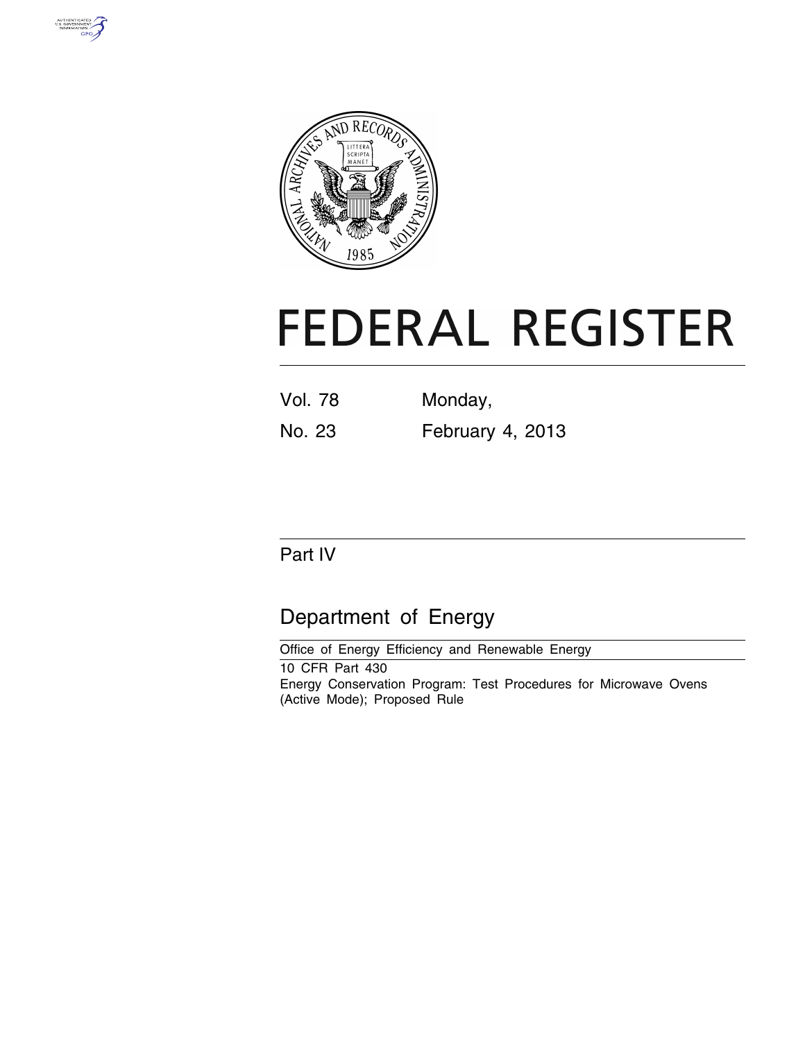# FEDERAL REGISTER

Vol. 78 Monday,

No. 23 February 4, 2013

## Part IV

## Department of Energy

Office of Energy Efficiency and Renewable Energy

10 CFR Part 430

Energy Conservation Program: Test Procedures for Microwave Ovens (Active Mode); Proposed Rule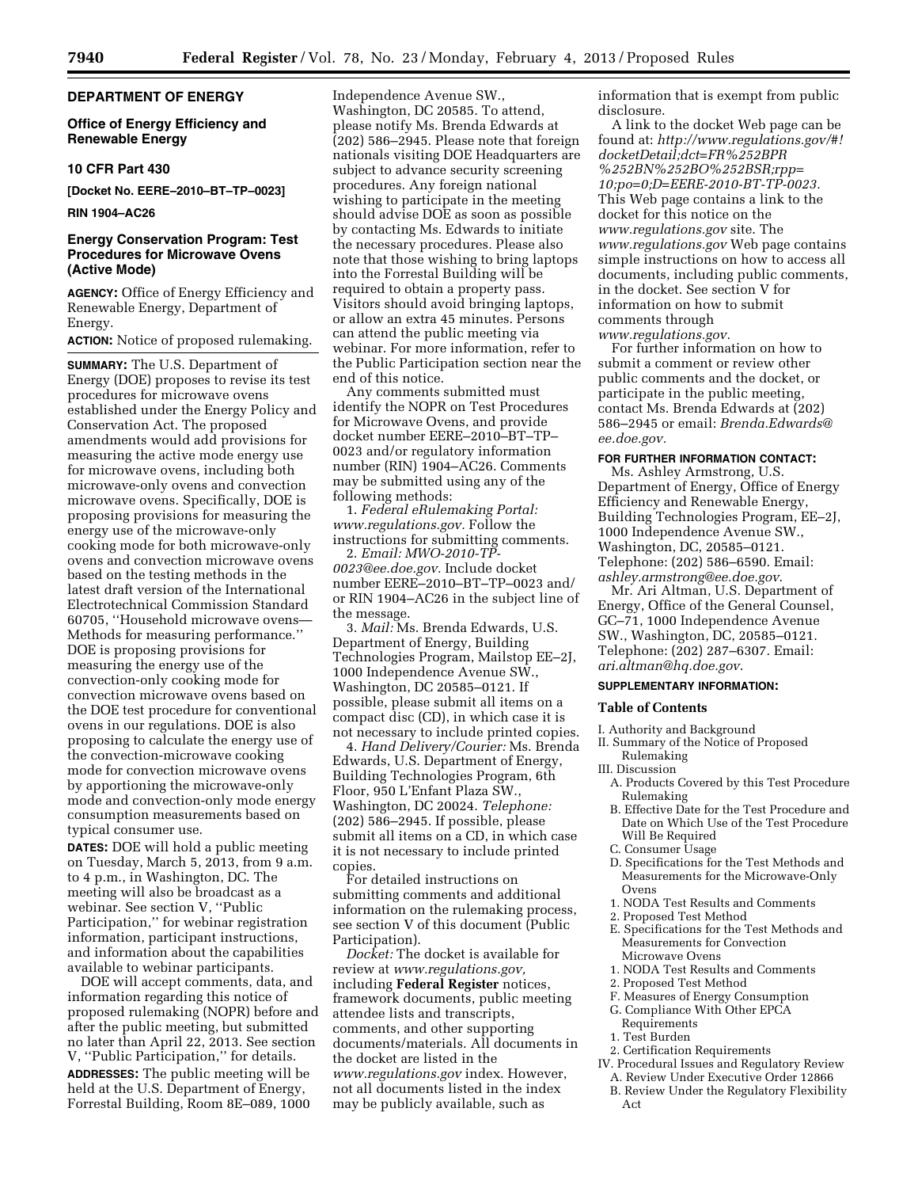**DEPARTMENT OF ENERGY**

**Office of Energy Efficiency and Renewable Energy**

**10 CFR Part 430**

**[Docket No. EERE–2010–BT–TP–0023]**

**RIN 1904–AC26**

## Energy Conservation Program: Test Procedures for Microwave Ovens (Active Mode)

**AGENCY:** Office of Energy Efficiency and Renewable Energy, Department of Energy.

**ACTION:** Notice of proposed rulemaking.

**SUMMARY:** The U.S. Department of Energy (DOE) proposes to revise its test procedures for microwave ovens established under the Energy Policy and Conservation Act. The proposed amendments would add provisions for measuring the active mode energy use for microwave ovens, including both microwave-only ovens and convection microwave ovens. Specifically, DOE is proposing provisions for measuring the energy use of the microwave-only cooking mode for both microwave-only ovens and convection microwave ovens based on the testing methods in the latest draft version of the International Electrotechnical Commission Standard 60705, ''Household microwave ovens—Methods for measuring performance.'' DOE is proposing provisions for measuring the energy use of the convection-only cooking mode for convection microwave ovens based on the DOE test procedure for conventional ovens in our regulations. DOE is also proposing to calculate the energy use of the convection-microwave cooking mode for convection microwave ovens by apportioning the microwave-only mode and convection-only mode energy consumption measurements based on typical consumer use.

**DATES:** DOE will hold a public meeting on Tuesday, March 5, 2013, from 9 a.m. to 4 p.m., in Washington, DC. The meeting will also be broadcast as a webinar. See section V, ''Public Participation,'' for webinar registration information, participant instructions, and information about the capabilities available to webinar participants.

DOE will accept comments, data, and information regarding this notice of proposed rulemaking (NOPR) before and after the public meeting, but submitted no later than April 22, 2013. See section V, ''Public Participation,'' for details.

**ADDRESSES:** The public meeting will be held at the U.S. Department of Energy, Forrestal Building, Room 8E–089, 1000 Independence Avenue SW., Washington, DC 20585. To attend, please notify Ms. Brenda Edwards at (202) 586–2945. Please note that foreign nationals visiting DOE Headquarters are subject to advance security screening procedures. Any foreign national wishing to participate in the meeting should advise DOE as soon as possible by contacting Ms. Edwards to initiate the necessary procedures. Please also note that those wishing to bring laptops into the Forrestal Building will be required to obtain a property pass. Visitors should avoid bringing laptops, or allow an extra 45 minutes. Persons can attend the public meeting via webinar. For more information, refer to the Public Participation section near the end of this notice.

Any comments submitted must identify the NOPR on Test Procedures for Microwave Ovens, and provide docket number EERE–2010–BT–TP–0023 and/or regulatory information number (RIN) 1904–AC26. Comments may be submitted using any of the following methods:

1. *Federal eRulemaking Portal: www.regulations.gov.* Follow the instructions for submitting comments.
2. *Email: MWO-2010-TP-0023@ee.doe.gov.* Include docket number EERE–2010–BT–TP–0023 and/or RIN 1904–AC26 in the subject line of the message.
3. *Mail:* Ms. Brenda Edwards, U.S. Department of Energy, Building Technologies Program, Mailstop EE–2J, 1000 Independence Avenue SW., Washington, DC 20585–0121. If possible, please submit all items on a compact disc (CD), in which case it is not necessary to include printed copies.
4. *Hand Delivery/Courier:* Ms. Brenda Edwards, U.S. Department of Energy, Building Technologies Program, 6th Floor, 950 L'Enfant Plaza SW., Washington, DC 20024. *Telephone:* (202) 586–2945. If possible, please submit all items on a CD, in which case it is not necessary to include printed copies.

For detailed instructions on submitting comments and additional information on the rulemaking process, see section V of this document (Public Participation).

*Docket:* The docket is available for review at *www.regulations.gov,* including **Federal Register** notices, framework documents, public meeting attendee lists and transcripts, comments, and other supporting documents/materials. All documents in the docket are listed in the *www.regulations.gov* index. However, not all documents listed in the index may be publicly available, such as information that is exempt from public disclosure.

A link to the docket Web page can be found at: *http://www.regulations.gov/#!docketDetail;dct=FR%252BPR%252BN%252BO%252BSR;rpp=10;po=0;D=EERE-2010-BT-TP-0023.* This Web page contains a link to the docket for this notice on the *www.regulations.gov* site. The *www.regulations.gov* Web page contains simple instructions on how to access all documents, including public comments, in the docket. See section V for information on how to submit comments through *www.regulations.gov.*

For further information on how to submit a comment or review other public comments and the docket, or participate in the public meeting, contact Ms. Brenda Edwards at (202) 586–2945 or email: *Brenda.Edwards@ee.doe.gov.*

**FOR FURTHER INFORMATION CONTACT:**

Ms. Ashley Armstrong, U.S. Department of Energy, Office of Energy Efficiency and Renewable Energy, Building Technologies Program, EE–2J, 1000 Independence Avenue SW., Washington, DC, 20585–0121. Telephone: (202) 586–6590. Email: *ashley.armstrong@ee.doe.gov.*

Mr. Ari Altman, U.S. Department of Energy, Office of the General Counsel, GC–71, 1000 Independence Avenue SW., Washington, DC, 20585–0121. Telephone: (202) 287–6307. Email: *ari.altman@hq.doe.gov.*

**SUPPLEMENTARY INFORMATION:**

**Table of Contents**

- I. Authority and Background
- II. Summary of the Notice of Proposed Rulemaking
- III. Discussion
  - A. Products Covered by this Test Procedure Rulemaking
  - B. Effective Date for the Test Procedure and Date on Which Use of the Test Procedure Will Be Required
  - C. Consumer Usage
  - D. Specifications for the Test Methods and Measurements for the Microwave-Only Ovens
    1. NODA Test Results and Comments
    2. Proposed Test Method
  - E. Specifications for the Test Methods and Measurements for Convection Microwave Ovens
    1. NODA Test Results and Comments
    2. Proposed Test Method
  - F. Measures of Energy Consumption
  - G. Compliance With Other EPCA Requirements
    1. Test Burden
    2. Certification Requirements
- IV. Procedural Issues and Regulatory Review
  - A. Review Under Executive Order 12866
  - B. Review Under the Regulatory Flexibility Act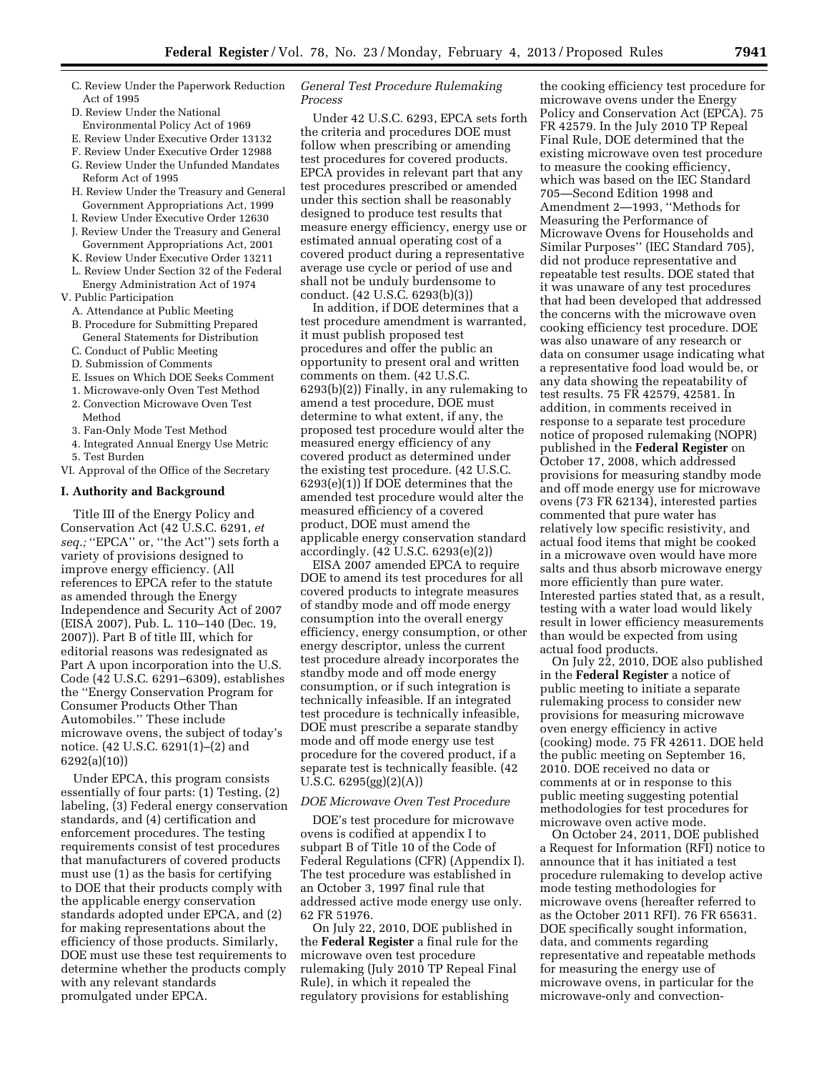C. Review Under the Paperwork Reduction Act of 1995
D. Review Under the National Environmental Policy Act of 1969
E. Review Under Executive Order 13132
F. Review Under Executive Order 12988
G. Review Under the Unfunded Mandates Reform Act of 1995
H. Review Under the Treasury and General Government Appropriations Act, 1999
I. Review Under Executive Order 12630
J. Review Under the Treasury and General Government Appropriations Act, 2001
K. Review Under Executive Order 13211
L. Review Under Section 32 of the Federal Energy Administration Act of 1974

V. Public Participation
A. Attendance at Public Meeting
B. Procedure for Submitting Prepared General Statements for Distribution
C. Conduct of Public Meeting
D. Submission of Comments
E. Issues on Which DOE Seeks Comment
1. Microwave-only Oven Test Method
2. Convection Microwave Oven Test Method
3. Fan-Only Mode Test Method
4. Integrated Annual Energy Use Metric
5. Test Burden

VI. Approval of the Office of the Secretary

## I. Authority and Background

Title III of the Energy Policy and Conservation Act (42 U.S.C. 6291, *et seq.;* ''EPCA'' or, ''the Act'') sets forth a variety of provisions designed to improve energy efficiency. (All references to EPCA refer to the statute as amended through the Energy Independence and Security Act of 2007 (EISA 2007), Pub. L. 110–140 (Dec. 19, 2007)). Part B of title III, which for editorial reasons was redesignated as Part A upon incorporation into the U.S. Code (42 U.S.C. 6291–6309), establishes the ''Energy Conservation Program for Consumer Products Other Than Automobiles.'' These include microwave ovens, the subject of today's notice. (42 U.S.C. 6291(1)–(2) and 6292(a)(10))

Under EPCA, this program consists essentially of four parts: (1) Testing, (2) labeling, (3) Federal energy conservation standards, and (4) certification and enforcement procedures. The testing requirements consist of test procedures that manufacturers of covered products must use (1) as the basis for certifying to DOE that their products comply with the applicable energy conservation standards adopted under EPCA, and (2) for making representations about the efficiency of those products. Similarly, DOE must use these test requirements to determine whether the products comply with any relevant standards promulgated under EPCA.

### *General Test Procedure Rulemaking Process*

Under 42 U.S.C. 6293, EPCA sets forth the criteria and procedures DOE must follow when prescribing or amending test procedures for covered products. EPCA provides in relevant part that any test procedures prescribed or amended under this section shall be reasonably designed to produce test results that measure energy efficiency, energy use or estimated annual operating cost of a covered product during a representative average use cycle or period of use and shall not be unduly burdensome to conduct. (42 U.S.C. 6293(b)(3))

In addition, if DOE determines that a test procedure amendment is warranted, it must publish proposed test procedures and offer the public an opportunity to present oral and written comments on them. (42 U.S.C. 6293(b)(2)) Finally, in any rulemaking to amend a test procedure, DOE must determine to what extent, if any, the proposed test procedure would alter the measured energy efficiency of any covered product as determined under the existing test procedure. (42 U.S.C. 6293(e)(1)) If DOE determines that the amended test procedure would alter the measured efficiency of a covered product, DOE must amend the applicable energy conservation standard accordingly. (42 U.S.C. 6293(e)(2))

EISA 2007 amended EPCA to require DOE to amend its test procedures for all covered products to integrate measures of standby mode and off mode energy consumption into the overall energy efficiency, energy consumption, or other energy descriptor, unless the current test procedure already incorporates the standby mode and off mode energy consumption, or if such integration is technically infeasible. If an integrated test procedure is technically infeasible, DOE must prescribe a separate standby mode and off mode energy use test procedure for the covered product, if a separate test is technically feasible. (42 U.S.C. 6295(gg)(2)(A))

### *DOE Microwave Oven Test Procedure*

DOE's test procedure for microwave ovens is codified at appendix I to subpart B of Title 10 of the Code of Federal Regulations (CFR) (Appendix I). The test procedure was established in an October 3, 1997 final rule that addressed active mode energy use only. 62 FR 51976.

On July 22, 2010, DOE published in the **Federal Register** a final rule for the microwave oven test procedure rulemaking (July 2010 TP Repeal Final Rule), in which it repealed the regulatory provisions for establishing the cooking efficiency test procedure for microwave ovens under the Energy Policy and Conservation Act (EPCA). 75 FR 42579. In the July 2010 TP Repeal Final Rule, DOE determined that the existing microwave oven test procedure to measure the cooking efficiency, which was based on the IEC Standard 705—Second Edition 1998 and Amendment 2—1993, ''Methods for Measuring the Performance of Microwave Ovens for Households and Similar Purposes'' (IEC Standard 705), did not produce representative and repeatable test results. DOE stated that it was unaware of any test procedures that had been developed that addressed the concerns with the microwave oven cooking efficiency test procedure. DOE was also unaware of any research or data on consumer usage indicating what a representative food load would be, or any data showing the repeatability of test results. 75 FR 42579, 42581. In addition, in comments received in response to a separate test procedure notice of proposed rulemaking (NOPR) published in the **Federal Register** on October 17, 2008, which addressed provisions for measuring standby mode and off mode energy use for microwave ovens (73 FR 62134), interested parties commented that pure water has relatively low specific resistivity, and actual food items that might be cooked in a microwave oven would have more salts and thus absorb microwave energy more efficiently than pure water. Interested parties stated that, as a result, testing with a water load would likely result in lower efficiency measurements than would be expected from using actual food products.

On July 22, 2010, DOE also published in the **Federal Register** a notice of public meeting to initiate a separate rulemaking process to consider new provisions for measuring microwave oven energy efficiency in active (cooking) mode. 75 FR 42611. DOE held the public meeting on September 16, 2010. DOE received no data or comments at or in response to this public meeting suggesting potential methodologies for test procedures for microwave oven active mode.

On October 24, 2011, DOE published a Request for Information (RFI) notice to announce that it has initiated a test procedure rulemaking to develop active mode testing methodologies for microwave ovens (hereafter referred to as the October 2011 RFI). 76 FR 65631. DOE specifically sought information, data, and comments regarding representative and repeatable methods for measuring the energy use of microwave ovens, in particular for the microwave-only and convection-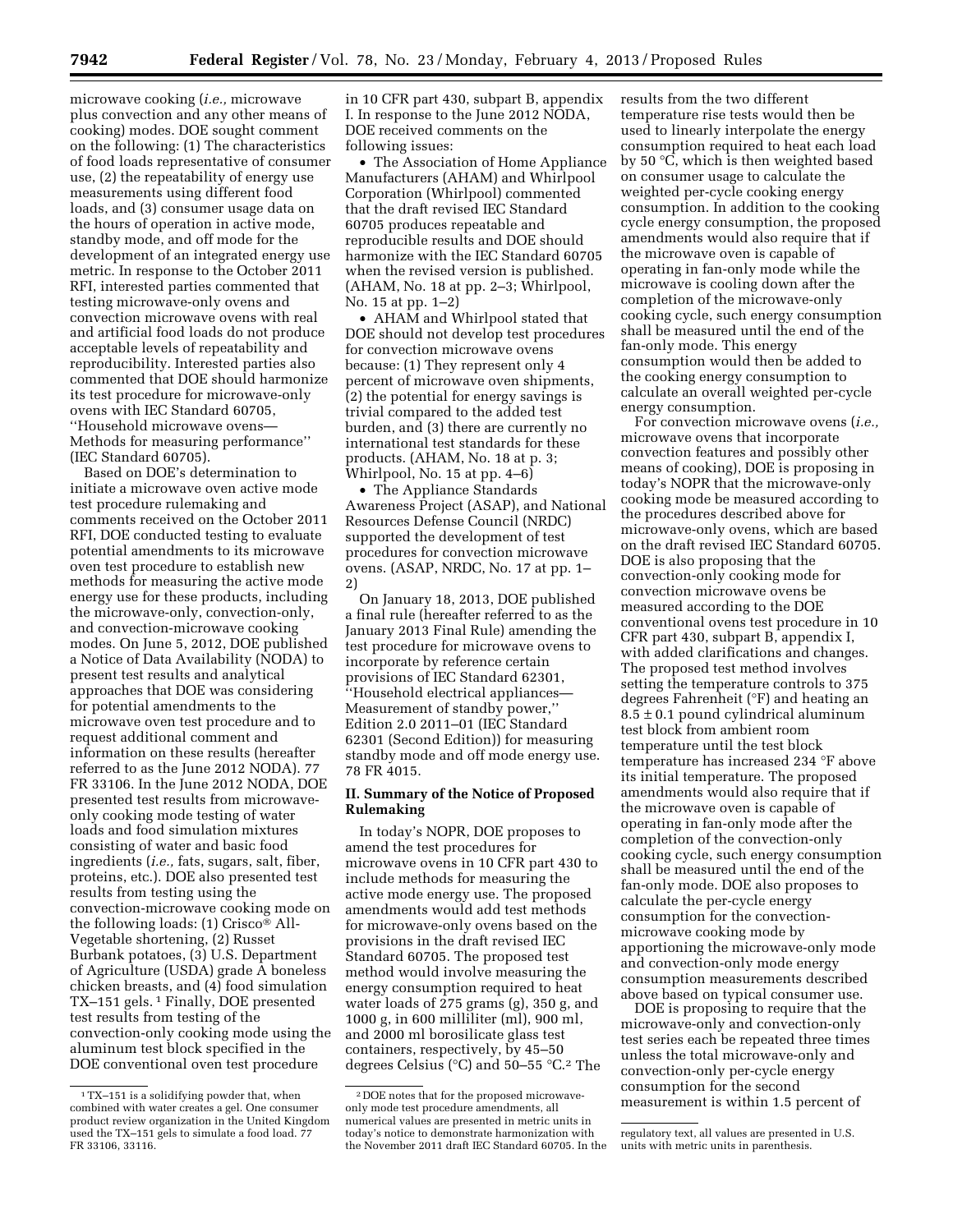microwave cooking (*i.e.,* microwave plus convection and any other means of cooking) modes. DOE sought comment on the following: (1) The characteristics of food loads representative of consumer use, (2) the repeatability of energy use measurements using different food loads, and (3) consumer usage data on the hours of operation in active mode, standby mode, and off mode for the development of an integrated energy use metric. In response to the October 2011 RFI, interested parties commented that testing microwave-only ovens and convection microwave ovens with real and artificial food loads do not produce acceptable levels of repeatability and reproducibility. Interested parties also commented that DOE should harmonize its test procedure for microwave-only ovens with IEC Standard 60705, ''Household microwave ovens—Methods for measuring performance'' (IEC Standard 60705).

Based on DOE's determination to initiate a microwave oven active mode test procedure rulemaking and comments received on the October 2011 RFI, DOE conducted testing to evaluate potential amendments to its microwave oven test procedure to establish new methods for measuring the active mode energy use for these products, including the microwave-only, convection-only, and convection-microwave cooking modes. On June 5, 2012, DOE published a Notice of Data Availability (NODA) to present test results and analytical approaches that DOE was considering for potential amendments to the microwave oven test procedure and to request additional comment and information on these results (hereafter referred to as the June 2012 NODA). 77 FR 33106. In the June 2012 NODA, DOE presented test results from microwave-only cooking mode testing of water loads and food simulation mixtures consisting of water and basic food ingredients (*i.e.,* fats, sugars, salt, fiber, proteins, etc.). DOE also presented test results from testing using the convection-microwave cooking mode on the following loads: (1) Crisco® All-Vegetable shortening, (2) Russet Burbank potatoes, (3) U.S. Department of Agriculture (USDA) grade A boneless chicken breasts, and (4) food simulation TX–151 gels.[1] Finally, DOE presented test results from testing of the convection-only cooking mode using the aluminum test block specified in the DOE conventional oven test procedure in 10 CFR part 430, subpart B, appendix I. In response to the June 2012 NODA, DOE received comments on the following issues:

- The Association of Home Appliance Manufacturers (AHAM) and Whirlpool Corporation (Whirlpool) commented that the draft revised IEC Standard 60705 produces repeatable and reproducible results and DOE should harmonize with the IEC Standard 60705 when the revised version is published. (AHAM, No. 18 at pp. 2–3; Whirlpool, No. 15 at pp. 1–2)
- AHAM and Whirlpool stated that DOE should not develop test procedures for convection microwave ovens because: (1) They represent only 4 percent of microwave oven shipments, (2) the potential for energy savings is trivial compared to the added test burden, and (3) there are currently no international test standards for these products. (AHAM, No. 18 at p. 3; Whirlpool, No. 15 at pp. 4–6)
- The Appliance Standards Awareness Project (ASAP), and National Resources Defense Council (NRDC) supported the development of test procedures for convection microwave ovens. (ASAP, NRDC, No. 17 at pp. 1–2)

On January 18, 2013, DOE published a final rule (hereafter referred to as the January 2013 Final Rule) amending the test procedure for microwave ovens to incorporate by reference certain provisions of IEC Standard 62301, ''Household electrical appliances—Measurement of standby power,'' Edition 2.0 2011–01 (IEC Standard 62301 (Second Edition)) for measuring standby mode and off mode energy use. 78 FR 4015.

## II. Summary of the Notice of Proposed Rulemaking

In today's NOPR, DOE proposes to amend the test procedures for microwave ovens in 10 CFR part 430 to include methods for measuring the active mode energy use. The proposed amendments would add test methods for microwave-only ovens based on the provisions in the draft revised IEC Standard 60705. The proposed test method would involve measuring the energy consumption required to heat water loads of 275 grams (g), 350 g, and 1000 g, in 600 milliliter (ml), 900 ml, and 2000 ml borosilicate glass test containers, respectively, by 45–50 degrees Celsius (°C) and 50–55 °C.[2] The results from the two different temperature rise tests would then be used to linearly interpolate the energy consumption required to heat each load by 50 °C, which is then weighted based on consumer usage to calculate the weighted per-cycle cooking energy consumption. In addition to the cooking cycle energy consumption, the proposed amendments would also require that if the microwave oven is capable of operating in fan-only mode while the microwave is cooling down after the completion of the microwave-only cooking cycle, such energy consumption shall be measured until the end of the fan-only mode. This energy consumption would then be added to the cooking energy consumption to calculate an overall weighted per-cycle energy consumption.

For convection microwave ovens (*i.e.,* microwave ovens that incorporate convection features and possibly other means of cooking), DOE is proposing in today's NOPR that the microwave-only cooking mode be measured according to the procedures described above for microwave-only ovens, which are based on the draft revised IEC Standard 60705. DOE is also proposing that the convection-only cooking mode for convection microwave ovens be measured according to the DOE conventional ovens test procedure in 10 CFR part 430, subpart B, appendix I, with added clarifications and changes. The proposed test method involves setting the temperature controls to 375 degrees Fahrenheit (°F) and heating an 8.5 ± 0.1 pound cylindrical aluminum test block from ambient room temperature until the test block temperature has increased 234 °F above its initial temperature. The proposed amendments would also require that if the microwave oven is capable of operating in fan-only mode after the completion of the convection-only cooking cycle, such energy consumption shall be measured until the end of the fan-only mode. DOE also proposes to calculate the per-cycle energy consumption for the convection-microwave cooking mode by apportioning the microwave-only mode and convection-only mode energy consumption measurements described above based on typical consumer use.

DOE is proposing to require that the microwave-only and convection-only test series each be repeated three times unless the total microwave-only and convection-only per-cycle energy consumption for the second measurement is within 1.5 percent of

[1] TX–151 is a solidifying powder that, when combined with water creates a gel. One consumer product review organization in the United Kingdom used the TX–151 gels to simulate a food load. 77 FR 33106, 33116.

[2] DOE notes that for the proposed microwave-only mode test procedure amendments, all numerical values are presented in metric units in today's notice to demonstrate harmonization with the November 2011 draft IEC Standard 60705. In the regulatory text, all values are presented in U.S. units with metric units in parenthesis.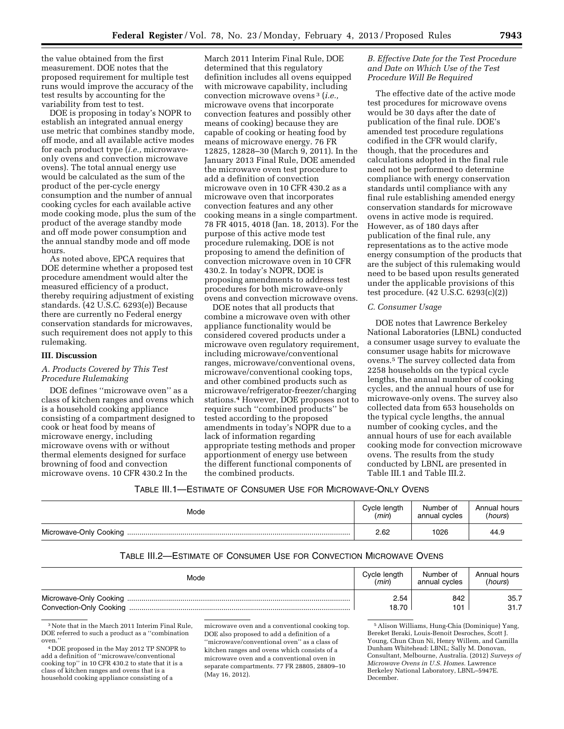the value obtained from the first measurement. DOE notes that the proposed requirement for multiple test runs would improve the accuracy of the test results by accounting for the variability from test to test.

DOE is proposing in today's NOPR to establish an integrated annual energy use metric that combines standby mode, off mode, and all available active modes for each product type (*i.e.,* microwave-only ovens and convection microwave ovens). The total annual energy use would be calculated as the sum of the product of the per-cycle energy consumption and the number of annual cooking cycles for each available active mode cooking mode, plus the sum of the product of the average standby mode and off mode power consumption and the annual standby mode and off mode hours.

As noted above, EPCA requires that DOE determine whether a proposed test procedure amendment would alter the measured efficiency of a product, thereby requiring adjustment of existing standards. (42 U.S.C. 6293(e)) Because there are currently no Federal energy conservation standards for microwaves, such requirement does not apply to this rulemaking.

## III. Discussion

### A. Products Covered by This Test Procedure Rulemaking

DOE defines ''microwave oven'' as a class of kitchen ranges and ovens which is a household cooking appliance consisting of a compartment designed to cook or heat food by means of microwave energy, including microwave ovens with or without thermal elements designed for surface browning of food and convection microwave ovens. 10 CFR 430.2 In the March 2011 Interim Final Rule, DOE determined that this regulatory definition includes all ovens equipped with microwave capability, including convection microwave ovens[3] (*i.e.,* microwave ovens that incorporate convection features and possibly other means of cooking) because they are capable of cooking or heating food by means of microwave energy. 76 FR 12825, 12828–30 (March 9, 2011). In the January 2013 Final Rule, DOE amended the microwave oven test procedure to add a definition of convection microwave oven in 10 CFR 430.2 as a microwave oven that incorporates convection features and any other cooking means in a single compartment. 78 FR 4015, 4018 (Jan. 18, 2013). For the purpose of this active mode test procedure rulemaking, DOE is not proposing to amend the definition of convection microwave oven in 10 CFR 430.2. In today's NOPR, DOE is proposing amendments to address test procedures for both microwave-only ovens and convection microwave ovens.

DOE notes that all products that combine a microwave oven with other appliance functionality would be considered covered products under a microwave oven regulatory requirement, including microwave/conventional ranges, microwave/conventional ovens, microwave/conventional cooking tops, and other combined products such as microwave/refrigerator-freezer/charging stations.[4] However, DOE proposes not to require such ''combined products'' be tested according to the proposed amendments in today's NOPR due to a lack of information regarding appropriate testing methods and proper apportionment of energy use between the different functional components of the combined products.

### B. Effective Date for the Test Procedure and Date on Which Use of the Test Procedure Will Be Required

The effective date of the active mode test procedures for microwave ovens would be 30 days after the date of publication of the final rule. DOE's amended test procedure regulations codified in the CFR would clarify, though, that the procedures and calculations adopted in the final rule need not be performed to determine compliance with energy conservation standards until compliance with any final rule establishing amended energy conservation standards for microwave ovens in active mode is required. However, as of 180 days after publication of the final rule, any representations as to the active mode energy consumption of the products that are the subject of this rulemaking would need to be based upon results generated under the applicable provisions of this test procedure. (42 U.S.C. 6293(c)(2))

### C. Consumer Usage

DOE notes that Lawrence Berkeley National Laboratories (LBNL) conducted a consumer usage survey to evaluate the consumer usage habits for microwave ovens.[5] The survey collected data from 2258 households on the typical cycle lengths, the annual number of cooking cycles, and the annual hours of use for microwave-only ovens. The survey also collected data from 653 households on the typical cycle lengths, the annual number of cooking cycles, and the annual hours of use for each available cooking mode for convection microwave ovens. The results from the study conducted by LBNL are presented in Table III.1 and Table III.2.

TABLE III.1—ESTIMATE OF CONSUMER USE FOR MICROWAVE-ONLY OVENS

| Mode | Cycle length (*min*) | Number of annual cycles | Annual hours (*hours*) |
|---|---|---|---|
| Microwave-Only Cooking | 2.62 | 1026 | 44.9 |

TABLE III.2—ESTIMATE OF CONSUMER USE FOR CONVECTION MICROWAVE OVENS

| Mode | Cycle length (*min*) | Number of annual cycles | Annual hours (*hours*) |
|---|---|---|---|
| Microwave-Only Cooking | 2.54 | 842 | 35.7 |
| Convection-Only Cooking | 18.70 | 101 | 31.7 |

[3] Note that in the March 2011 Interim Final Rule, DOE referred to such a product as a ''combination oven.''

[4] DOE proposed in the May 2012 TP SNOPR to add a definition of ''microwave/conventional cooking top'' in 10 CFR 430.2 to state that it is a class of kitchen ranges and ovens that is a household cooking appliance consisting of a microwave oven and a conventional cooking top. DOE also proposed to add a definition of a ''microwave/conventional oven'' as a class of kitchen ranges and ovens which consists of a microwave oven and a conventional oven in separate compartments. 77 FR 28805, 28809–10 (May 16, 2012).

[5] Alison Williams, Hung-Chia (Dominique) Yang, Bereket Beraki, Louis-Benoit Desroches, Scott J. Young, Chun Chun Ni, Henry Willem, and Camilla Dunham Whitehead: LBNL; Sally M. Donovan, Consultant, Melbourne, Australia. (2012) *Surveys of Microwave Ovens in U.S. Homes.* Lawrence Berkeley National Laboratory, LBNL–5947E. December.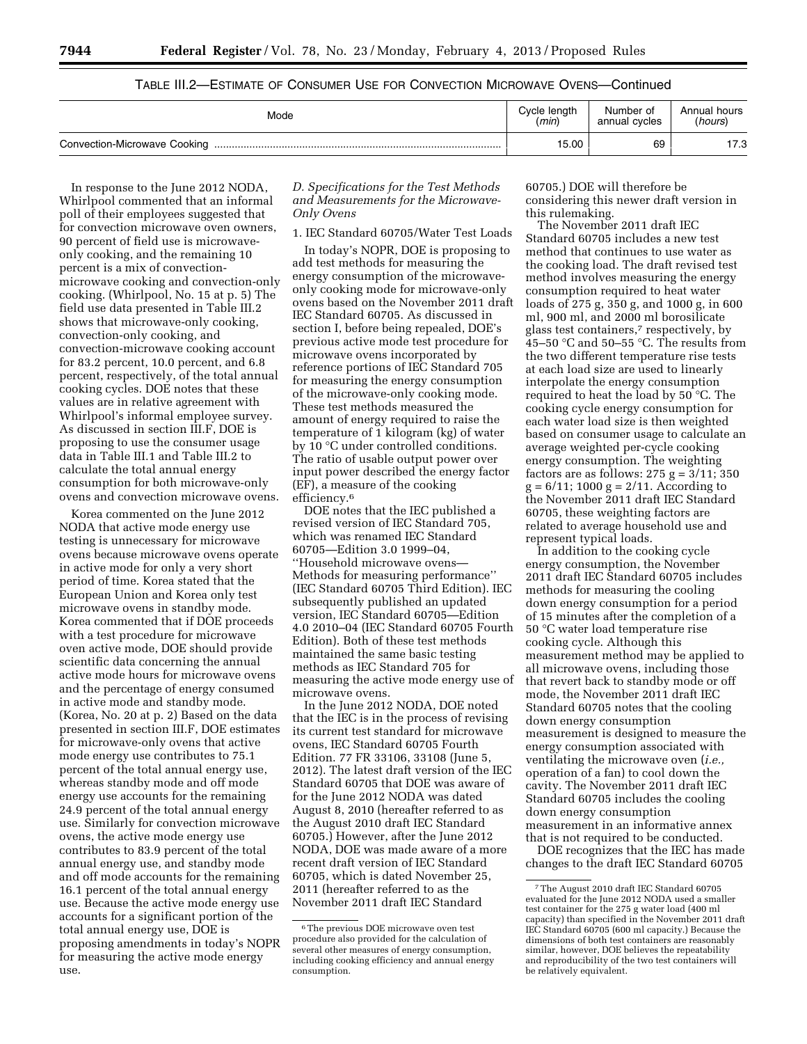TABLE III.2—ESTIMATE OF CONSUMER USE FOR CONVECTION MICROWAVE OVENS—Continued

| Mode | Cycle length (*min*) | Number of annual cycles | Annual hours (*hours*) |
| --- | --- | --- | --- |
| Convection-Microwave Cooking | 15.00 | 69 | 17.3 |

In response to the June 2012 NODA, Whirlpool commented that an informal poll of their employees suggested that for convection microwave oven owners, 90 percent of field use is microwave-only cooking, and the remaining 10 percent is a mix of convection-microwave cooking and convection-only cooking. (Whirlpool, No. 15 at p. 5) The field use data presented in Table III.2 shows that microwave-only cooking, convection-only cooking, and convection-microwave cooking account for 83.2 percent, 10.0 percent, and 6.8 percent, respectively, of the total annual cooking cycles. DOE notes that these values are in relative agreement with Whirlpool's informal employee survey. As discussed in section III.F, DOE is proposing to use the consumer usage data in Table III.1 and Table III.2 to calculate the total annual energy consumption for both microwave-only ovens and convection microwave ovens.

Korea commented on the June 2012 NODA that active mode energy use testing is unnecessary for microwave ovens because microwave ovens operate in active mode for only a very short period of time. Korea stated that the European Union and Korea only test microwave ovens in standby mode. Korea commented that if DOE proceeds with a test procedure for microwave oven active mode, DOE should provide scientific data concerning the annual active mode hours for microwave ovens and the percentage of energy consumed in active mode and standby mode. (Korea, No. 20 at p. 2) Based on the data presented in section III.F, DOE estimates for microwave-only ovens that active mode energy use contributes to 75.1 percent of the total annual energy use, whereas standby mode and off mode energy use accounts for the remaining 24.9 percent of the total annual energy use. Similarly for convection microwave ovens, the active mode energy use contributes to 83.9 percent of the total annual energy use, and standby mode and off mode accounts for the remaining 16.1 percent of the total annual energy use. Because the active mode energy use accounts for a significant portion of the total annual energy use, DOE is proposing amendments in today's NOPR for measuring the active mode energy use.

*D. Specifications for the Test Methods and Measurements for the Microwave-Only Ovens*

1. IEC Standard 60705/Water Test Loads

In today's NOPR, DOE is proposing to add test methods for measuring the energy consumption of the microwave-only cooking mode for microwave-only ovens based on the November 2011 draft IEC Standard 60705. As discussed in section I, before being repealed, DOE's previous active mode test procedure for microwave ovens incorporated by reference portions of IEC Standard 705 for measuring the energy consumption of the microwave-only cooking mode. These test methods measured the amount of energy required to raise the temperature of 1 kilogram (kg) of water by 10 °C under controlled conditions. The ratio of usable output power over input power described the energy factor (EF), a measure of the cooking efficiency.[6]

DOE notes that the IEC published a revised version of IEC Standard 705, which was renamed IEC Standard 60705—Edition 3.0 1999–04, ''Household microwave ovens—Methods for measuring performance'' (IEC Standard 60705 Third Edition). IEC subsequently published an updated version, IEC Standard 60705—Edition 4.0 2010–04 (IEC Standard 60705 Fourth Edition). Both of these test methods maintained the same basic testing methods as IEC Standard 705 for measuring the active mode energy use of microwave ovens.

In the June 2012 NODA, DOE noted that the IEC is in the process of revising its current test standard for microwave ovens, IEC Standard 60705 Fourth Edition. 77 FR 33106, 33108 (June 5, 2012). The latest draft version of the IEC Standard 60705 that DOE was aware of for the June 2012 NODA was dated August 8, 2010 (hereafter referred to as the August 2010 draft IEC Standard 60705.) However, after the June 2012 NODA, DOE was made aware of a more recent draft version of IEC Standard 60705, which is dated November 25, 2011 (hereafter referred to as the November 2011 draft IEC Standard 60705.) DOE will therefore be considering this newer draft version in this rulemaking.

The November 2011 draft IEC Standard 60705 includes a new test method that continues to use water as the cooking load. The draft revised test method involves measuring the energy consumption required to heat water loads of 275 g, 350 g, and 1000 g, in 600 ml, 900 ml, and 2000 ml borosilicate glass test containers,[7] respectively, by 45–50 °C and 50–55 °C. The results from the two different temperature rise tests at each load size are used to linearly interpolate the energy consumption required to heat the load by 50 °C. The cooking cycle energy consumption for each water load size is then weighted based on consumer usage to calculate an average weighted per-cycle cooking energy consumption. The weighting factors are as follows: 275 g = 3/11; 350 g = 6/11; 1000 g = 2/11. According to the November 2011 draft IEC Standard 60705, these weighting factors are related to average household use and represent typical loads.

In addition to the cooking cycle energy consumption, the November 2011 draft IEC Standard 60705 includes methods for measuring the cooling down energy consumption for a period of 15 minutes after the completion of a 50 °C water load temperature rise cooking cycle. Although this measurement method may be applied to all microwave ovens, including those that revert back to standby mode or off mode, the November 2011 draft IEC Standard 60705 notes that the cooling down energy consumption measurement is designed to measure the energy consumption associated with ventilating the microwave oven (*i.e.,* operation of a fan) to cool down the cavity. The November 2011 draft IEC Standard 60705 includes the cooling down energy consumption measurement in an informative annex that is not required to be conducted.

DOE recognizes that the IEC has made changes to the draft IEC Standard 60705

[6] The previous DOE microwave oven test procedure also provided for the calculation of several other measures of energy consumption, including cooking efficiency and annual energy consumption.

[7] The August 2010 draft IEC Standard 60705 evaluated for the June 2012 NODA used a smaller test container for the 275 g water load (400 ml capacity) than specified in the November 2011 draft IEC Standard 60705 (600 ml capacity.) Because the dimensions of both test containers are reasonably similar, however, DOE believes the repeatability and reproducibility of the two test containers will be relatively equivalent.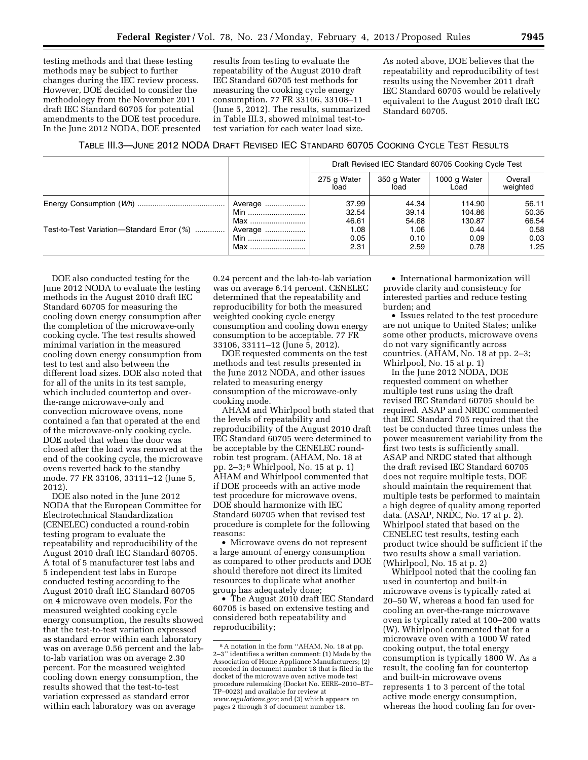testing methods and that these testing methods may be subject to further changes during the IEC review process. However, DOE decided to consider the methodology from the November 2011 draft IEC Standard 60705 for potential amendments to the DOE test procedure. In the June 2012 NODA, DOE presented results from testing to evaluate the repeatability of the August 2010 draft IEC Standard 60705 test methods for measuring the cooking cycle energy consumption. 77 FR 33106, 33108–11 (June 5, 2012). The results, summarized in Table III.3, showed minimal test-to-test variation for each water load size.

As noted above, DOE believes that the repeatability and reproducibility of test results using the November 2011 draft IEC Standard 60705 would be relatively equivalent to the August 2010 draft IEC Standard 60705.

TABLE III.3—JUNE 2012 NODA DRAFT REVISED IEC STANDARD 60705 COOKING CYCLE TEST RESULTS

| | | Draft Revised IEC Standard 60705 Cooking Cycle Test | | | |
|---|---|---|---|---|---|
| | | 275 g Water load | 350 g Water load | 1000 g Water Load | Overall weighted |
| Energy Consumption (*Wh*) | Average | 37.99 | 44.34 | 114.90 | 56.11 |
| | Min | 32.54 | 39.14 | 104.86 | 50.35 |
| | Max | 46.61 | 54.68 | 130.87 | 66.54 |
| Test-to-Test Variation—Standard Error (*%*) | Average | 1.08 | 1.06 | 0.44 | 0.58 |
| | Min | 0.05 | 0.10 | 0.09 | 0.03 |
| | Max | 2.31 | 2.59 | 0.78 | 1.25 |

DOE also conducted testing for the June 2012 NODA to evaluate the testing methods in the August 2010 draft IEC Standard 60705 for measuring the cooling down energy consumption after the completion of the microwave-only cooking cycle. The test results showed minimal variation in the measured cooling down energy consumption from test to test and also between the different load sizes. DOE also noted that for all of the units in its test sample, which included countertop and over-the-range microwave-only and convection microwave ovens, none contained a fan that operated at the end of the microwave-only cooking cycle. DOE noted that when the door was closed after the load was removed at the end of the cooking cycle, the microwave ovens reverted back to the standby mode. 77 FR 33106, 33111–12 (June 5, 2012).

DOE also noted in the June 2012 NODA that the European Committee for Electrotechnical Standardization (CENELEC) conducted a round-robin testing program to evaluate the repeatability and reproducibility of the August 2010 draft IEC Standard 60705. A total of 5 manufacturer test labs and 5 independent test labs in Europe conducted testing according to the August 2010 draft IEC Standard 60705 on 4 microwave oven models. For the measured weighted cooking cycle energy consumption, the results showed that the test-to-test variation expressed as standard error within each laboratory was on average 0.56 percent and the lab-to-lab variation was on average 2.30 percent. For the measured weighted cooling down energy consumption, the results showed that the test-to-test variation expressed as standard error within each laboratory was on average 0.24 percent and the lab-to-lab variation was on average 6.14 percent. CENELEC determined that the repeatability and reproducibility for both the measured weighted cooking cycle energy consumption and cooling down energy consumption to be acceptable. 77 FR 33106, 33111–12 (June 5, 2012).

DOE requested comments on the test methods and test results presented in the June 2012 NODA, and other issues related to measuring energy consumption of the microwave-only cooking mode.

AHAM and Whirlpool both stated that the levels of repeatability and reproducibility of the August 2010 draft IEC Standard 60705 were determined to be acceptable by the CENELEC round-robin test program. (AHAM, No. 18 at pp. 2–3;[8] Whirlpool, No. 15 at p. 1) AHAM and Whirlpool commented that if DOE proceeds with an active mode test procedure for microwave ovens, DOE should harmonize with IEC Standard 60705 when that revised test procedure is complete for the following reasons:

- Microwave ovens do not represent a large amount of energy consumption as compared to other products and DOE should therefore not direct its limited resources to duplicate what another group has adequately done;
- The August 2010 draft IEC Standard 60705 is based on extensive testing and considered both repeatability and reproducibility;
- International harmonization will provide clarity and consistency for interested parties and reduce testing burden; and
- Issues related to the test procedure are not unique to United States; unlike some other products, microwave ovens do not vary significantly across countries. (AHAM, No. 18 at pp. 2–3; Whirlpool, No. 15 at p. 1)

In the June 2012 NODA, DOE requested comment on whether multiple test runs using the draft revised IEC Standard 60705 should be required. ASAP and NRDC commented that IEC Standard 705 required that the test be conducted three times unless the power measurement variability from the first two tests is sufficiently small. ASAP and NRDC stated that although the draft revised IEC Standard 60705 does not require multiple tests, DOE should maintain the requirement that multiple tests be performed to maintain a high degree of quality among reported data. (ASAP, NRDC, No. 17 at p. 2). Whirlpool stated that based on the CENELEC test results, testing each product twice should be sufficient if the two results show a small variation. (Whirlpool, No. 15 at p. 2)

Whirlpool noted that the cooling fan used in countertop and built-in microwave ovens is typically rated at 20–50 W, whereas a hood fan used for cooling an over-the-range microwave oven is typically rated at 100–200 watts (W). Whirlpool commented that for a microwave oven with a 1000 W rated cooking output, the total energy consumption is typically 1800 W. As a result, the cooling fan for countertop and built-in microwave ovens represents 1 to 3 percent of the total active mode energy consumption, whereas the hood cooling fan for over-

[8] A notation in the form ''AHAM, No. 18 at pp. 2–3'' identifies a written comment: (1) Made by the Association of Home Appliance Manufacturers; (2) recorded in document number 18 that is filed in the docket of the microwave oven active mode test procedure rulemaking (Docket No. EERE–2010–BT–TP–0023) and available for review at *www.regulations.gov;* and (3) which appears on pages 2 through 3 of document number 18.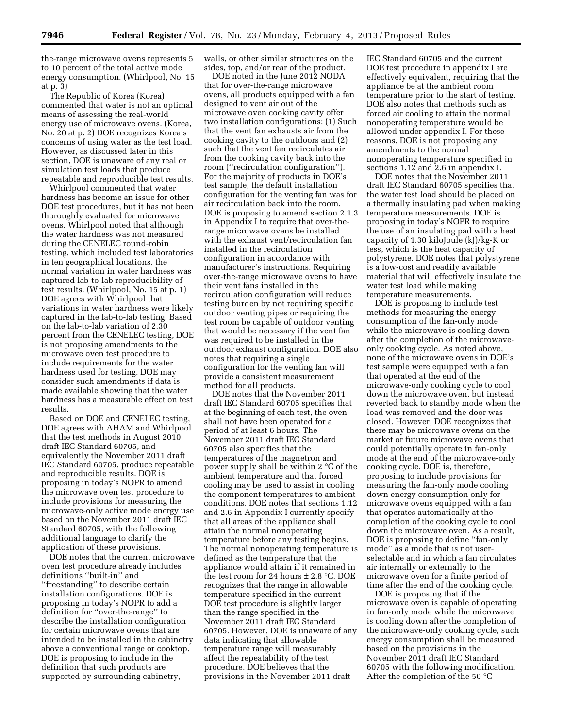the-range microwave ovens represents 5 to 10 percent of the total active mode energy consumption. (Whirlpool, No. 15 at p. 3)

The Republic of Korea (Korea) commented that water is not an optimal means of assessing the real-world energy use of microwave ovens. (Korea, No. 20 at p. 2) DOE recognizes Korea's concerns of using water as the test load. However, as discussed later in this section, DOE is unaware of any real or simulation test loads that produce repeatable and reproducible test results.

Whirlpool commented that water hardness has become an issue for other DOE test procedures, but it has not been thoroughly evaluated for microwave ovens. Whirlpool noted that although the water hardness was not measured during the CENELEC round-robin testing, which included test laboratories in ten geographical locations, the normal variation in water hardness was captured lab-to-lab reproducibility of test results. (Whirlpool, No. 15 at p. 1) DOE agrees with Whirlpool that variations in water hardness were likely captured in the lab-to-lab testing. Based on the lab-to-lab variation of 2.30 percent from the CENELEC testing, DOE is not proposing amendments to the microwave oven test procedure to include requirements for the water hardness used for testing. DOE may consider such amendments if data is made available showing that the water hardness has a measurable effect on test results.

Based on DOE and CENELEC testing, DOE agrees with AHAM and Whirlpool that the test methods in August 2010 draft IEC Standard 60705, and equivalently the November 2011 draft IEC Standard 60705, produce repeatable and reproducible results. DOE is proposing in today's NOPR to amend the microwave oven test procedure to include provisions for measuring the microwave-only active mode energy use based on the November 2011 draft IEC Standard 60705, with the following additional language to clarify the application of these provisions.

DOE notes that the current microwave oven test procedure already includes definitions "built-in" and "freestanding" to describe certain installation configurations. DOE is proposing in today's NOPR to add a definition for "over-the-range" to describe the installation configuration for certain microwave ovens that are intended to be installed in the cabinetry above a conventional range or cooktop. DOE is proposing to include in the definition that such products are supported by surrounding cabinetry, walls, or other similar structures on the sides, top, and/or rear of the product.

DOE noted in the June 2012 NODA that for over-the-range microwave ovens, all products equipped with a fan designed to vent air out of the microwave oven cooking cavity offer two installation configurations: (1) Such that the vent fan exhausts air from the cooking cavity to the outdoors and (2) such that the vent fan recirculates air from the cooking cavity back into the room ("recirculation configuration"). For the majority of products in DOE's test sample, the default installation configuration for the venting fan was for air recirculation back into the room. DOE is proposing to amend section 2.1.3 in Appendix I to require that over-the-range microwave ovens be installed with the exhaust vent/recirculation fan installed in the recirculation configuration in accordance with manufacturer's instructions. Requiring over-the-range microwave ovens to have their vent fans installed in the recirculation configuration will reduce testing burden by not requiring specific outdoor venting pipes or requiring the test room be capable of outdoor venting that would be necessary if the vent fan was required to be installed in the outdoor exhaust configuration. DOE also notes that requiring a single configuration for the venting fan will provide a consistent measurement method for all products.

DOE notes that the November 2011 draft IEC Standard 60705 specifies that at the beginning of each test, the oven shall not have been operated for a period of at least 6 hours. The November 2011 draft IEC Standard 60705 also specifies that the temperatures of the magnetron and power supply shall be within 2 °C of the ambient temperature and that forced cooling may be used to assist in cooling the component temperatures to ambient conditions. DOE notes that sections 1.12 and 2.6 in Appendix I currently specify that all areas of the appliance shall attain the normal nonoperating temperature before any testing begins. The normal nonoperating temperature is defined as the temperature that the appliance would attain if it remained in the test room for 24 hours ± 2.8 °C. DOE recognizes that the range in allowable temperature specified in the current DOE test procedure is slightly larger than the range specified in the November 2011 draft IEC Standard 60705. However, DOE is unaware of any data indicating that allowable temperature range will measurably affect the repeatability of the test procedure. DOE believes that the provisions in the November 2011 draft IEC Standard 60705 and the current DOE test procedure in appendix I are effectively equivalent, requiring that the appliance be at the ambient room temperature prior to the start of testing. DOE also notes that methods such as forced air cooling to attain the normal nonoperating temperature would be allowed under appendix I. For these reasons, DOE is not proposing any amendments to the normal nonoperating temperature specified in sections 1.12 and 2.6 in appendix I.

DOE notes that the November 2011 draft IEC Standard 60705 specifies that the water test load should be placed on a thermally insulating pad when making temperature measurements. DOE is proposing in today's NOPR to require the use of an insulating pad with a heat capacity of 1.30 kiloJoule (kJ)/kg-K or less, which is the heat capacity of polystyrene. DOE notes that polystyrene is a low-cost and readily available material that will effectively insulate the water test load while making temperature measurements.

DOE is proposing to include test methods for measuring the energy consumption of the fan-only mode while the microwave is cooling down after the completion of the microwave-only cooking cycle. As noted above, none of the microwave ovens in DOE's test sample were equipped with a fan that operated at the end of the microwave-only cooking cycle to cool down the microwave oven, but instead reverted back to standby mode when the load was removed and the door was closed. However, DOE recognizes that there may be microwave ovens on the market or future microwave ovens that could potentially operate in fan-only mode at the end of the microwave-only cooking cycle. DOE is, therefore, proposing to include provisions for measuring the fan-only mode cooling down energy consumption only for microwave ovens equipped with a fan that operates automatically at the completion of the cooking cycle to cool down the microwave oven. As a result, DOE is proposing to define "fan-only mode" as a mode that is not user-selectable and in which a fan circulates air internally or externally to the microwave oven for a finite period of time after the end of the cooking cycle.

DOE is proposing that if the microwave oven is capable of operating in fan-only mode while the microwave is cooling down after the completion of the microwave-only cooking cycle, such energy consumption shall be measured based on the provisions in the November 2011 draft IEC Standard 60705 with the following modification. After the completion of the 50 °C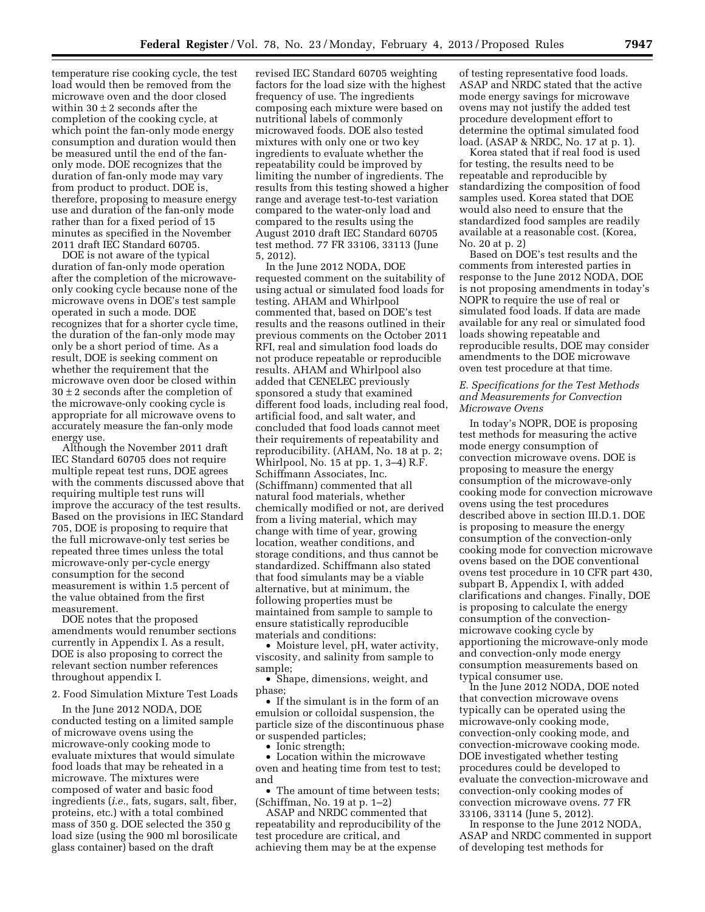temperature rise cooking cycle, the test load would then be removed from the microwave oven and the door closed within 30 ± 2 seconds after the completion of the cooking cycle, at which point the fan-only mode energy consumption and duration would then be measured until the end of the fan-only mode. DOE recognizes that the duration of fan-only mode may vary from product to product. DOE is, therefore, proposing to measure energy use and duration of the fan-only mode rather than for a fixed period of 15 minutes as specified in the November 2011 draft IEC Standard 60705.

DOE is not aware of the typical duration of fan-only mode operation after the completion of the microwave-only cooking cycle because none of the microwave ovens in DOE's test sample operated in such a mode. DOE recognizes that for a shorter cycle time, the duration of the fan-only mode may only be a short period of time. As a result, DOE is seeking comment on whether the requirement that the microwave oven door be closed within 30 ± 2 seconds after the completion of the microwave-only cooking cycle is appropriate for all microwave ovens to accurately measure the fan-only mode energy use.

Although the November 2011 draft IEC Standard 60705 does not require multiple repeat test runs, DOE agrees with the comments discussed above that requiring multiple test runs will improve the accuracy of the test results. Based on the provisions in IEC Standard 705, DOE is proposing to require that the full microwave-only test series be repeated three times unless the total microwave-only per-cycle energy consumption for the second measurement is within 1.5 percent of the value obtained from the first measurement.

DOE notes that the proposed amendments would renumber sections currently in Appendix I. As a result, DOE is also proposing to correct the relevant section number references throughout appendix I.

2. Food Simulation Mixture Test Loads

In the June 2012 NODA, DOE conducted testing on a limited sample of microwave ovens using the microwave-only cooking mode to evaluate mixtures that would simulate food loads that may be reheated in a microwave. The mixtures were composed of water and basic food ingredients (*i.e.,* fats, sugars, salt, fiber, proteins, etc.) with a total combined mass of 350 g. DOE selected the 350 g load size (using the 900 ml borosilicate glass container) based on the draft revised IEC Standard 60705 weighting factors for the load size with the highest frequency of use. The ingredients composing each mixture were based on nutritional labels of commonly microwaved foods. DOE also tested mixtures with only one or two key ingredients to evaluate whether the repeatability could be improved by limiting the number of ingredients. The results from this testing showed a higher range and average test-to-test variation compared to the water-only load and compared to the results using the August 2010 draft IEC Standard 60705 test method. 77 FR 33106, 33113 (June 5, 2012).

In the June 2012 NODA, DOE requested comment on the suitability of using actual or simulated food loads for testing. AHAM and Whirlpool commented that, based on DOE's test results and the reasons outlined in their previous comments on the October 2011 RFI, real and simulation food loads do not produce repeatable or reproducible results. AHAM and Whirlpool also added that CENELEC previously sponsored a study that examined different food loads, including real food, artificial food, and salt water, and concluded that food loads cannot meet their requirements of repeatability and reproducibility. (AHAM, No. 18 at p. 2; Whirlpool, No. 15 at pp. 1, 3–4) R.F. Schiffmann Associates, Inc. (Schiffmann) commented that all natural food materials, whether chemically modified or not, are derived from a living material, which may change with time of year, growing location, weather conditions, and storage conditions, and thus cannot be standardized. Schiffmann also stated that food simulants may be a viable alternative, but at minimum, the following properties must be maintained from sample to sample to ensure statistically reproducible materials and conditions:

- Moisture level, pH, water activity, viscosity, and salinity from sample to sample;
- Shape, dimensions, weight, and phase;
- If the simulant is in the form of an emulsion or colloidal suspension, the particle size of the discontinuous phase or suspended particles;
- Ionic strength;
- Location within the microwave oven and heating time from test to test; and
- The amount of time between tests; (Schiffman, No. 19 at p. 1–2)

ASAP and NRDC commented that repeatability and reproducibility of the test procedure are critical, and achieving them may be at the expense of testing representative food loads. ASAP and NRDC stated that the active mode energy savings for microwave ovens may not justify the added test procedure development effort to determine the optimal simulated food load. (ASAP & NRDC, No. 17 at p. 1).

Korea stated that if real food is used for testing, the results need to be repeatable and reproducible by standardizing the composition of food samples used. Korea stated that DOE would also need to ensure that the standardized food samples are readily available at a reasonable cost. (Korea, No. 20 at p. 2)

Based on DOE's test results and the comments from interested parties in response to the June 2012 NODA, DOE is not proposing amendments in today's NOPR to require the use of real or simulated food loads. If data are made available for any real or simulated food loads showing repeatable and reproducible results, DOE may consider amendments to the DOE microwave oven test procedure at that time.

*E. Specifications for the Test Methods and Measurements for Convection Microwave Ovens*

In today's NOPR, DOE is proposing test methods for measuring the active mode energy consumption of convection microwave ovens. DOE is proposing to measure the energy consumption of the microwave-only cooking mode for convection microwave ovens using the test procedures described above in section III.D.1. DOE is proposing to measure the energy consumption of the convection-only cooking mode for convection microwave ovens based on the DOE conventional ovens test procedure in 10 CFR part 430, subpart B, Appendix I, with added clarifications and changes. Finally, DOE is proposing to calculate the energy consumption of the convection-microwave cooking cycle by apportioning the microwave-only mode and convection-only mode energy consumption measurements based on typical consumer use.

In the June 2012 NODA, DOE noted that convection microwave ovens typically can be operated using the microwave-only cooking mode, convection-only cooking mode, and convection-microwave cooking mode. DOE investigated whether testing procedures could be developed to evaluate the convection-microwave and convection-only cooking modes of convection microwave ovens. 77 FR 33106, 33114 (June 5, 2012).

In response to the June 2012 NODA, ASAP and NRDC commented in support of developing test methods for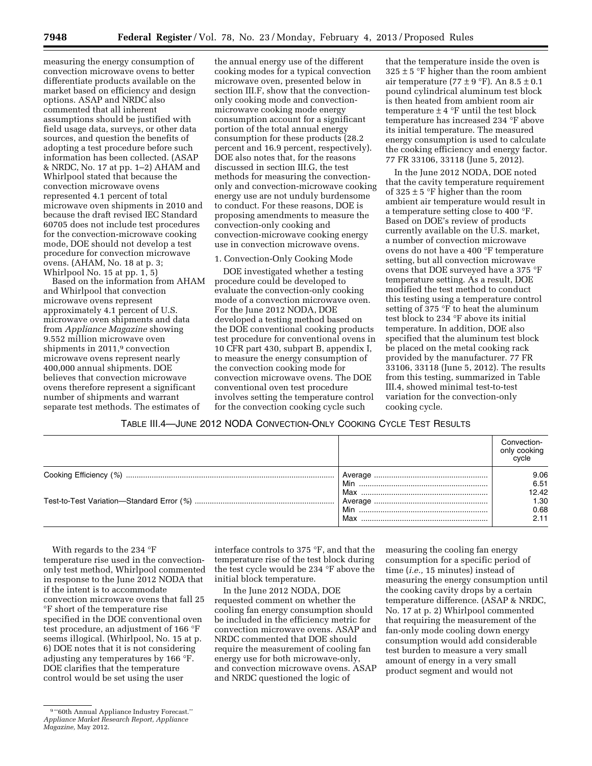measuring the energy consumption of convection microwave ovens to better differentiate products available on the market based on efficiency and design options. ASAP and NRDC also commented that all inherent assumptions should be justified with field usage data, surveys, or other data sources, and question the benefits of adopting a test procedure before such information has been collected. (ASAP & NRDC, No. 17 at pp. 1–2) AHAM and Whirlpool stated that because the convection microwave ovens represented 4.1 percent of total microwave oven shipments in 2010 and because the draft revised IEC Standard 60705 does not include test procedures for the convection-microwave cooking mode, DOE should not develop a test procedure for convection microwave ovens. (AHAM, No. 18 at p. 3; Whirlpool No. 15 at pp. 1, 5)

Based on the information from AHAM and Whirlpool that convection microwave ovens represent approximately 4.1 percent of U.S. microwave oven shipments and data from *Appliance Magazine* showing 9.552 million microwave oven shipments in 2011,[9] convection microwave ovens represent nearly 400,000 annual shipments. DOE believes that convection microwave ovens therefore represent a significant number of shipments and warrant separate test methods. The estimates of the annual energy use of the different cooking modes for a typical convection microwave oven, presented below in section III.F, show that the convection-only cooking mode and convection-microwave cooking mode energy consumption account for a significant portion of the total annual energy consumption for these products (28.2 percent and 16.9 percent, respectively). DOE also notes that, for the reasons discussed in section III.G, the test methods for measuring the convection-only and convection-microwave cooking energy use are not unduly burdensome to conduct. For these reasons, DOE is proposing amendments to measure the convection-only cooking and convection-microwave cooking energy use in convection microwave ovens.

1. Convection-Only Cooking Mode

DOE investigated whether a testing procedure could be developed to evaluate the convection-only cooking mode of a convection microwave oven. For the June 2012 NODA, DOE developed a testing method based on the DOE conventional cooking products test procedure for conventional ovens in 10 CFR part 430, subpart B, appendix I, to measure the energy consumption of the convection cooking mode for convection microwave ovens. The DOE conventional oven test procedure involves setting the temperature control for the convection cooking cycle such that the temperature inside the oven is 325 ± 5 °F higher than the room ambient air temperature (77 ± 9 °F). An 8.5 ± 0.1 pound cylindrical aluminum test block is then heated from ambient room air temperature ± 4 °F until the test block temperature has increased 234 °F above its initial temperature. The measured energy consumption is used to calculate the cooking efficiency and energy factor. 77 FR 33106, 33118 (June 5, 2012).

In the June 2012 NODA, DOE noted that the cavity temperature requirement of 325 ± 5 °F higher than the room ambient air temperature would result in a temperature setting close to 400 °F. Based on DOE's review of products currently available on the U.S. market, a number of convection microwave ovens do not have a 400 °F temperature setting, but all convection microwave ovens that DOE surveyed have a 375 °F temperature setting. As a result, DOE modified the test method to conduct this testing using a temperature control setting of 375 °F to heat the aluminum test block to 234 °F above its initial temperature. In addition, DOE also specified that the aluminum test block be placed on the metal cooking rack provided by the manufacturer. 77 FR 33106, 33118 (June 5, 2012). The results from this testing, summarized in Table III.4, showed minimal test-to-test variation for the convection-only cooking cycle.

TABLE III.4—JUNE 2012 NODA CONVECTION-ONLY COOKING CYCLE TEST RESULTS

| | | Convection-only cooking cycle |
|---|---|---|
| Cooking Efficiency (%) | Average | 9.06 |
| | Min | 6.51 |
| | Max | 12.42 |
| Test-to-Test Variation—Standard Error (%) | Average | 1.30 |
| | Min | 0.68 |
| | Max | 2.11 |

With regards to the 234 °F temperature rise used in the convection-only test method, Whirlpool commented in response to the June 2012 NODA that if the intent is to accommodate convection microwave ovens that fall 25 °F short of the temperature rise specified in the DOE conventional oven test procedure, an adjustment of 166 °F seems illogical. (Whirlpool, No. 15 at p. 6) DOE notes that it is not considering adjusting any temperatures by 166 °F. DOE clarifies that the temperature control would be set using the user interface controls to 375 °F, and that the temperature rise of the test block during the test cycle would be 234 °F above the initial block temperature.

In the June 2012 NODA, DOE requested comment on whether the cooling fan energy consumption should be included in the efficiency metric for convection microwave ovens. ASAP and NRDC commented that DOE should require the measurement of cooling fan energy use for both microwave-only, and convection microwave ovens. ASAP and NRDC questioned the logic of measuring the cooling fan energy consumption for a specific period of time (*i.e.,* 15 minutes) instead of measuring the energy consumption until the cooking cavity drops by a certain temperature difference. (ASAP & NRDC, No. 17 at p. 2) Whirlpool commented that requiring the measurement of the fan-only mode cooling down energy consumption would add considerable test burden to measure a very small amount of energy in a very small product segment and would not

[9] ''60th Annual Appliance Industry Forecast.'' *Appliance Market Research Report, Appliance Magazine,* May 2012.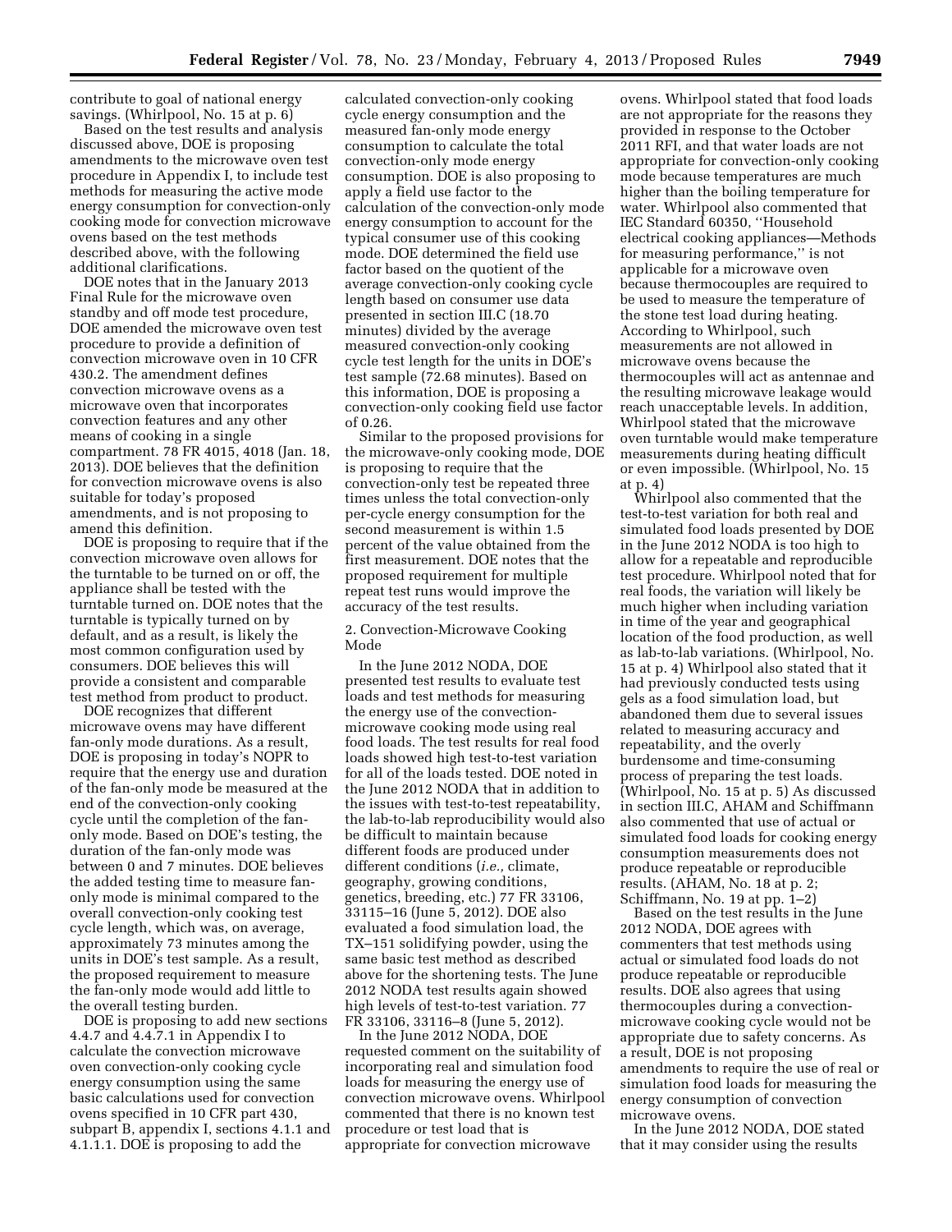contribute to goal of national energy savings. (Whirlpool, No. 15 at p. 6)

Based on the test results and analysis discussed above, DOE is proposing amendments to the microwave oven test procedure in Appendix I, to include test methods for measuring the active mode energy consumption for convection-only cooking mode for convection microwave ovens based on the test methods described above, with the following additional clarifications.

DOE notes that in the January 2013 Final Rule for the microwave oven standby and off mode test procedure, DOE amended the microwave oven test procedure to provide a definition of convection microwave oven in 10 CFR 430.2. The amendment defines convection microwave ovens as a microwave oven that incorporates convection features and any other means of cooking in a single compartment. 78 FR 4015, 4018 (Jan. 18, 2013). DOE believes that the definition for convection microwave ovens is also suitable for today's proposed amendments, and is not proposing to amend this definition.

DOE is proposing to require that if the convection microwave oven allows for the turntable to be turned on or off, the appliance shall be tested with the turntable turned on. DOE notes that the turntable is typically turned on by default, and as a result, is likely the most common configuration used by consumers. DOE believes this will provide a consistent and comparable test method from product to product.

DOE recognizes that different microwave ovens may have different fan-only mode durations. As a result, DOE is proposing in today's NOPR to require that the energy use and duration of the fan-only mode be measured at the end of the convection-only cooking cycle until the completion of the fan-only mode. Based on DOE's testing, the duration of the fan-only mode was between 0 and 7 minutes. DOE believes the added testing time to measure fan-only mode is minimal compared to the overall convection-only cooking test cycle length, which was, on average, approximately 73 minutes among the units in DOE's test sample. As a result, the proposed requirement to measure the fan-only mode would add little to the overall testing burden.

DOE is proposing to add new sections 4.4.7 and 4.4.7.1 in Appendix I to calculate the convection microwave oven convection-only cooking cycle energy consumption using the same basic calculations used for convection ovens specified in 10 CFR part 430, subpart B, appendix I, sections 4.1.1 and 4.1.1.1. DOE is proposing to add the calculated convection-only cooking cycle energy consumption and the measured fan-only mode energy consumption to calculate the total convection-only mode energy consumption. DOE is also proposing to apply a field use factor to the calculation of the convection-only mode energy consumption to account for the typical consumer use of this cooking mode. DOE determined the field use factor based on the quotient of the average convection-only cooking cycle length based on consumer use data presented in section III.C (18.70 minutes) divided by the average measured convection-only cooking cycle test length for the units in DOE's test sample (72.68 minutes). Based on this information, DOE is proposing a convection-only cooking field use factor of 0.26.

Similar to the proposed provisions for the microwave-only cooking mode, DOE is proposing to require that the convection-only test be repeated three times unless the total convection-only per-cycle energy consumption for the second measurement is within 1.5 percent of the value obtained from the first measurement. DOE notes that the proposed requirement for multiple repeat test runs would improve the accuracy of the test results.

2. Convection-Microwave Cooking Mode

In the June 2012 NODA, DOE presented test results to evaluate test loads and test methods for measuring the energy use of the convection-microwave cooking mode using real food loads. The test results for real food loads showed high test-to-test variation for all of the loads tested. DOE noted in the June 2012 NODA that in addition to the issues with test-to-test repeatability, the lab-to-lab reproducibility would also be difficult to maintain because different foods are produced under different conditions (*i.e.,* climate, geography, growing conditions, genetics, breeding, etc.) 77 FR 33106, 33115–16 (June 5, 2012). DOE also evaluated a food simulation load, the TX–151 solidifying powder, using the same basic test method as described above for the shortening tests. The June 2012 NODA test results again showed high levels of test-to-test variation. 77 FR 33106, 33116–8 (June 5, 2012).

In the June 2012 NODA, DOE requested comment on the suitability of incorporating real and simulation food loads for measuring the energy use of convection microwave ovens. Whirlpool commented that there is no known test procedure or test load that is appropriate for convection microwave ovens. Whirlpool stated that food loads are not appropriate for the reasons they provided in response to the October 2011 RFI, and that water loads are not appropriate for convection-only cooking mode because temperatures are much higher than the boiling temperature for water. Whirlpool also commented that IEC Standard 60350, ''Household electrical cooking appliances—Methods for measuring performance,'' is not applicable for a microwave oven because thermocouples are required to be used to measure the temperature of the stone test load during heating. According to Whirlpool, such measurements are not allowed in microwave ovens because the thermocouples will act as antennae and the resulting microwave leakage would reach unacceptable levels. In addition, Whirlpool stated that the microwave oven turntable would make temperature measurements during heating difficult or even impossible. (Whirlpool, No. 15 at p. 4)

Whirlpool also commented that the test-to-test variation for both real and simulated food loads presented by DOE in the June 2012 NODA is too high to allow for a repeatable and reproducible test procedure. Whirlpool noted that for real foods, the variation will likely be much higher when including variation in time of the year and geographical location of the food production, as well as lab-to-lab variations. (Whirlpool, No. 15 at p. 4) Whirlpool also stated that it had previously conducted tests using gels as a food simulation load, but abandoned them due to several issues related to measuring accuracy and repeatability, and the overly burdensome and time-consuming process of preparing the test loads. (Whirlpool, No. 15 at p. 5) As discussed in section III.C, AHAM and Schiffmann also commented that use of actual or simulated food loads for cooking energy consumption measurements does not produce repeatable or reproducible results. (AHAM, No. 18 at p. 2; Schiffmann, No. 19 at pp. 1–2)

Based on the test results in the June 2012 NODA, DOE agrees with commenters that test methods using actual or simulated food loads do not produce repeatable or reproducible results. DOE also agrees that using thermocouples during a convection-microwave cooking cycle would not be appropriate due to safety concerns. As a result, DOE is not proposing amendments to require the use of real or simulation food loads for measuring the energy consumption of convection microwave ovens.

In the June 2012 NODA, DOE stated that it may consider using the results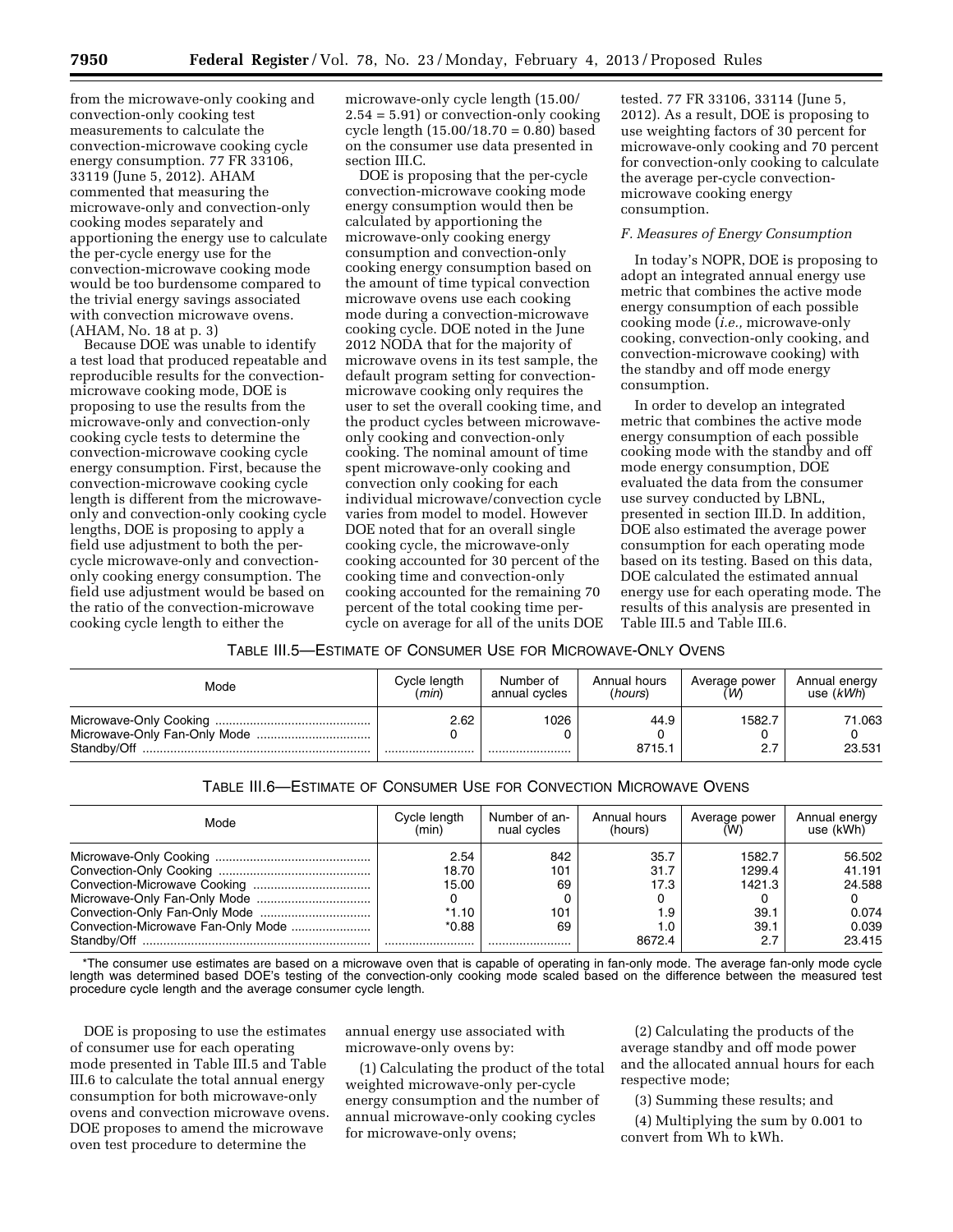from the microwave-only cooking and convection-only cooking test measurements to calculate the convection-microwave cooking cycle energy consumption. 77 FR 33106, 33119 (June 5, 2012). AHAM commented that measuring the microwave-only and convection-only cooking modes separately and apportioning the energy use to calculate the per-cycle energy use for the convection-microwave cooking mode would be too burdensome compared to the trivial energy savings associated with convection microwave ovens. (AHAM, No. 18 at p. 3)

Because DOE was unable to identify a test load that produced repeatable and reproducible results for the convection-microwave cooking mode, DOE is proposing to use the results from the microwave-only and convection-only cooking cycle tests to determine the convection-microwave cooking cycle energy consumption. First, because the convection-microwave cooking cycle length is different from the microwave-only and convection-only cooking cycle lengths, DOE is proposing to apply a field use adjustment to both the per-cycle microwave-only and convection-only cooking energy consumption. The field use adjustment would be based on the ratio of the convection-microwave cooking cycle length to either the microwave-only cycle length (15.00/2.54 = 5.91) or convection-only cooking cycle length (15.00/18.70 = 0.80) based on the consumer use data presented in section III.C.

DOE is proposing that the per-cycle convection-microwave cooking mode energy consumption would then be calculated by apportioning the microwave-only cooking energy consumption and convection-only cooking energy consumption based on the amount of time typical convection microwave ovens use each cooking mode during a convection-microwave cooking cycle. DOE noted in the June 2012 NODA that for the majority of microwave ovens in its test sample, the default program setting for convection-microwave cooking only requires the user to set the overall cooking time, and the product cycles between microwave-only cooking and convection-only cooking. The nominal amount of time spent microwave-only cooking and convection only cooking for each individual microwave/convection cycle varies from model to model. However DOE noted that for an overall single cooking cycle, the microwave-only cooking accounted for 30 percent of the cooking time and convection-only cooking accounted for the remaining 70 percent of the total cooking time per-cycle on average for all of the units DOE tested. 77 FR 33106, 33114 (June 5, 2012). As a result, DOE is proposing to use weighting factors of 30 percent for microwave-only cooking and 70 percent for convection-only cooking to calculate the average per-cycle convection-microwave cooking energy consumption.

### F. Measures of Energy Consumption

In today's NOPR, DOE is proposing to adopt an integrated annual energy use metric that combines the active mode energy consumption of each possible cooking mode (*i.e.,* microwave-only cooking, convection-only cooking, and convection-microwave cooking) with the standby and off mode energy consumption.

In order to develop an integrated metric that combines the active mode energy consumption of each possible cooking mode with the standby and off mode energy consumption, DOE evaluated the data from the consumer use survey conducted by LBNL, presented in section III.D. In addition, DOE also estimated the average power consumption for each operating mode based on its testing. Based on this data, DOE calculated the estimated annual energy use for each operating mode. The results of this analysis are presented in Table III.5 and Table III.6.

TABLE III.5—ESTIMATE OF CONSUMER USE FOR MICROWAVE-ONLY OVENS

| Mode | Cycle length (*min*) | Number of annual cycles | Annual hours (*hours*) | Average power (*W*) | Annual energy use (*kWh*) |
|---|---|---|---|---|---|
| Microwave-Only Cooking | 2.62 | 1026 | 44.9 | 1582.7 | 71.063 |
| Microwave-Only Fan-Only Mode | 0 | 0 | 0 | 0 | 0 |
| Standby/Off | | | 8715.1 | 2.7 | 23.531 |

TABLE III.6—ESTIMATE OF CONSUMER USE FOR CONVECTION MICROWAVE OVENS

| Mode | Cycle length (min) | Number of annual cycles | Annual hours (hours) | Average power (W) | Annual energy use (kWh) |
|---|---|---|---|---|---|
| Microwave-Only Cooking | 2.54 | 842 | 35.7 | 1582.7 | 56.502 |
| Convection-Only Cooking | 18.70 | 101 | 31.7 | 1299.4 | 41.191 |
| Convection-Microwave Cooking | 15.00 | 69 | 17.3 | 1421.3 | 24.588 |
| Microwave-Only Fan-Only Mode | 0 | 0 | 0 | 0 | 0 |
| Convection-Only Fan-Only Mode | *1.10 | 101 | 1.9 | 39.1 | 0.074 |
| Convection-Microwave Fan-Only Mode | *0.88 | 69 | 1.0 | 39.1 | 0.039 |
| Standby/Off | | | 8672.4 | 2.7 | 23.415 |

*The consumer use estimates are based on a microwave oven that is capable of operating in fan-only mode. The average fan-only mode cycle length was determined based DOE's testing of the convection-only cooking mode scaled based on the difference between the measured test procedure cycle length and the average consumer cycle length.

DOE is proposing to use the estimates of consumer use for each operating mode presented in Table III.5 and Table III.6 to calculate the total annual energy consumption for both microwave-only ovens and convection microwave ovens. DOE proposes to amend the microwave oven test procedure to determine the annual energy use associated with microwave-only ovens by:

(1) Calculating the product of the total weighted microwave-only per-cycle energy consumption and the number of annual microwave-only cooking cycles for microwave-only ovens;

(2) Calculating the products of the average standby and off mode power and the allocated annual hours for each respective mode;

(3) Summing these results; and

(4) Multiplying the sum by 0.001 to convert from Wh to kWh.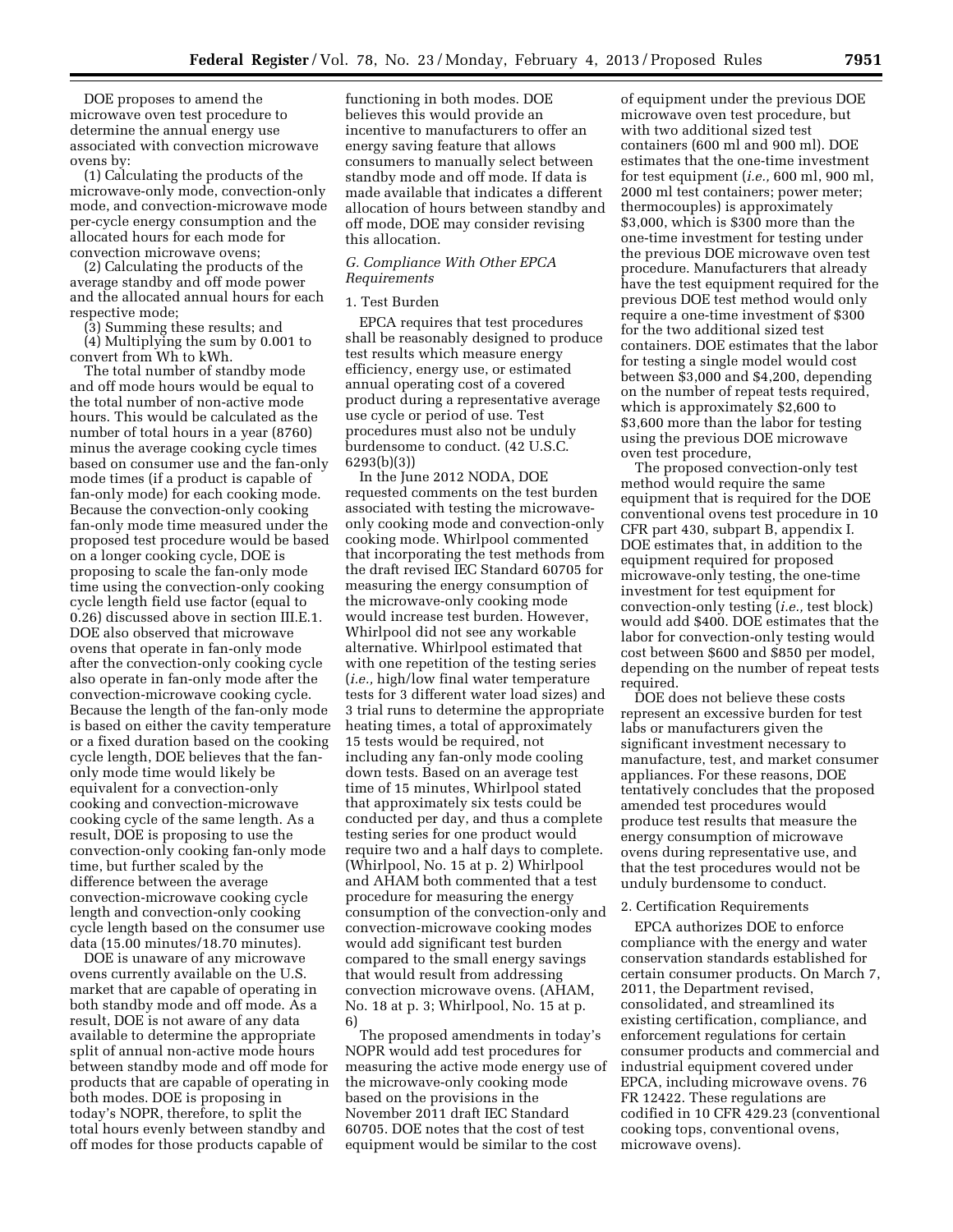DOE proposes to amend the microwave oven test procedure to determine the annual energy use associated with convection microwave ovens by:

(1) Calculating the products of the microwave-only mode, convection-only mode, and convection-microwave mode per-cycle energy consumption and the allocated hours for each mode for convection microwave ovens;

(2) Calculating the products of the average standby and off mode power and the allocated annual hours for each respective mode;

(3) Summing these results; and

(4) Multiplying the sum by 0.001 to convert from Wh to kWh.

The total number of standby mode and off mode hours would be equal to the total number of non-active mode hours. This would be calculated as the number of total hours in a year (8760) minus the average cooking cycle times based on consumer use and the fan-only mode times (if a product is capable of fan-only mode) for each cooking mode. Because the convection-only cooking fan-only mode time measured under the proposed test procedure would be based on a longer cooking cycle, DOE is proposing to scale the fan-only mode time using the convection-only cooking cycle length field use factor (equal to 0.26) discussed above in section III.E.1. DOE also observed that microwave ovens that operate in fan-only mode after the convection-only cooking cycle also operate in fan-only mode after the convection-microwave cooking cycle. Because the length of the fan-only mode is based on either the cavity temperature or a fixed duration based on the cooking cycle length, DOE believes that the fan-only mode time would likely be equivalent for a convection-only cooking and convection-microwave cooking cycle of the same length. As a result, DOE is proposing to use the convection-only cooking fan-only mode time, but further scaled by the difference between the average convection-microwave cooking cycle length and convection-only cooking cycle length based on the consumer use data (15.00 minutes/18.70 minutes).

DOE is unaware of any microwave ovens currently available on the U.S. market that are capable of operating in both standby mode and off mode. As a result, DOE is not aware of any data available to determine the appropriate split of annual non-active mode hours between standby mode and off mode for products that are capable of operating in both modes. DOE is proposing in today's NOPR, therefore, to split the total hours evenly between standby and off modes for those products capable of functioning in both modes. DOE believes this would provide an incentive to manufacturers to offer an energy saving feature that allows consumers to manually select between standby mode and off mode. If data is made available that indicates a different allocation of hours between standby and off mode, DOE may consider revising this allocation.

### *G. Compliance With Other EPCA Requirements*

#### 1. Test Burden

EPCA requires that test procedures shall be reasonably designed to produce test results which measure energy efficiency, energy use, or estimated annual operating cost of a covered product during a representative average use cycle or period of use. Test procedures must also not be unduly burdensome to conduct. (42 U.S.C. 6293(b)(3))

In the June 2012 NODA, DOE requested comments on the test burden associated with testing the microwave-only cooking mode and convection-only cooking mode. Whirlpool commented that incorporating the test methods from the draft revised IEC Standard 60705 for measuring the energy consumption of the microwave-only cooking mode would increase test burden. However, Whirlpool did not see any workable alternative. Whirlpool estimated that with one repetition of the testing series (*i.e.,* high/low final water temperature tests for 3 different water load sizes) and 3 trial runs to determine the appropriate heating times, a total of approximately 15 tests would be required, not including any fan-only mode cooling down tests. Based on an average test time of 15 minutes, Whirlpool stated that approximately six tests could be conducted per day, and thus a complete testing series for one product would require two and a half days to complete. (Whirlpool, No. 15 at p. 2) Whirlpool and AHAM both commented that a test procedure for measuring the energy consumption of the convection-only and convection-microwave cooking modes would add significant test burden compared to the small energy savings that would result from addressing convection microwave ovens. (AHAM, No. 18 at p. 3; Whirlpool, No. 15 at p. 6)

The proposed amendments in today's NOPR would add test procedures for measuring the active mode energy use of the microwave-only cooking mode based on the provisions in the November 2011 draft IEC Standard 60705. DOE notes that the cost of test equipment would be similar to the cost of equipment under the previous DOE microwave oven test procedure, but with two additional sized test containers (600 ml and 900 ml). DOE estimates that the one-time investment for test equipment (*i.e.,* 600 ml, 900 ml, 2000 ml test containers; power meter; thermocouples) is approximately $3,000, which is $300 more than the one-time investment for testing under the previous DOE microwave oven test procedure. Manufacturers that already have the test equipment required for the previous DOE test method would only require a one-time investment of $300 for the two additional sized test containers. DOE estimates that the labor for testing a single model would cost between $3,000 and $4,200, depending on the number of repeat tests required, which is approximately $2,600 to $3,600 more than the labor for testing using the previous DOE microwave oven test procedure,

The proposed convection-only test method would require the same equipment that is required for the DOE conventional ovens test procedure in 10 CFR part 430, subpart B, appendix I. DOE estimates that, in addition to the equipment required for proposed microwave-only testing, the one-time investment for test equipment for convection-only testing (*i.e.,* test block) would add $400. DOE estimates that the labor for convection-only testing would cost between $600 and $850 per model, depending on the number of repeat tests required.

DOE does not believe these costs represent an excessive burden for test labs or manufacturers given the significant investment necessary to manufacture, test, and market consumer appliances. For these reasons, DOE tentatively concludes that the proposed amended test procedures would produce test results that measure the energy consumption of microwave ovens during representative use, and that the test procedures would not be unduly burdensome to conduct.

#### 2. Certification Requirements

EPCA authorizes DOE to enforce compliance with the energy and water conservation standards established for certain consumer products. On March 7, 2011, the Department revised, consolidated, and streamlined its existing certification, compliance, and enforcement regulations for certain consumer products and commercial and industrial equipment covered under EPCA, including microwave ovens. 76 FR 12422. These regulations are codified in 10 CFR 429.23 (conventional cooking tops, conventional ovens, microwave ovens).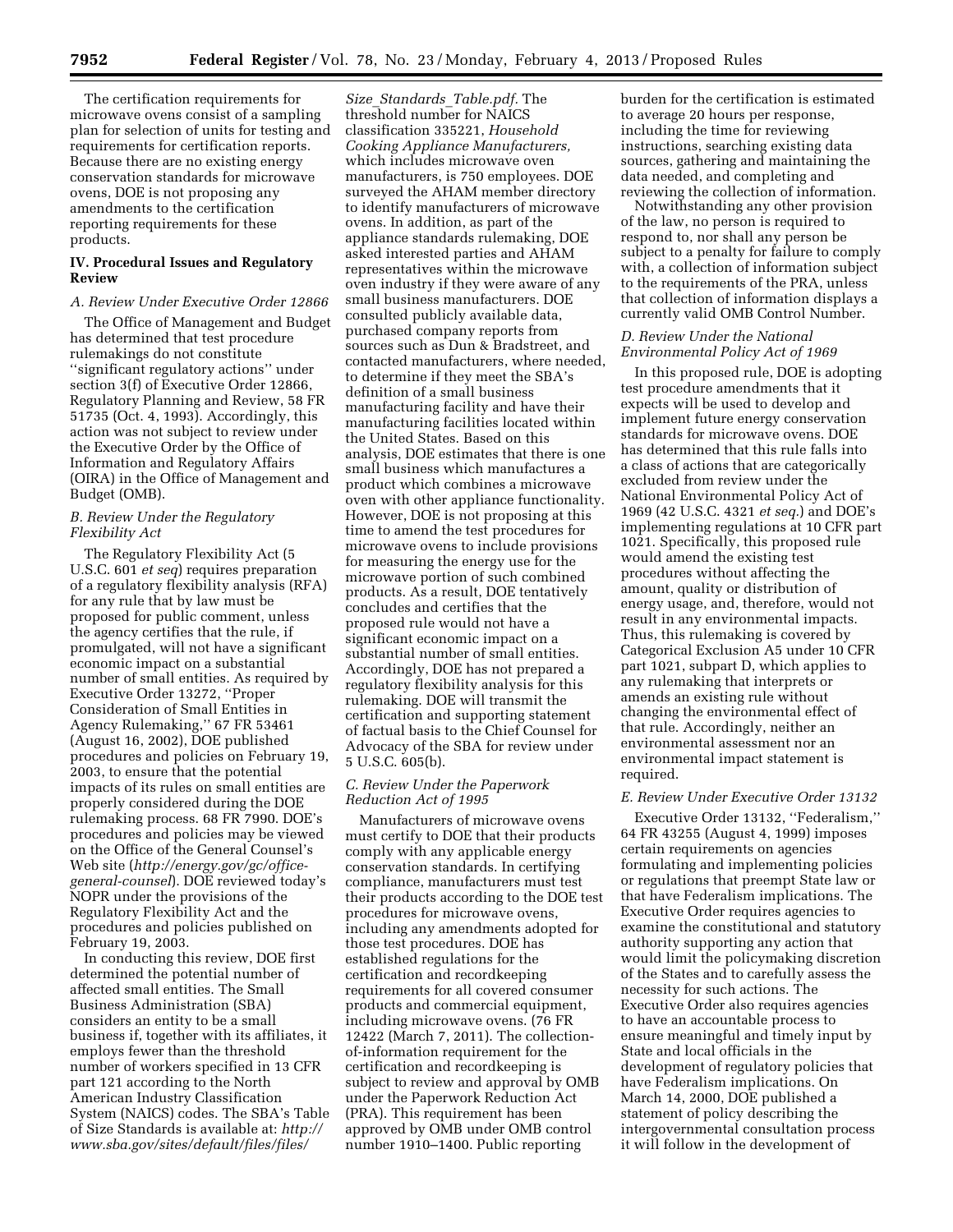The certification requirements for microwave ovens consist of a sampling plan for selection of units for testing and requirements for certification reports. Because there are no existing energy conservation standards for microwave ovens, DOE is not proposing any amendments to the certification reporting requirements for these products.

## IV. Procedural Issues and Regulatory Review

### *A. Review Under Executive Order 12866*

The Office of Management and Budget has determined that test procedure rulemakings do not constitute ''significant regulatory actions'' under section 3(f) of Executive Order 12866, Regulatory Planning and Review, 58 FR 51735 (Oct. 4, 1993). Accordingly, this action was not subject to review under the Executive Order by the Office of Information and Regulatory Affairs (OIRA) in the Office of Management and Budget (OMB).

### *B. Review Under the Regulatory Flexibility Act*

The Regulatory Flexibility Act (5 U.S.C. 601 *et seq*) requires preparation of a regulatory flexibility analysis (RFA) for any rule that by law must be proposed for public comment, unless the agency certifies that the rule, if promulgated, will not have a significant economic impact on a substantial number of small entities. As required by Executive Order 13272, ''Proper Consideration of Small Entities in Agency Rulemaking,'' 67 FR 53461 (August 16, 2002), DOE published procedures and policies on February 19, 2003, to ensure that the potential impacts of its rules on small entities are properly considered during the DOE rulemaking process. 68 FR 7990. DOE's procedures and policies may be viewed on the Office of the General Counsel's Web site (*http://energy.gov/gc/office-general-counsel*). DOE reviewed today's NOPR under the provisions of the Regulatory Flexibility Act and the procedures and policies published on February 19, 2003.

In conducting this review, DOE first determined the potential number of affected small entities. The Small Business Administration (SBA) considers an entity to be a small business if, together with its affiliates, it employs fewer than the threshold number of workers specified in 13 CFR part 121 according to the North American Industry Classification System (NAICS) codes. The SBA's Table of Size Standards is available at: *http://www.sba.gov/sites/default/files/files/Size_Standards_Table.pdf*. The threshold number for NAICS classification 335221, *Household Cooking Appliance Manufacturers,* which includes microwave oven manufacturers, is 750 employees. DOE surveyed the AHAM member directory to identify manufacturers of microwave ovens. In addition, as part of the appliance standards rulemaking, DOE asked interested parties and AHAM representatives within the microwave oven industry if they were aware of any small business manufacturers. DOE consulted publicly available data, purchased company reports from sources such as Dun & Bradstreet, and contacted manufacturers, where needed, to determine if they meet the SBA's definition of a small business manufacturing facility and have their manufacturing facilities located within the United States. Based on this analysis, DOE estimates that there is one small business which manufactures a product which combines a microwave oven with other appliance functionality. However, DOE is not proposing at this time to amend the test procedures for microwave ovens to include provisions for measuring the energy use for the microwave portion of such combined products. As a result, DOE tentatively concludes and certifies that the proposed rule would not have a significant economic impact on a substantial number of small entities. Accordingly, DOE has not prepared a regulatory flexibility analysis for this rulemaking. DOE will transmit the certification and supporting statement of factual basis to the Chief Counsel for Advocacy of the SBA for review under 5 U.S.C. 605(b).

### *C. Review Under the Paperwork Reduction Act of 1995*

Manufacturers of microwave ovens must certify to DOE that their products comply with any applicable energy conservation standards. In certifying compliance, manufacturers must test their products according to the DOE test procedures for microwave ovens, including any amendments adopted for those test procedures. DOE has established regulations for the certification and recordkeeping requirements for all covered consumer products and commercial equipment, including microwave ovens. (76 FR 12422 (March 7, 2011). The collection-of-information requirement for the certification and recordkeeping is subject to review and approval by OMB under the Paperwork Reduction Act (PRA). This requirement has been approved by OMB under OMB control number 1910–1400. Public reporting burden for the certification is estimated to average 20 hours per response, including the time for reviewing instructions, searching existing data sources, gathering and maintaining the data needed, and completing and reviewing the collection of information.

Notwithstanding any other provision of the law, no person is required to respond to, nor shall any person be subject to a penalty for failure to comply with, a collection of information subject to the requirements of the PRA, unless that collection of information displays a currently valid OMB Control Number.

### *D. Review Under the National Environmental Policy Act of 1969*

In this proposed rule, DOE is adopting test procedure amendments that it expects will be used to develop and implement future energy conservation standards for microwave ovens. DOE has determined that this rule falls into a class of actions that are categorically excluded from review under the National Environmental Policy Act of 1969 (42 U.S.C. 4321 *et seq.*) and DOE's implementing regulations at 10 CFR part 1021. Specifically, this proposed rule would amend the existing test procedures without affecting the amount, quality or distribution of energy usage, and, therefore, would not result in any environmental impacts. Thus, this rulemaking is covered by Categorical Exclusion A5 under 10 CFR part 1021, subpart D, which applies to any rulemaking that interprets or amends an existing rule without changing the environmental effect of that rule. Accordingly, neither an environmental assessment nor an environmental impact statement is required.

### *E. Review Under Executive Order 13132*

Executive Order 13132, ''Federalism,'' 64 FR 43255 (August 4, 1999) imposes certain requirements on agencies formulating and implementing policies or regulations that preempt State law or that have Federalism implications. The Executive Order requires agencies to examine the constitutional and statutory authority supporting any action that would limit the policymaking discretion of the States and to carefully assess the necessity for such actions. The Executive Order also requires agencies to have an accountable process to ensure meaningful and timely input by State and local officials in the development of regulatory policies that have Federalism implications. On March 14, 2000, DOE published a statement of policy describing the intergovernmental consultation process it will follow in the development of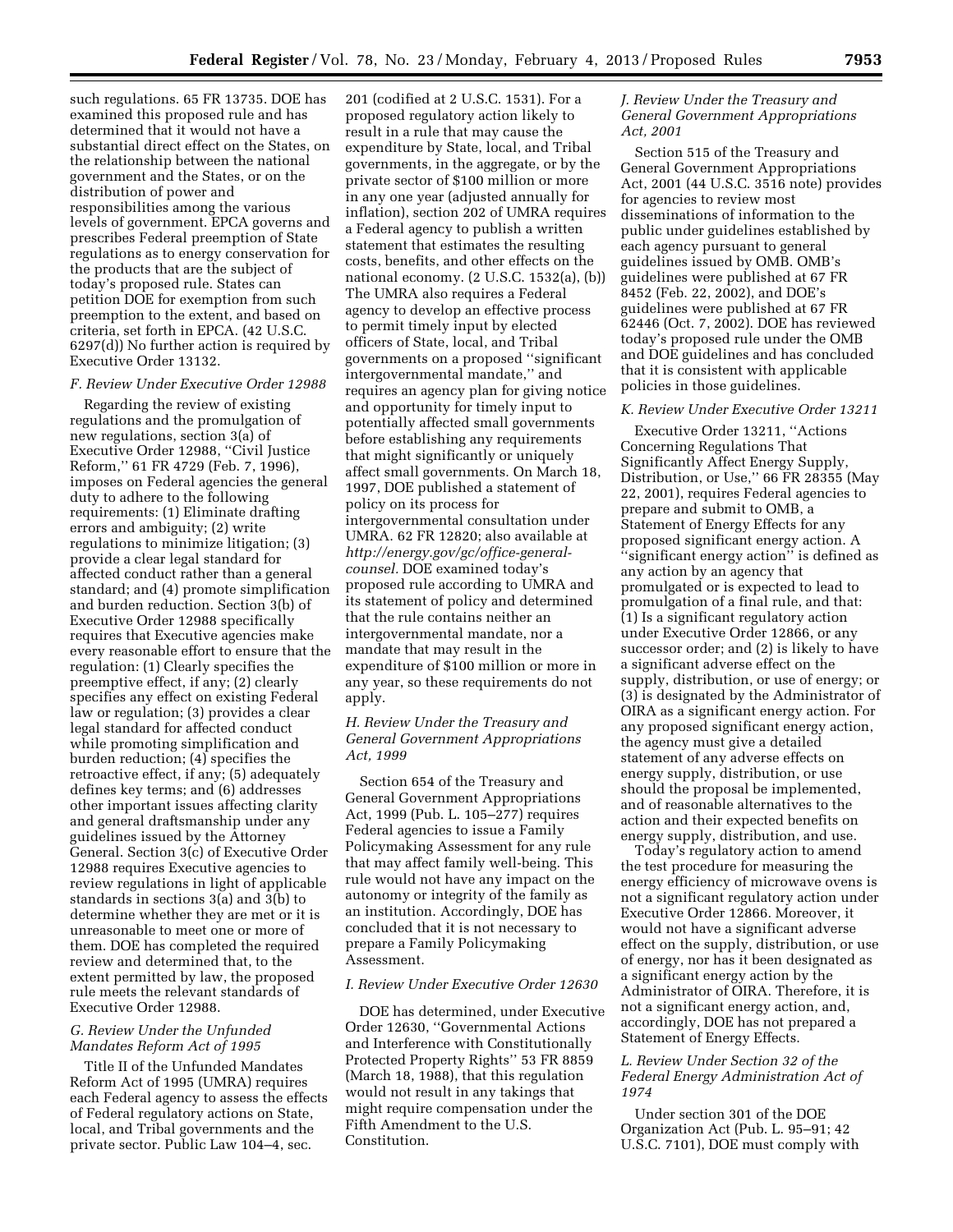such regulations. 65 FR 13735. DOE has examined this proposed rule and has determined that it would not have a substantial direct effect on the States, on the relationship between the national government and the States, or on the distribution of power and responsibilities among the various levels of government. EPCA governs and prescribes Federal preemption of State regulations as to energy conservation for the products that are the subject of today's proposed rule. States can petition DOE for exemption from such preemption to the extent, and based on criteria, set forth in EPCA. (42 U.S.C. 6297(d)) No further action is required by Executive Order 13132.

### *F. Review Under Executive Order 12988*

Regarding the review of existing regulations and the promulgation of new regulations, section 3(a) of Executive Order 12988, ''Civil Justice Reform,'' 61 FR 4729 (Feb. 7, 1996), imposes on Federal agencies the general duty to adhere to the following requirements: (1) Eliminate drafting errors and ambiguity; (2) write regulations to minimize litigation; (3) provide a clear legal standard for affected conduct rather than a general standard; and (4) promote simplification and burden reduction. Section 3(b) of Executive Order 12988 specifically requires that Executive agencies make every reasonable effort to ensure that the regulation: (1) Clearly specifies the preemptive effect, if any; (2) clearly specifies any effect on existing Federal law or regulation; (3) provides a clear legal standard for affected conduct while promoting simplification and burden reduction; (4) specifies the retroactive effect, if any; (5) adequately defines key terms; and (6) addresses other important issues affecting clarity and general draftsmanship under any guidelines issued by the Attorney General. Section 3(c) of Executive Order 12988 requires Executive agencies to review regulations in light of applicable standards in sections 3(a) and 3(b) to determine whether they are met or it is unreasonable to meet one or more of them. DOE has completed the required review and determined that, to the extent permitted by law, the proposed rule meets the relevant standards of Executive Order 12988.

### *G. Review Under the Unfunded Mandates Reform Act of 1995*

Title II of the Unfunded Mandates Reform Act of 1995 (UMRA) requires each Federal agency to assess the effects of Federal regulatory actions on State, local, and Tribal governments and the private sector. Public Law 104–4, sec. 201 (codified at 2 U.S.C. 1531). For a proposed regulatory action likely to result in a rule that may cause the expenditure by State, local, and Tribal governments, in the aggregate, or by the private sector of $100 million or more in any one year (adjusted annually for inflation), section 202 of UMRA requires a Federal agency to publish a written statement that estimates the resulting costs, benefits, and other effects on the national economy. (2 U.S.C. 1532(a), (b)) The UMRA also requires a Federal agency to develop an effective process to permit timely input by elected officers of State, local, and Tribal governments on a proposed ''significant intergovernmental mandate,'' and requires an agency plan for giving notice and opportunity for timely input to potentially affected small governments before establishing any requirements that might significantly or uniquely affect small governments. On March 18, 1997, DOE published a statement of policy on its process for intergovernmental consultation under UMRA. 62 FR 12820; also available at *http://energy.gov/gc/office-general-counsel.* DOE examined today's proposed rule according to UMRA and its statement of policy and determined that the rule contains neither an intergovernmental mandate, nor a mandate that may result in the expenditure of $100 million or more in any year, so these requirements do not apply.

### *H. Review Under the Treasury and General Government Appropriations Act, 1999*

Section 654 of the Treasury and General Government Appropriations Act, 1999 (Pub. L. 105–277) requires Federal agencies to issue a Family Policymaking Assessment for any rule that may affect family well-being. This rule would not have any impact on the autonomy or integrity of the family as an institution. Accordingly, DOE has concluded that it is not necessary to prepare a Family Policymaking Assessment.

### *I. Review Under Executive Order 12630*

DOE has determined, under Executive Order 12630, ''Governmental Actions and Interference with Constitutionally Protected Property Rights'' 53 FR 8859 (March 18, 1988), that this regulation would not result in any takings that might require compensation under the Fifth Amendment to the U.S. Constitution.

### *J. Review Under the Treasury and General Government Appropriations Act, 2001*

Section 515 of the Treasury and General Government Appropriations Act, 2001 (44 U.S.C. 3516 note) provides for agencies to review most disseminations of information to the public under guidelines established by each agency pursuant to general guidelines issued by OMB. OMB's guidelines were published at 67 FR 8452 (Feb. 22, 2002), and DOE's guidelines were published at 67 FR 62446 (Oct. 7, 2002). DOE has reviewed today's proposed rule under the OMB and DOE guidelines and has concluded that it is consistent with applicable policies in those guidelines.

### *K. Review Under Executive Order 13211*

Executive Order 13211, ''Actions Concerning Regulations That Significantly Affect Energy Supply, Distribution, or Use,'' 66 FR 28355 (May 22, 2001), requires Federal agencies to prepare and submit to OMB, a Statement of Energy Effects for any proposed significant energy action. A ''significant energy action'' is defined as any action by an agency that promulgated or is expected to lead to promulgation of a final rule, and that: (1) Is a significant regulatory action under Executive Order 12866, or any successor order; and (2) is likely to have a significant adverse effect on the supply, distribution, or use of energy; or (3) is designated by the Administrator of OIRA as a significant energy action. For any proposed significant energy action, the agency must give a detailed statement of any adverse effects on energy supply, distribution, or use should the proposal be implemented, and of reasonable alternatives to the action and their expected benefits on energy supply, distribution, and use.

Today's regulatory action to amend the test procedure for measuring the energy efficiency of microwave ovens is not a significant regulatory action under Executive Order 12866. Moreover, it would not have a significant adverse effect on the supply, distribution, or use of energy, nor has it been designated as a significant energy action by the Administrator of OIRA. Therefore, it is not a significant energy action, and, accordingly, DOE has not prepared a Statement of Energy Effects.

### *L. Review Under Section 32 of the Federal Energy Administration Act of 1974*

Under section 301 of the DOE Organization Act (Pub. L. 95–91; 42 U.S.C. 7101), DOE must comply with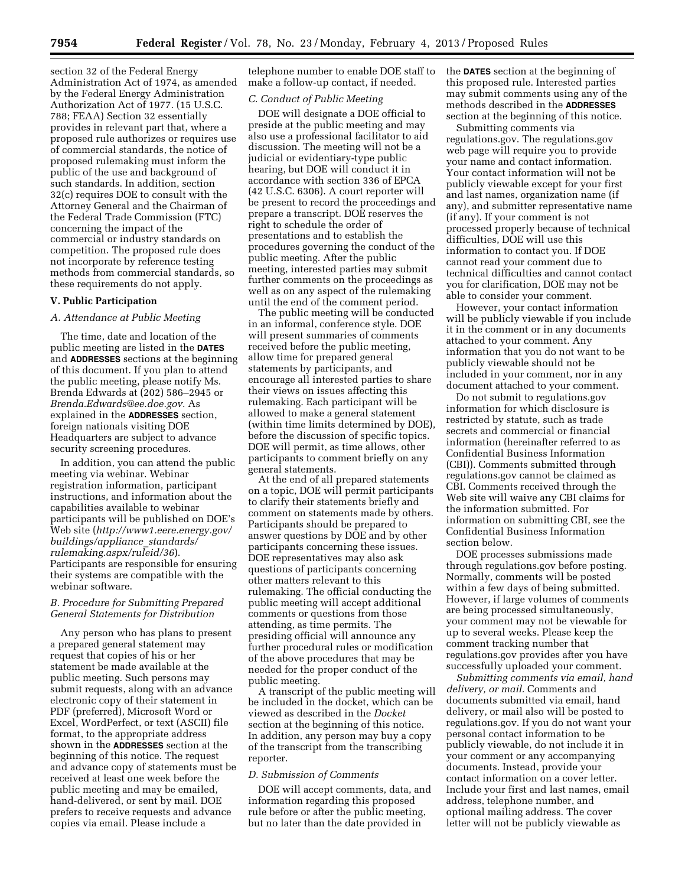section 32 of the Federal Energy Administration Act of 1974, as amended by the Federal Energy Administration Authorization Act of 1977. (15 U.S.C. 788; FEAA) Section 32 essentially provides in relevant part that, where a proposed rule authorizes or requires use of commercial standards, the notice of proposed rulemaking must inform the public of the use and background of such standards. In addition, section 32(c) requires DOE to consult with the Attorney General and the Chairman of the Federal Trade Commission (FTC) concerning the impact of the commercial or industry standards on competition. The proposed rule does not incorporate by reference testing methods from commercial standards, so these requirements do not apply.

## V. Public Participation

### A. Attendance at Public Meeting

The time, date and location of the public meeting are listed in the **DATES** and **ADDRESSES** sections at the beginning of this document. If you plan to attend the public meeting, please notify Ms. Brenda Edwards at (202) 586–2945 or *Brenda.Edwards@ee.doe.gov.* As explained in the **ADDRESSES** section, foreign nationals visiting DOE Headquarters are subject to advance security screening procedures.

In addition, you can attend the public meeting via webinar. Webinar registration information, participant instructions, and information about the capabilities available to webinar participants will be published on DOE's Web site (*http://www1.eere.energy.gov/buildings/appliance_standards/rulemaking.aspx/ruleid/36*). Participants are responsible for ensuring their systems are compatible with the webinar software.

### B. Procedure for Submitting Prepared General Statements for Distribution

Any person who has plans to present a prepared general statement may request that copies of his or her statement be made available at the public meeting. Such persons may submit requests, along with an advance electronic copy of their statement in PDF (preferred), Microsoft Word or Excel, WordPerfect, or text (ASCII) file format, to the appropriate address shown in the **ADDRESSES** section at the beginning of this notice. The request and advance copy of statements must be received at least one week before the public meeting and may be emailed, hand-delivered, or sent by mail. DOE prefers to receive requests and advance copies via email. Please include a telephone number to enable DOE staff to make a follow-up contact, if needed.

### C. Conduct of Public Meeting

DOE will designate a DOE official to preside at the public meeting and may also use a professional facilitator to aid discussion. The meeting will not be a judicial or evidentiary-type public hearing, but DOE will conduct it in accordance with section 336 of EPCA (42 U.S.C. 6306). A court reporter will be present to record the proceedings and prepare a transcript. DOE reserves the right to schedule the order of presentations and to establish the procedures governing the conduct of the public meeting. After the public meeting, interested parties may submit further comments on the proceedings as well as on any aspect of the rulemaking until the end of the comment period.

The public meeting will be conducted in an informal, conference style. DOE will present summaries of comments received before the public meeting, allow time for prepared general statements by participants, and encourage all interested parties to share their views on issues affecting this rulemaking. Each participant will be allowed to make a general statement (within time limits determined by DOE), before the discussion of specific topics. DOE will permit, as time allows, other participants to comment briefly on any general statements.

At the end of all prepared statements on a topic, DOE will permit participants to clarify their statements briefly and comment on statements made by others. Participants should be prepared to answer questions by DOE and by other participants concerning these issues. DOE representatives may also ask questions of participants concerning other matters relevant to this rulemaking. The official conducting the public meeting will accept additional comments or questions from those attending, as time permits. The presiding official will announce any further procedural rules or modification of the above procedures that may be needed for the proper conduct of the public meeting.

A transcript of the public meeting will be included in the docket, which can be viewed as described in the *Docket* section at the beginning of this notice. In addition, any person may buy a copy of the transcript from the transcribing reporter.

### D. Submission of Comments

DOE will accept comments, data, and information regarding this proposed rule before or after the public meeting, but no later than the date provided in the **DATES** section at the beginning of this proposed rule. Interested parties may submit comments using any of the methods described in the **ADDRESSES** section at the beginning of this notice.

Submitting comments via regulations.gov. The regulations.gov web page will require you to provide your name and contact information. Your contact information will not be publicly viewable except for your first and last names, organization name (if any), and submitter representative name (if any). If your comment is not processed properly because of technical difficulties, DOE will use this information to contact you. If DOE cannot read your comment due to technical difficulties and cannot contact you for clarification, DOE may not be able to consider your comment.

However, your contact information will be publicly viewable if you include it in the comment or in any documents attached to your comment. Any information that you do not want to be publicly viewable should not be included in your comment, nor in any document attached to your comment.

Do not submit to regulations.gov information for which disclosure is restricted by statute, such as trade secrets and commercial or financial information (hereinafter referred to as Confidential Business Information (CBI)). Comments submitted through regulations.gov cannot be claimed as CBI. Comments received through the Web site will waive any CBI claims for the information submitted. For information on submitting CBI, see the Confidential Business Information section below.

DOE processes submissions made through regulations.gov before posting. Normally, comments will be posted within a few days of being submitted. However, if large volumes of comments are being processed simultaneously, your comment may not be viewable for up to several weeks. Please keep the comment tracking number that regulations.gov provides after you have successfully uploaded your comment.

*Submitting comments via email, hand delivery, or mail.* Comments and documents submitted via email, hand delivery, or mail also will be posted to regulations.gov. If you do not want your personal contact information to be publicly viewable, do not include it in your comment or any accompanying documents. Instead, provide your contact information on a cover letter. Include your first and last names, email address, telephone number, and optional mailing address. The cover letter will not be publicly viewable as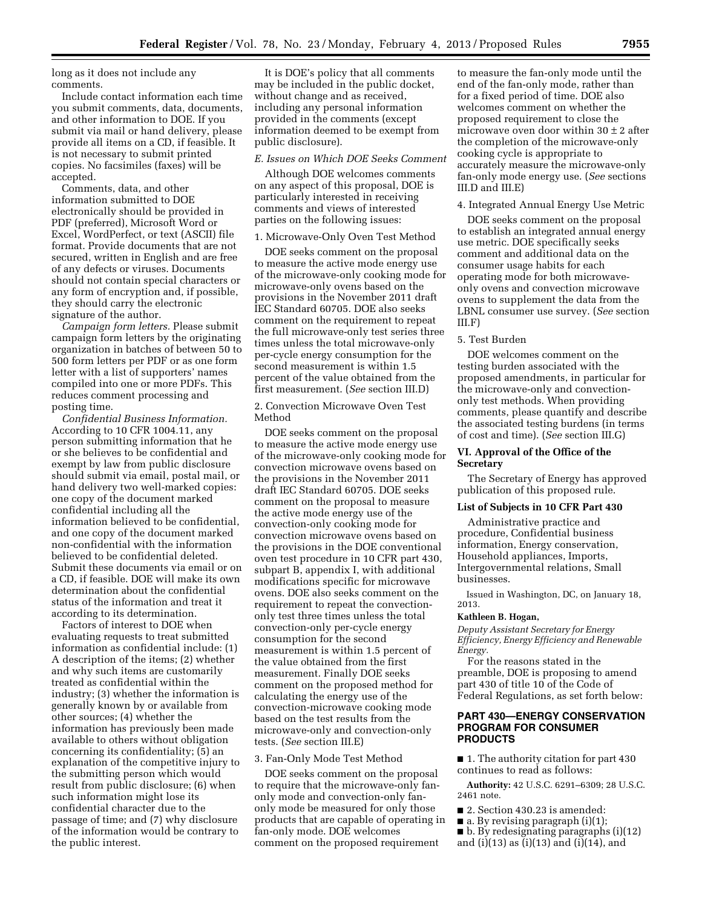long as it does not include any comments.

Include contact information each time you submit comments, data, documents, and other information to DOE. If you submit via mail or hand delivery, please provide all items on a CD, if feasible. It is not necessary to submit printed copies. No facsimiles (faxes) will be accepted.

Comments, data, and other information submitted to DOE electronically should be provided in PDF (preferred), Microsoft Word or Excel, WordPerfect, or text (ASCII) file format. Provide documents that are not secured, written in English and are free of any defects or viruses. Documents should not contain special characters or any form of encryption and, if possible, they should carry the electronic signature of the author.

*Campaign form letters.* Please submit campaign form letters by the originating organization in batches of between 50 to 500 form letters per PDF or as one form letter with a list of supporters' names compiled into one or more PDFs. This reduces comment processing and posting time.

*Confidential Business Information.* According to 10 CFR 1004.11, any person submitting information that he or she believes to be confidential and exempt by law from public disclosure should submit via email, postal mail, or hand delivery two well-marked copies: one copy of the document marked confidential including all the information believed to be confidential, and one copy of the document marked non-confidential with the information believed to be confidential deleted. Submit these documents via email or on a CD, if feasible. DOE will make its own determination about the confidential status of the information and treat it according to its determination.

Factors of interest to DOE when evaluating requests to treat submitted information as confidential include: (1) A description of the items; (2) whether and why such items are customarily treated as confidential within the industry; (3) whether the information is generally known by or available from other sources; (4) whether the information has previously been made available to others without obligation concerning its confidentiality; (5) an explanation of the competitive injury to the submitting person which would result from public disclosure; (6) when such information might lose its confidential character due to the passage of time; and (7) why disclosure of the information would be contrary to the public interest.

It is DOE's policy that all comments may be included in the public docket, without change and as received, including any personal information provided in the comments (except information deemed to be exempt from public disclosure).

### *E. Issues on Which DOE Seeks Comment*

Although DOE welcomes comments on any aspect of this proposal, DOE is particularly interested in receiving comments and views of interested parties on the following issues:

1. Microwave-Only Oven Test Method

DOE seeks comment on the proposal to measure the active mode energy use of the microwave-only cooking mode for microwave-only ovens based on the provisions in the November 2011 draft IEC Standard 60705. DOE also seeks comment on the requirement to repeat the full microwave-only test series three times unless the total microwave-only per-cycle energy consumption for the second measurement is within 1.5 percent of the value obtained from the first measurement. (*See* section III.D)

2. Convection Microwave Oven Test Method

DOE seeks comment on the proposal to measure the active mode energy use of the microwave-only cooking mode for convection microwave ovens based on the provisions in the November 2011 draft IEC Standard 60705. DOE seeks comment on the proposal to measure the active mode energy use of the convection-only cooking mode for convection microwave ovens based on the provisions in the DOE conventional oven test procedure in 10 CFR part 430, subpart B, appendix I, with additional modifications specific for microwave ovens. DOE also seeks comment on the requirement to repeat the convection-only test three times unless the total convection-only per-cycle energy consumption for the second measurement is within 1.5 percent of the value obtained from the first measurement. Finally DOE seeks comment on the proposed method for calculating the energy use of the convection-microwave cooking mode based on the test results from the microwave-only and convection-only tests. (*See* section III.E)

3. Fan-Only Mode Test Method

DOE seeks comment on the proposal to require that the microwave-only fan-only mode and convection-only fan-only mode be measured for only those products that are capable of operating in fan-only mode. DOE welcomes comment on the proposed requirement to measure the fan-only mode until the end of the fan-only mode, rather than for a fixed period of time. DOE also welcomes comment on whether the proposed requirement to close the microwave oven door within $30 \pm 2$ after the completion of the microwave-only cooking cycle is appropriate to accurately measure the microwave-only fan-only mode energy use. (*See* sections III.D and III.E)

4. Integrated Annual Energy Use Metric

DOE seeks comment on the proposal to establish an integrated annual energy use metric. DOE specifically seeks comment and additional data on the consumer usage habits for each operating mode for both microwave-only ovens and convection microwave ovens to supplement the data from the LBNL consumer use survey. (*See* section III.F)

5. Test Burden

DOE welcomes comment on the testing burden associated with the proposed amendments, in particular for the microwave-only and convection-only test methods. When providing comments, please quantify and describe the associated testing burdens (in terms of cost and time). (*See* section III.G)

## VI. Approval of the Office of the Secretary

The Secretary of Energy has approved publication of this proposed rule.

### List of Subjects in 10 CFR Part 430

Administrative practice and procedure, Confidential business information, Energy conservation, Household appliances, Imports, Intergovernmental relations, Small businesses.

Issued in Washington, DC, on January 18, 2013.

**Kathleen B. Hogan,**

*Deputy Assistant Secretary for Energy Efficiency, Energy Efficiency and Renewable Energy.*

For the reasons stated in the preamble, DOE is proposing to amend part 430 of title 10 of the Code of Federal Regulations, as set forth below:

## PART 430—ENERGY CONSERVATION PROGRAM FOR CONSUMER PRODUCTS

■ 1. The authority citation for part 430 continues to read as follows:

**Authority:** 42 U.S.C. 6291–6309; 28 U.S.C. 2461 note.

■ 2. Section 430.23 is amended:

■ a. By revising paragraph (i)(1);

■ b. By redesignating paragraphs (i)(12) and (i)(13) as (i)(13) and (i)(14), and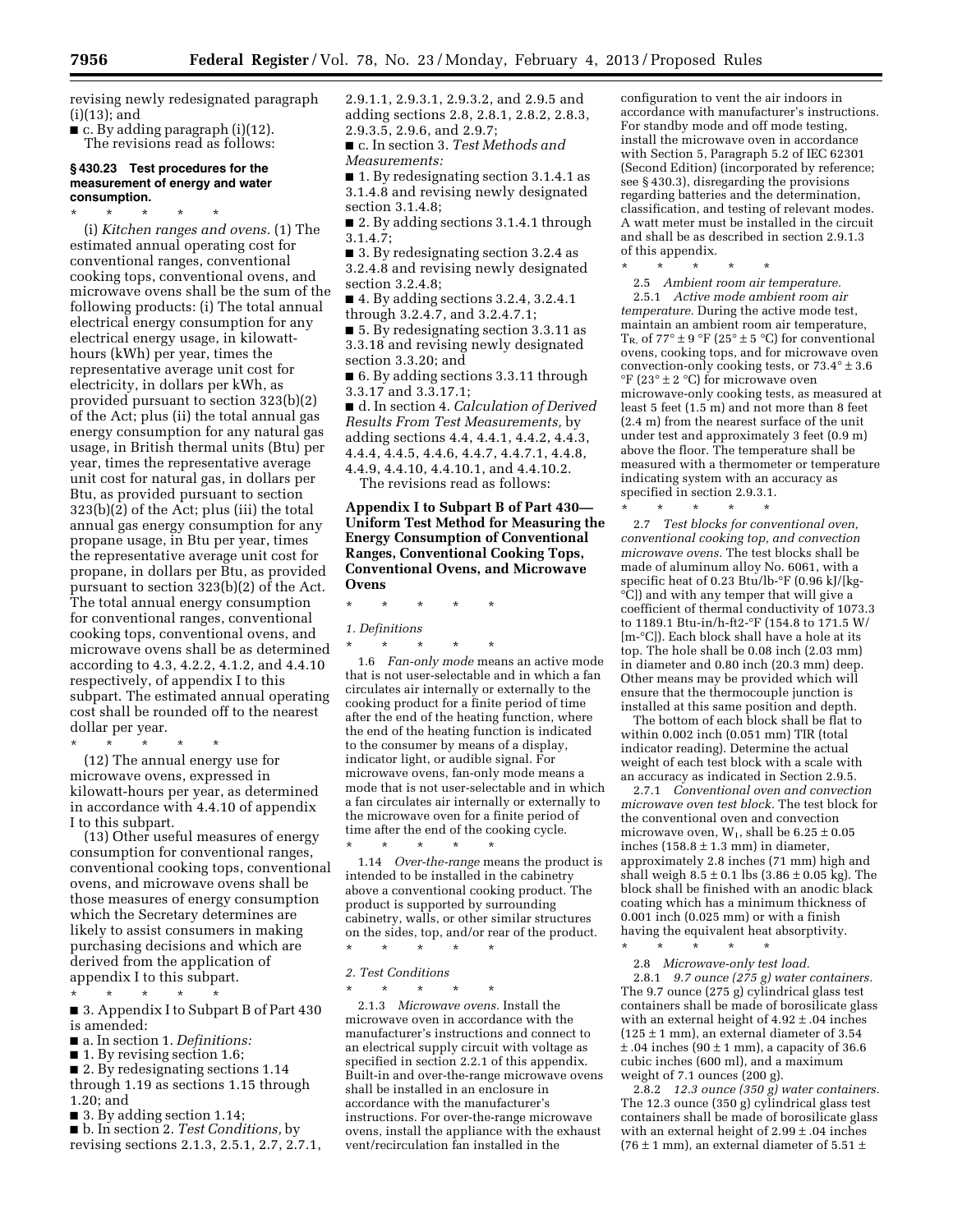revising newly redesignated paragraph (i)(13); and

■ c. By adding paragraph (i)(12).

The revisions read as follows:

### § 430.23 Test procedures for the measurement of energy and water consumption.

\* \* \* \* \*

(i) *Kitchen ranges and ovens.* (1) The estimated annual operating cost for conventional ranges, conventional cooking tops, conventional ovens, and microwave ovens shall be the sum of the following products: (i) The total annual electrical energy consumption for any electrical energy usage, in kilowatt-hours (kWh) per year, times the representative average unit cost for electricity, in dollars per kWh, as provided pursuant to section 323(b)(2) of the Act; plus (ii) the total annual gas energy consumption for any natural gas usage, in British thermal units (Btu) per year, times the representative average unit cost for natural gas, in dollars per Btu, as provided pursuant to section 323(b)(2) of the Act; plus (iii) the total annual gas energy consumption for any propane usage, in Btu per year, times the representative average unit cost for propane, in dollars per Btu, as provided pursuant to section 323(b)(2) of the Act. The total annual energy consumption for conventional ranges, conventional cooking tops, conventional ovens, and microwave ovens shall be as determined according to 4.3, 4.2.2, 4.1.2, and 4.4.10 respectively, of appendix I to this subpart. The estimated annual operating cost shall be rounded off to the nearest dollar per year.

\* \* \* \* \*

(12) The annual energy use for microwave ovens, expressed in kilowatt-hours per year, as determined in accordance with 4.4.10 of appendix I to this subpart.

(13) Other useful measures of energy consumption for conventional ranges, conventional cooking tops, conventional ovens, and microwave ovens shall be those measures of energy consumption which the Secretary determines are likely to assist consumers in making purchasing decisions and which are derived from the application of appendix I to this subpart.

\* \* \* \* \*

■ 3. Appendix I to Subpart B of Part 430 is amended:

■ a. In section 1. *Definitions:*

■ 1. By revising section 1.6;

■ 2. By redesignating sections 1.14 through 1.19 as sections 1.15 through 1.20; and

■ 3. By adding section 1.14;

■ b. In section 2. *Test Conditions,* by revising sections 2.1.3, 2.5.1, 2.7, 2.7.1, 2.9.1.1, 2.9.3.1, 2.9.3.2, and 2.9.5 and adding sections 2.8, 2.8.1, 2.8.2, 2.8.3, 2.9.3.5, 2.9.6, and 2.9.7;

■ c. In section 3. *Test Methods and Measurements:*

■ 1. By redesignating section 3.1.4.1 as 3.1.4.8 and revising newly designated section 3.1.4.8;

■ 2. By adding sections 3.1.4.1 through 3.1.4.7;

■ 3. By redesignating section 3.2.4 as 3.2.4.8 and revising newly designated section 3.2.4.8;

■ 4. By adding sections 3.2.4, 3.2.4.1 through 3.2.4.7, and 3.2.4.7.1;

■ 5. By redesignating section 3.3.11 as 3.3.18 and revising newly designated section 3.3.20; and

■ 6. By adding sections 3.3.11 through 3.3.17 and 3.3.17.1;

■ d. In section 4. *Calculation of Derived Results From Test Measurements,* by adding sections 4.4, 4.4.1, 4.4.2, 4.4.3, 4.4.4, 4.4.5, 4.4.6, 4.4.7, 4.4.7.1, 4.4.8, 4.4.9, 4.4.10, 4.4.10.1, and 4.4.10.2.

The revisions read as follows:

## Appendix I to Subpart B of Part 430—Uniform Test Method for Measuring the Energy Consumption of Conventional Ranges, Conventional Cooking Tops, Conventional Ovens, and Microwave Ovens

\* \* \* \* \*

*1. Definitions*

\* \* \* \* \*

1.6 *Fan-only mode* means an active mode that is not user-selectable and in which a fan circulates air internally or externally to the cooking product for a finite period of time after the end of the heating function, where the end of the heating function is indicated to the consumer by means of a display, indicator light, or audible signal. For microwave ovens, fan-only mode means a mode that is not user-selectable and in which a fan circulates air internally or externally to the microwave oven for a finite period of time after the end of the cooking cycle.

\* \* \* \* \*

1.14 *Over-the-range* means the product is intended to be installed in the cabinetry above a conventional cooking product. The product is supported by surrounding cabinetry, walls, or other similar structures on the sides, top, and/or rear of the product.

\* \* \* \* \*

*2. Test Conditions*

\* \* \* \* \*

2.1.3 *Microwave ovens.* Install the microwave oven in accordance with the manufacturer's instructions and connect to an electrical supply circuit with voltage as specified in section 2.2.1 of this appendix. Built-in and over-the-range microwave ovens shall be installed in an enclosure in accordance with the manufacturer's instructions. For over-the-range microwave ovens, install the appliance with the exhaust vent/recirculation fan installed in the configuration to vent the air indoors in accordance with manufacturer's instructions. For standby mode and off mode testing, install the microwave oven in accordance with Section 5, Paragraph 5.2 of IEC 62301 (Second Edition) (incorporated by reference; see § 430.3), disregarding the provisions regarding batteries and the determination, classification, and testing of relevant modes. A watt meter must be installed in the circuit and shall be as described in section 2.9.1.3 of this appendix.

\* \* \* \* \*

2.5 *Ambient room air temperature.*

2.5.1 *Active mode ambient room air temperature.* During the active mode test, maintain an ambient room air temperature, $T_R$, of 77° ± 9 °F (25° ± 5 °C) for conventional ovens, cooking tops, and for microwave oven convection-only cooking tests, or 73.4° ± 3.6 °F (23° ± 2 °C) for microwave oven microwave-only cooking tests, as measured at least 5 feet (1.5 m) and not more than 8 feet (2.4 m) from the nearest surface of the unit under test and approximately 3 feet (0.9 m) above the floor. The temperature shall be measured with a thermometer or temperature indicating system with an accuracy as specified in section 2.9.3.1.

\* \* \* \* \*

2.7 *Test blocks for conventional oven, conventional cooking top, and convection microwave ovens.* The test blocks shall be made of aluminum alloy No. 6061, with a specific heat of 0.23 Btu/lb-°F (0.96 kJ/[kg-°C]) and with any temper that will give a coefficient of thermal conductivity of 1073.3 to 1189.1 Btu-in/h-ft2-°F (154.8 to 171.5 W/[m-°C]). Each block shall have a hole at its top. The hole shall be 0.08 inch (2.03 mm) in diameter and 0.80 inch (20.3 mm) deep. Other means may be provided which will ensure that the thermocouple junction is installed at this same position and depth.

The bottom of each block shall be flat to within 0.002 inch (0.051 mm) TIR (total indicator reading). Determine the actual weight of each test block with a scale with an accuracy as indicated in Section 2.9.5.

2.7.1 *Conventional oven and convection microwave oven test block.* The test block for the conventional oven and convection microwave oven, $W_1$, shall be 6.25 ± 0.05 inches (158.8 ± 1.3 mm) in diameter, approximately 2.8 inches (71 mm) high and shall weigh 8.5 ± 0.1 lbs (3.86 ± 0.05 kg). The block shall be finished with an anodic black coating which has a minimum thickness of 0.001 inch (0.025 mm) or with a finish having the equivalent heat absorptivity.

\* \* \* \* \*

2.8 *Microwave-only test load.*

2.8.1 *9.7 ounce (275 g) water containers.* The 9.7 ounce (275 g) cylindrical glass test containers shall be made of borosilicate glass with an external height of 4.92 ± .04 inches (125 ± 1 mm), an external diameter of 3.54 ± .04 inches (90 ± 1 mm), a capacity of 36.6 cubic inches (600 ml), and a maximum weight of 7.1 ounces (200 g).

2.8.2 *12.3 ounce (350 g) water containers.* The 12.3 ounce (350 g) cylindrical glass test containers shall be made of borosilicate glass with an external height of 2.99 ± .04 inches (76 ± 1 mm), an external diameter of 5.51 ±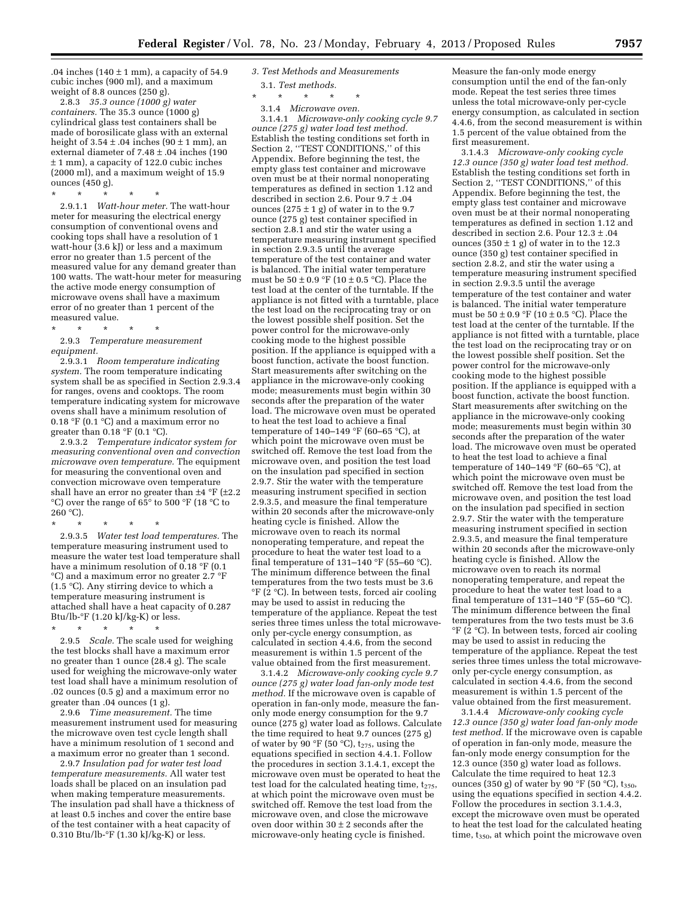.04 inches (140 ± 1 mm), a capacity of 54.9 cubic inches (900 ml), and a maximum weight of 8.8 ounces (250 g).

2.8.3 *35.3 ounce (1000 g) water containers.* The 35.3 ounce (1000 g) cylindrical glass test containers shall be made of borosilicate glass with an external height of 3.54 ± .04 inches (90 ± 1 mm), an external diameter of 7.48 ± .04 inches (190 ± 1 mm), a capacity of 122.0 cubic inches (2000 ml), and a maximum weight of 15.9 ounces (450 g).

\* \* \* \* \*

2.9.1.1 *Watt-hour meter.* The watt-hour meter for measuring the electrical energy consumption of conventional ovens and cooking tops shall have a resolution of 1 watt-hour (3.6 kJ) or less and a maximum error no greater than 1.5 percent of the measured value for any demand greater than 100 watts. The watt-hour meter for measuring the active mode energy consumption of microwave ovens shall have a maximum error of no greater than 1 percent of the measured value.

\* \* \* \* \*

2.9.3 *Temperature measurement equipment.*

2.9.3.1 *Room temperature indicating system.* The room temperature indicating system shall be as specified in Section 2.9.3.4 for ranges, ovens and cooktops. The room temperature indicating system for microwave ovens shall have a minimum resolution of 0.18 °F (0.1 °C) and a maximum error no greater than 0.18 °F (0.1 °C).

2.9.3.2 *Temperature indicator system for measuring conventional oven and convection microwave oven temperature.* The equipment for measuring the conventional oven and convection microwave oven temperature shall have an error no greater than ±4 °F (±2.2 °C) over the range of 65° to 500 °F (18 °C to 260 °C).

\* \* \* \* \*

2.9.3.5 *Water test load temperatures.* The temperature measuring instrument used to measure the water test load temperature shall have a minimum resolution of 0.18 °F (0.1 °C) and a maximum error no greater 2.7 °F (1.5 °C). Any stirring device to which a temperature measuring instrument is attached shall have a heat capacity of 0.287 Btu/lb-°F (1.20 kJ/kg-K) or less.

\* \* \* \* \*

2.9.5 *Scale.* The scale used for weighing the test blocks shall have a maximum error no greater than 1 ounce (28.4 g). The scale used for weighing the microwave-only water test load shall have a minimum resolution of .02 ounces (0.5 g) and a maximum error no greater than .04 ounces (1 g).

2.9.6 *Time measurement.* The time measurement instrument used for measuring the microwave oven test cycle length shall have a minimum resolution of 1 second and a maximum error no greater than 1 second.

2.9.7 *Insulation pad for water test load temperature measurements.* All water test loads shall be placed on an insulation pad when making temperature measurements. The insulation pad shall have a thickness of at least 0.5 inches and cover the entire base of the test container with a heat capacity of 0.310 Btu/lb-°F (1.30 kJ/kg-K) or less.

*3. Test Methods and Measurements*

3.1. *Test methods.*

\* \* \* \* \*

3.1.4 *Microwave oven.*

3.1.4.1 *Microwave-only cooking cycle 9.7 ounce (275 g) water load test method.* Establish the testing conditions set forth in Section 2, "TEST CONDITIONS," of this Appendix. Before beginning the test, the empty glass test container and microwave oven must be at their normal nonoperating temperatures as defined in section 1.12 and described in section 2.6. Pour 9.7 ± .04 ounces (275 ± 1 g) of water in to the 9.7 ounce (275 g) test container specified in section 2.8.1 and stir the water using a temperature measuring instrument specified in section 2.9.3.5 until the average temperature of the test container and water is balanced. The initial water temperature must be 50 ± 0.9 °F (10 ± 0.5 °C). Place the test load at the center of the turntable. If the appliance is not fitted with a turntable, place the test load on the reciprocating tray or on the lowest possible shelf position. Set the power control for the microwave-only cooking mode to the highest possible position. If the appliance is equipped with a boost function, activate the boost function. Start measurements after switching on the appliance in the microwave-only cooking mode; measurements must begin within 30 seconds after the preparation of the water load. The microwave oven must be operated to heat the test load to achieve a final temperature of 140–149 °F (60–65 °C), at which point the microwave oven must be switched off. Remove the test load from the microwave oven, and position the test load on the insulation pad specified in section 2.9.7. Stir the water with the temperature measuring instrument specified in section 2.9.3.5, and measure the final temperature within 20 seconds after the microwave-only heating cycle is finished. Allow the microwave oven to reach its normal nonoperating temperature, and repeat the procedure to heat the water test load to a final temperature of 131–140 °F (55–60 °C). The minimum difference between the final temperatures from the two tests must be 3.6 °F (2 °C). In between tests, forced air cooling may be used to assist in reducing the temperature of the appliance. Repeat the test series three times unless the total microwave-only per-cycle energy consumption, as calculated in section 4.4.6, from the second measurement is within 1.5 percent of the value obtained from the first measurement.

3.1.4.2 *Microwave-only cooking cycle 9.7 ounce (275 g) water load fan-only mode test method.* If the microwave oven is capable of operation in fan-only mode, measure the fan-only mode energy consumption for the 9.7 ounce (275 g) water load as follows. Calculate the time required to heat 9.7 ounces (275 g) of water by 90 °F (50 °C), $t_{275}$, using the equations specified in section 4.4.1. Follow the procedures in section 3.1.4.1, except the microwave oven must be operated to heat the test load for the calculated heating time, $t_{275}$, at which point the microwave oven must be switched off. Remove the test load from the microwave oven, and close the microwave oven door within 30 ± 2 seconds after the microwave-only heating cycle is finished. Measure the fan-only mode energy consumption until the end of the fan-only mode. Repeat the test series three times unless the total microwave-only per-cycle energy consumption, as calculated in section 4.4.6, from the second measurement is within 1.5 percent of the value obtained from the first measurement.

3.1.4.3 *Microwave-only cooking cycle 12.3 ounce (350 g) water load test method.* Establish the testing conditions set forth in Section 2, "TEST CONDITIONS," of this Appendix. Before beginning the test, the empty glass test container and microwave oven must be at their normal nonoperating temperatures as defined in section 1.12 and described in section 2.6. Pour 12.3 ± .04 ounces (350 ± 1 g) of water in to the 12.3 ounce (350 g) test container specified in section 2.8.2, and stir the water using a temperature measuring instrument specified in section 2.9.3.5 until the average temperature of the test container and water is balanced. The initial water temperature must be 50 ± 0.9 °F (10 ± 0.5 °C). Place the test load at the center of the turntable. If the appliance is not fitted with a turntable, place the test load on the reciprocating tray or on the lowest possible shelf position. Set the power control for the microwave-only cooking mode to the highest possible position. If the appliance is equipped with a boost function, activate the boost function. Start measurements after switching on the appliance in the microwave-only cooking mode; measurements must begin within 30 seconds after the preparation of the water load. The microwave oven must be operated to heat the test load to achieve a final temperature of 140–149 °F (60–65 °C), at which point the microwave oven must be switched off. Remove the test load from the microwave oven, and position the test load on the insulation pad specified in section 2.9.7. Stir the water with the temperature measuring instrument specified in section 2.9.3.5, and measure the final temperature within 20 seconds after the microwave-only heating cycle is finished. Allow the microwave oven to reach its normal nonoperating temperature, and repeat the procedure to heat the water test load to a final temperature of 131–140 °F (55–60 °C). The minimum difference between the final temperatures from the two tests must be 3.6 °F (2 °C). In between tests, forced air cooling may be used to assist in reducing the temperature of the appliance. Repeat the test series three times unless the total microwave-only per-cycle energy consumption, as calculated in section 4.4.6, from the second measurement is within 1.5 percent of the value obtained from the first measurement.

3.1.4.4 *Microwave-only cooking cycle 12.3 ounce (350 g) water load fan-only mode test method.* If the microwave oven is capable of operation in fan-only mode, measure the fan-only mode energy consumption for the 12.3 ounce (350 g) water load as follows. Calculate the time required to heat 12.3 ounces (350 g) of water by 90 °F (50 °C), $t_{350}$, using the equations specified in section 4.4.2. Follow the procedures in section 3.1.4.3, except the microwave oven must be operated to heat the test load for the calculated heating time, $t_{350}$, at which point the microwave oven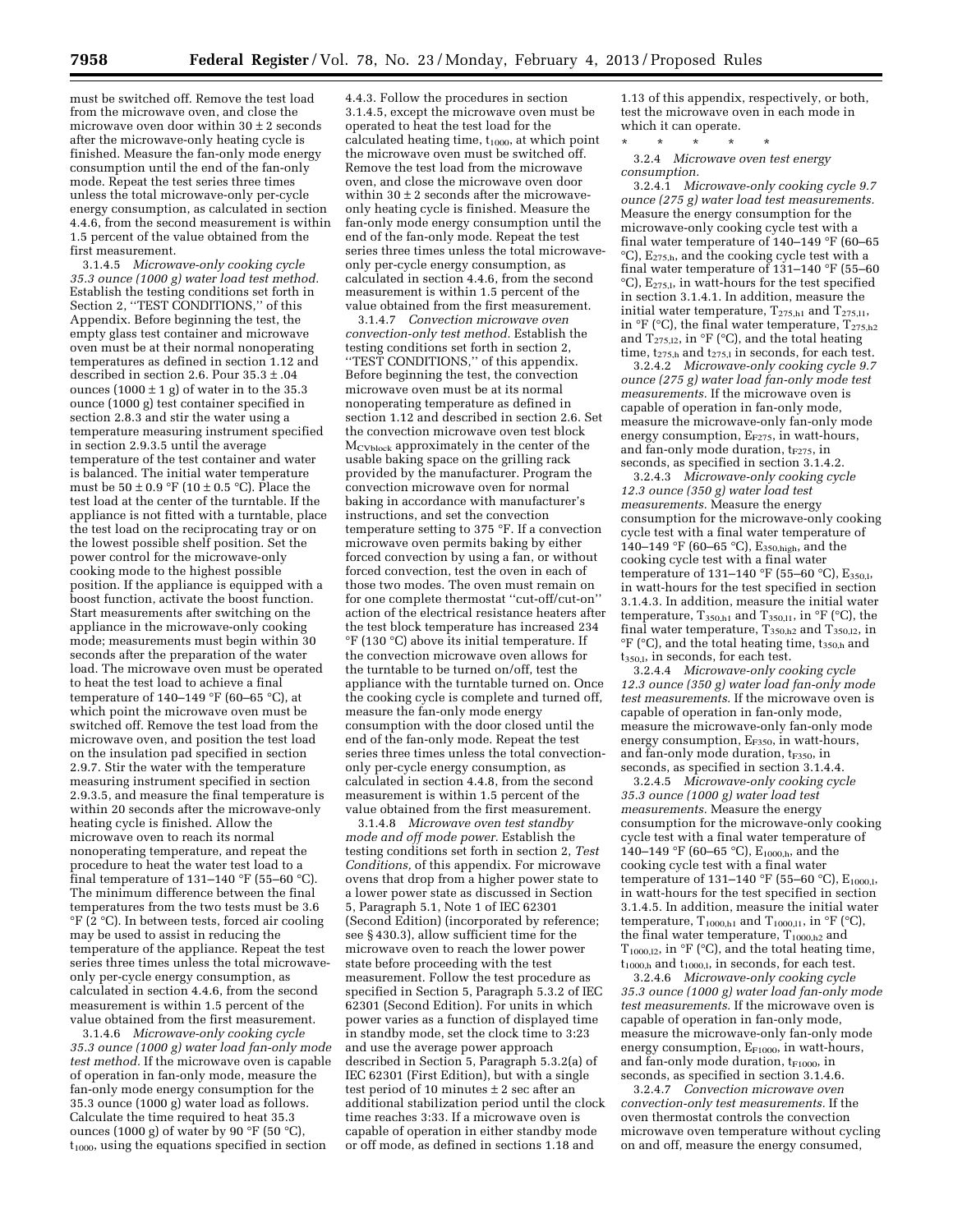must be switched off. Remove the test load from the microwave oven, and close the microwave oven door within 30 ± 2 seconds after the microwave-only heating cycle is finished. Measure the fan-only mode energy consumption until the end of the fan-only mode. Repeat the test series three times unless the total microwave-only per-cycle energy consumption, as calculated in section 4.4.6, from the second measurement is within 1.5 percent of the value obtained from the first measurement.

3.1.4.5 *Microwave-only cooking cycle 35.3 ounce (1000 g) water load test method.* Establish the testing conditions set forth in Section 2, ''TEST CONDITIONS,'' of this Appendix. Before beginning the test, the empty glass test container and microwave oven must be at their normal nonoperating temperatures as defined in section 1.12 and described in section 2.6. Pour 35.3 ± .04 ounces (1000 ± 1 g) of water in to the 35.3 ounce (1000 g) test container specified in section 2.8.3 and stir the water using a temperature measuring instrument specified in section 2.9.3.5 until the average temperature of the test container and water is balanced. The initial water temperature must be 50 ± 0.9 °F (10 ± 0.5 °C). Place the test load at the center of the turntable. If the appliance is not fitted with a turntable, place the test load on the reciprocating tray or on the lowest possible shelf position. Set the power control for the microwave-only cooking mode to the highest possible position. If the appliance is equipped with a boost function, activate the boost function. Start measurements after switching on the appliance in the microwave-only cooking mode; measurements must begin within 30 seconds after the preparation of the water load. The microwave oven must be operated to heat the test load to achieve a final temperature of 140–149 °F (60–65 °C), at which point the microwave oven must be switched off. Remove the test load from the microwave oven, and position the test load on the insulation pad specified in section 2.9.7. Stir the water with the temperature measuring instrument specified in section 2.9.3.5, and measure the final temperature is within 20 seconds after the microwave-only heating cycle is finished. Allow the microwave oven to reach its normal nonoperating temperature, and repeat the procedure to heat the water test load to a final temperature of 131–140 °F (55–60 °C). The minimum difference between the final temperatures from the two tests must be 3.6 °F (2 °C). In between tests, forced air cooling may be used to assist in reducing the temperature of the appliance. Repeat the test series three times unless the total microwave-only per-cycle energy consumption, as calculated in section 4.4.6, from the second measurement is within 1.5 percent of the value obtained from the first measurement.

3.1.4.6 *Microwave-only cooking cycle 35.3 ounce (1000 g) water load fan-only mode test method.* If the microwave oven is capable of operation in fan-only mode, measure the fan-only mode energy consumption for the 35.3 ounce (1000 g) water load as follows. Calculate the time required to heat 35.3 ounces (1000 g) of water by 90 °F (50 °C), $t_{1000}$, using the equations specified in section 4.4.3. Follow the procedures in section 3.1.4.5, except the microwave oven must be operated to heat the test load for the calculated heating time, $t_{1000}$, at which point the microwave oven must be switched off. Remove the test load from the microwave oven, and close the microwave oven door within 30 ± 2 seconds after the microwave-only heating cycle is finished. Measure the fan-only mode energy consumption until the end of the fan-only mode. Repeat the test series three times unless the total microwave-only per-cycle energy consumption, as calculated in section 4.4.6, from the second measurement is within 1.5 percent of the value obtained from the first measurement.

3.1.4.7 *Convection microwave oven convection-only test method.* Establish the testing conditions set forth in section 2, ''TEST CONDITIONS,'' of this appendix. Before beginning the test, the convection microwave oven must be at its normal nonoperating temperature as defined in section 1.12 and described in section 2.6. Set the convection microwave oven test block $M_{CVblock}$ approximately in the center of the usable baking space on the grilling rack provided by the manufacturer. Program the convection microwave oven for normal baking in accordance with manufacturer's instructions, and set the convection temperature setting to 375 °F. If a convection microwave oven permits baking by either forced convection by using a fan, or without forced convection, test the oven in each of those two modes. The oven must remain on for one complete thermostat ''cut-off/cut-on'' action of the electrical resistance heaters after the test block temperature has increased 234 °F (130 °C) above its initial temperature. If the convection microwave oven allows for the turntable to be turned on/off, test the appliance with the turntable turned on. Once the cooking cycle is complete and turned off, measure the fan-only mode energy consumption with the door closed until the end of the fan-only mode. Repeat the test series three times unless the total convection-only per-cycle energy consumption, as calculated in section 4.4.8, from the second measurement is within 1.5 percent of the value obtained from the first measurement.

3.1.4.8 *Microwave oven test standby mode and off mode power.* Establish the testing conditions set forth in section 2, *Test Conditions,* of this appendix. For microwave ovens that drop from a higher power state to a lower power state as discussed in Section 5, Paragraph 5.1, Note 1 of IEC 62301 (Second Edition) (incorporated by reference; see § 430.3), allow sufficient time for the microwave oven to reach the lower power state before proceeding with the test measurement. Follow the test procedure as specified in Section 5, Paragraph 5.3.2 of IEC 62301 (Second Edition). For units in which power varies as a function of displayed time in standby mode, set the clock time to 3:23 and use the average power approach described in Section 5, Paragraph 5.3.2(a) of IEC 62301 (First Edition), but with a single test period of 10 minutes ± 2 sec after an additional stabilization period until the clock time reaches 3:33. If a microwave oven is capable of operation in either standby mode or off mode, as defined in sections 1.18 and 1.13 of this appendix, respectively, or both, test the microwave oven in each mode in which it can operate.

\* \* \* \* \*

3.2.4 *Microwave oven test energy consumption.*

3.2.4.1 *Microwave-only cooking cycle 9.7 ounce (275 g) water load test measurements.* Measure the energy consumption for the microwave-only cooking cycle test with a final water temperature of 140–149 °F (60–65 °C), $E_{275,h}$, and the cooking cycle test with a final water temperature of 131–140 °F (55–60 °C), $E_{275,l}$, in watt-hours for the test specified in section 3.1.4.1. In addition, measure the initial water temperature, $T_{275,h1}$ and $T_{275,l1}$, in °F (°C), the final water temperature, $T_{275,h2}$ and $T_{275,l2}$, in °F (°C), and the total heating time, $t_{275,h}$ and $t_{275,l}$ in seconds, for each test.

3.2.4.2 *Microwave-only cooking cycle 9.7 ounce (275 g) water load fan-only mode test measurements.* If the microwave oven is capable of operation in fan-only mode, measure the microwave-only fan-only mode energy consumption, $E_{F275}$, in watt-hours, and fan-only mode duration, $t_{F275}$, in seconds, as specified in section 3.1.4.2.

3.2.4.3 *Microwave-only cooking cycle 12.3 ounce (350 g) water load test measurements.* Measure the energy consumption for the microwave-only cooking cycle test with a final water temperature of 140–149 °F (60–65 °C), $E_{350,high}$, and the cooking cycle test with a final water temperature of 131–140 °F (55–60 °C), $E_{350,l}$, in watt-hours for the test specified in section 3.1.4.3. In addition, measure the initial water temperature, $T_{350,h1}$ and $T_{350,l1}$, in °F (°C), the final water temperature, $T_{350,h2}$ and $T_{350,l2}$, in °F (°C), and the total heating time, $t_{350,h}$ and $t_{350,l}$, in seconds, for each test.

3.2.4.4 *Microwave-only cooking cycle 12.3 ounce (350 g) water load fan-only mode test measurements.* If the microwave oven is capable of operation in fan-only mode, measure the microwave-only fan-only mode energy consumption, $E_{F350}$, in watt-hours, and fan-only mode duration, $t_{F350}$, in seconds, as specified in section 3.1.4.4.

3.2.4.5 *Microwave-only cooking cycle 35.3 ounce (1000 g) water load test measurements.* Measure the energy consumption for the microwave-only cooking cycle test with a final water temperature of 140–149 °F (60–65 °C), $E_{1000,h}$, and the cooking cycle test with a final water temperature of 131–140 °F (55–60 °C), $E_{1000,l}$, in watt-hours for the test specified in section 3.1.4.5. In addition, measure the initial water temperature, $T_{1000,h1}$ and $T_{1000,l1}$, in °F (°C), the final water temperature, $T_{1000,h2}$ and $T_{1000,l2}$, in °F (°C), and the total heating time, $t_{1000,h}$ and $t_{1000,l}$, in seconds, for each test.

3.2.4.6 *Microwave-only cooking cycle 35.3 ounce (1000 g) water load fan-only mode test measurements.* If the microwave oven is capable of operation in fan-only mode, measure the microwave-only fan-only mode energy consumption, $E_{F1000}$, in watt-hours, and fan-only mode duration, $t_{F1000}$, in seconds, as specified in section 3.1.4.6.

3.2.4.7 *Convection microwave oven convection-only test measurements.* If the oven thermostat controls the convection microwave oven temperature without cycling on and off, measure the energy consumed,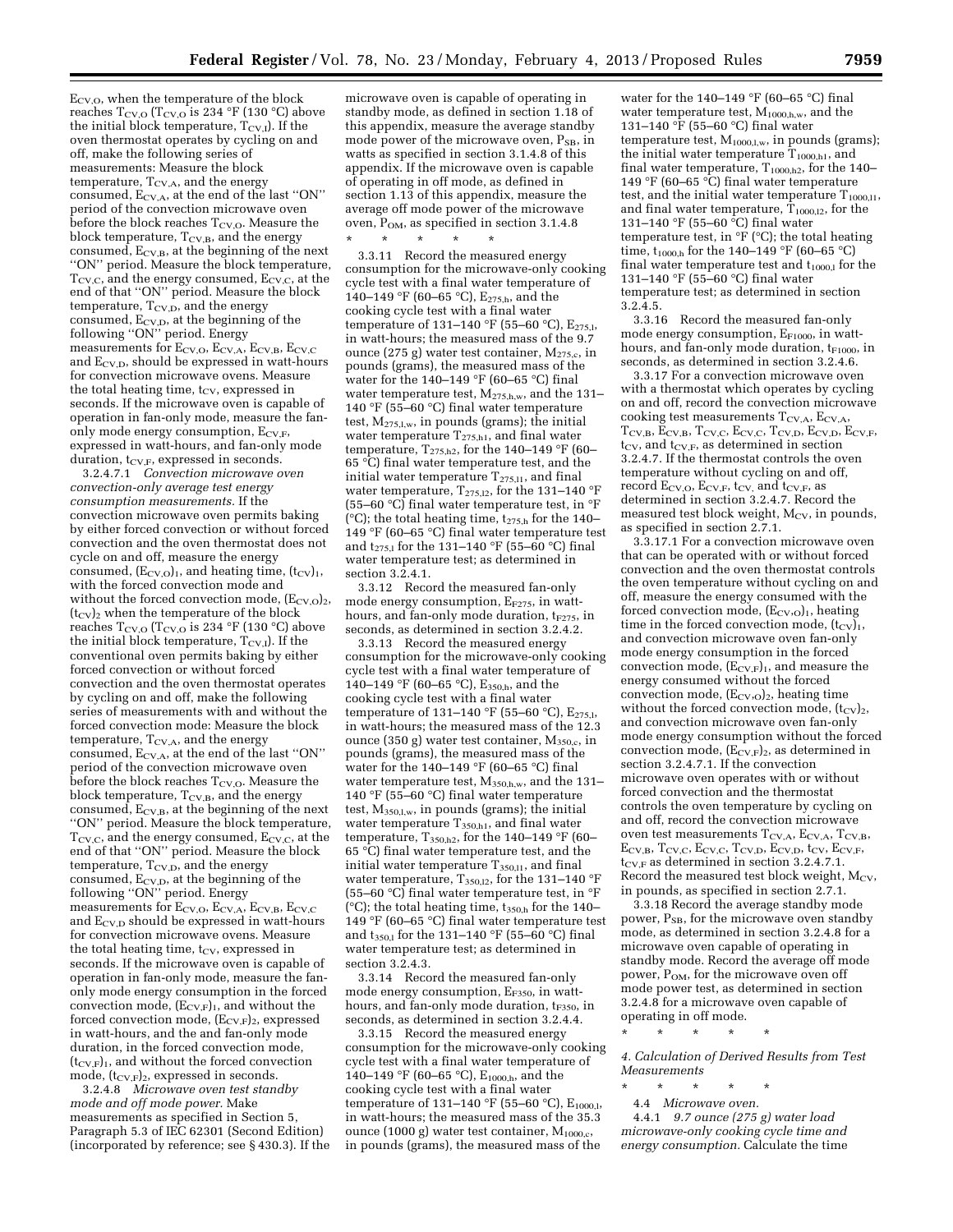$E_{CV,O}$, when the temperature of the block reaches $T_{CV,O}$ ($T_{CV,O}$ is 234 °F (130 °C) above the initial block temperature, $T_{CV,I}$). If the oven thermostat operates by cycling on and off, make the following series of measurements: Measure the block temperature, $T_{CV,A}$, and the energy consumed, $E_{CV,A}$, at the end of the last ''ON'' period of the convection microwave oven before the block reaches $T_{CV,O}$. Measure the block temperature, $T_{CV,B}$, and the energy consumed, $E_{CV,B}$, at the beginning of the next ''ON'' period. Measure the block temperature, $T_{CV,C}$, and the energy consumed, $E_{CV,C}$, at the end of that ''ON'' period. Measure the block temperature, $T_{CV,D}$, and the energy consumed, $E_{CV,D}$, at the beginning of the following ''ON'' period. Energy measurements for $E_{CV,O}$, $E_{CV,A}$, $E_{CV,B}$, $E_{CV,C}$ and $E_{CV,D}$ should be expressed in watt-hours for convection microwave ovens. Measure the total heating time, $t_{CV}$, expressed in seconds. If the microwave oven is capable of operation in fan-only mode, measure the fan-only mode energy consumption, $E_{CV,F}$, expressed in watt-hours, and fan-only mode duration, $t_{CV,F}$, expressed in seconds.

3.2.4.7.1 *Convection microwave oven convection-only average test energy consumption measurements.* If the convection microwave oven permits baking by either forced convection or without forced convection and the oven thermostat does not cycle on and off, measure the energy consumed, $(E_{CV,O})_1$, and heating time, $(t_{CV})_1$, with the forced convection mode and without the forced convection mode, $(E_{CV,O})_2$, $(t_{CV})_2$ when the temperature of the block reaches $T_{CV,O}$ ($T_{CV,O}$ is 234 °F (130 °C) above the initial block temperature, $T_{CV,I}$). If the conventional oven permits baking by either forced convection or without forced convection and the oven thermostat operates by cycling on and off, make the following series of measurements with and without the forced convection mode: Measure the block temperature, $T_{CV,A}$, and the energy consumed, $E_{CV,A}$, at the end of the last ''ON'' period of the convection microwave oven before the block reaches $T_{CV,O}$. Measure the block temperature, $T_{CV,B}$, and the energy consumed, $E_{CV,B}$, at the beginning of the next ''ON'' period. Measure the block temperature, $T_{CV,C}$, and the energy consumed, $E_{CV,C}$, at the end of that ''ON'' period. Measure the block temperature, $T_{CV,D}$, and the energy consumed, $E_{CV,D}$, at the beginning of the following ''ON'' period. Energy measurements for $E_{CV,O}$, $E_{CV,A}$, $E_{CV,B}$, $E_{CV,C}$ and $E_{CV,D}$ should be expressed in watt-hours for convection microwave ovens. Measure the total heating time, $t_{CV}$, expressed in seconds. If the microwave oven is capable of operation in fan-only mode, measure the fan-only mode energy consumption in the forced convection mode, $(E_{CV,F})_1$, and without the forced convection mode, $(E_{CV,F})_2$, expressed in watt-hours, and the and fan-only mode duration, in the forced convection mode, $(t_{CV,F})_1$, and without the forced convection mode, $(t_{CV,F})_2$, expressed in seconds.

3.2.4.8 *Microwave oven test standby mode and off mode power.* Make measurements as specified in Section 5, Paragraph 5.3 of IEC 62301 (Second Edition) (incorporated by reference; see § 430.3). If the microwave oven is capable of operating in standby mode, as defined in section 1.18 of this appendix, measure the average standby mode power of the microwave oven, $P_{SB}$, in watts as specified in section 3.1.4.8 of this appendix. If the microwave oven is capable of operating in off mode, as defined in section 1.13 of this appendix, measure the average off mode power of the microwave oven, $P_{OM}$, as specified in section 3.1.4.8

\* \* \* \* \*

3.3.11 Record the measured energy consumption for the microwave-only cooking cycle test with a final water temperature of 140–149 °F (60–65 °C), $E_{275,h}$, and the cooking cycle test with a final water temperature of 131–140 °F (55–60 °C), $E_{275,l}$, in watt-hours; the measured mass of the 9.7 ounce (275 g) water test container, $M_{275,c}$, in pounds (grams), the measured mass of the water for the 140–149 °F (60–65 °C) final water temperature test, $M_{275,h,w}$, and the 131–140 °F (55–60 °C) final water temperature test, $M_{275,l,w}$, in pounds (grams); the initial water temperature $T_{275,h1}$, and final water temperature, $T_{275,h2}$, for the 140–149 °F (60–65 °C) final water temperature test, and the initial water temperature $T_{275,l1}$, and final water temperature, $T_{275,l2}$, for the 131–140 °F (55–60 °C) final water temperature test, in °F (°C); the total heating time, $t_{275,h}$ for the 140–149 °F (60–65 °C) final water temperature test and $t_{275,l}$ for the 131–140 °F (55–60 °C) final water temperature test; as determined in section 3.2.4.1.

3.3.12 Record the measured fan-only mode energy consumption, $E_{F275}$, in watt-hours, and fan-only mode duration, $t_{F275}$, in seconds, as determined in section 3.2.4.2.

3.3.13 Record the measured energy consumption for the microwave-only cooking cycle test with a final water temperature of 140–149 °F (60–65 °C), $E_{350,h}$, and the cooking cycle test with a final water temperature of 131–140 °F (55–60 °C), $E_{275,l}$, in watt-hours; the measured mass of the 12.3 ounce (350 g) water test container, $M_{350,c}$, in pounds (grams), the measured mass of the water for the 140–149 °F (60–65 °C) final water temperature test, $M_{350,h,w}$, and the 131–140 °F (55–60 °C) final water temperature test, $M_{350,l,w}$, in pounds (grams); the initial water temperature $T_{350,h1}$, and final water temperature, $T_{350,h2}$, for the 140–149 °F (60–65 °C) final water temperature test, and the initial water temperature $T_{350,l1}$, and final water temperature, $T_{350,l2}$, for the 131–140 °F (55–60 °C) final water temperature test, in °F (°C); the total heating time, $t_{350,h}$ for the 140–149 °F (60–65 °C) final water temperature test and $t_{350,l}$ for the 131–140 °F (55–60 °C) final water temperature test; as determined in section 3.2.4.3.

3.3.14 Record the measured fan-only mode energy consumption, $E_{F350}$, in watt-hours, and fan-only mode duration, $t_{F350}$, in seconds, as determined in section 3.2.4.4.

3.3.15 Record the measured energy consumption for the microwave-only cooking cycle test with a final water temperature of 140–149 °F (60–65 °C), $E_{1000,h}$, and the cooking cycle test with a final water temperature of 131–140 °F (55–60 °C), $E_{1000,l}$, in watt-hours; the measured mass of the 35.3 ounce (1000 g) water test container, $M_{1000,c}$, in pounds (grams), the measured mass of the water for the 140–149 °F (60–65 °C) final water temperature test, $M_{1000,h,w}$, and the 131–140 °F (55–60 °C) final water temperature test, $M_{1000,l,w}$, in pounds (grams); the initial water temperature $T_{1000,h1}$, and final water temperature, $T_{1000,h2}$, for the 140–149 °F (60–65 °C) final water temperature test, and the initial water temperature $T_{1000,l1}$, and final water temperature, $T_{1000,l2}$, for the 131–140 °F (55–60 °C) final water temperature test, in °F (°C); the total heating time, $t_{1000,h}$ for the 140–149 °F (60–65 °C) final water temperature test and $t_{1000,l}$ for the 131–140 °F (55–60 °C) final water temperature test; as determined in section 3.2.4.5.

3.3.16 Record the measured fan-only mode energy consumption, $E_{F1000}$, in watt-hours, and fan-only mode duration, $t_{F1000}$, in seconds, as determined in section 3.2.4.6.

3.3.17 For a convection microwave oven with a thermostat which operates by cycling on and off, record the convection microwave cooking test measurements $T_{CV,A}$, $E_{CV,A}$, $T_{CV,B}$, $E_{CV,B}$, $T_{CV,C}$, $E_{CV,C}$, $T_{CV,D}$, $E_{CV,D}$, $E_{CV,F}$, $t_{CV}$, and $t_{CV,F}$, as determined in section 3.2.4.7. If the thermostat controls the oven temperature without cycling on and off, record $E_{CV,O}$, $E_{CV,F}$, $t_{CV,}$ and $t_{CV,F}$, as determined in section 3.2.4.7. Record the measured test block weight, $M_{CV}$, in pounds, as specified in section 2.7.1.

3.3.17.1 For a convection microwave oven that can be operated with or without forced convection and the oven thermostat controls the oven temperature without cycling on and off, measure the energy consumed with the forced convection mode, $(E_{CV,O})_1$, heating time in the forced convection mode, $(t_{CV})_1$, and convection microwave oven fan-only mode energy consumption in the forced convection mode, $(E_{CV,F})_1$, and measure the energy consumed without the forced convection mode, $(E_{CV,O})_2$, heating time without the forced convection mode, $(t_{CV})_2$, and convection microwave oven fan-only mode energy consumption without the forced convection mode, $(E_{CV,F})_2$, as determined in section 3.2.4.7.1. If the convection microwave oven operates with or without forced convection and the thermostat controls the oven temperature by cycling on and off, record the convection microwave oven test measurements $T_{CV,A}$, $E_{CV,A}$, $T_{CV,B}$, $E_{CV,B}$, $T_{CV,C}$, $E_{CV,C}$, $T_{CV,D}$, $E_{CV,D}$, $t_{CV}$, $E_{CV,F}$, $t_{CV,F}$ as determined in section 3.2.4.7.1. Record the measured test block weight, $M_{CV}$, in pounds, as specified in section 2.7.1.

3.3.18 Record the average standby mode power, $P_{SB}$, for the microwave oven standby mode, as determined in section 3.2.4.8 for a microwave oven capable of operating in standby mode. Record the average off mode power, $P_{OM}$, for the microwave oven off mode power test, as determined in section 3.2.4.8 for a microwave oven capable of operating in off mode.

\* \* \* \* \*

*4. Calculation of Derived Results from Test Measurements*

\* \* \* \* \*

4.4 *Microwave oven.*

4.4.1 *9.7 ounce (275 g) water load microwave-only cooking cycle time and energy consumption.* Calculate the time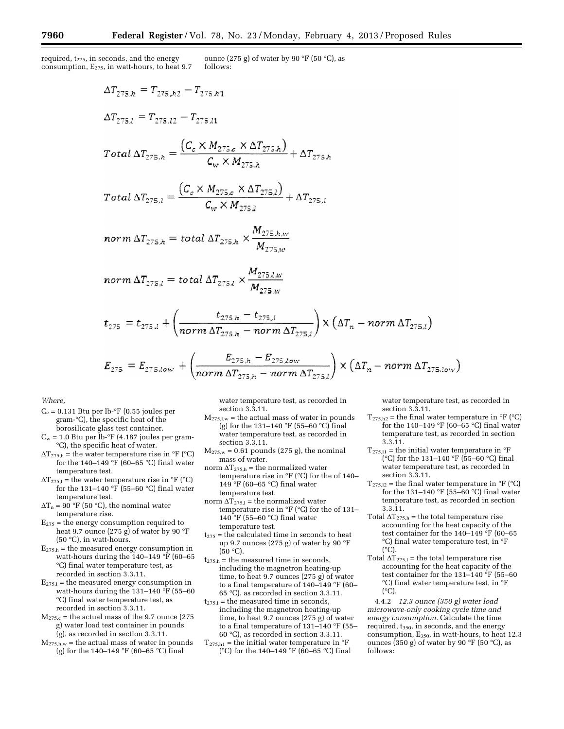required, $t_{275}$, in seconds, and the energy consumption, $E_{275}$, in watt-hours, to heat 9.7 ounce (275 g) of water by 90 °F (50 °C), as follows:

$$\Delta T_{275,h} = T_{275,h2} - T_{275,h1}$$

$$\Delta T_{275,l} = T_{275,l2} - T_{275,l1}$$

$$Total\ \Delta T_{275,h} = \frac{\left(C_c \times M_{275,c} \times \Delta T_{275,h}\right)}{C_w \times M_{275,h}} + \Delta T_{275,h}$$

$$Total\ \Delta T_{275,l} = \frac{\left(C_c \times M_{275,c} \times \Delta T_{275,l}\right)}{C_w \times M_{275,l}} + \Delta T_{275,l}$$

$$norm\ \Delta T_{275,h} = total\ \Delta T_{275,h} \times \frac{M_{275,h,w}}{M_{275,w}}$$

$$norm\ \Delta T_{275,l} = total\ \Delta T_{275,l} \times \frac{M_{275,l,w}}{M_{275,w}}$$

$$t_{275} = t_{275,l} + \left(\frac{t_{275,h} - t_{275,l}}{norm\ \Delta T_{275,h} - norm\ \Delta T_{275,l}}\right) \times \left(\Delta T_n - norm\ \Delta T_{275,l}\right)$$

$$E_{275} = E_{275,low} + \left(\frac{E_{275,h} - E_{275,low}}{norm\ \Delta T_{275,h} - norm\ \Delta T_{275,l}}\right) \times \left(\Delta T_n - norm\ \Delta T_{275,low}\right)$$

*Where,*

$C_c$ = 0.131 Btu per lb-°F (0.55 joules per gram-°C), the specific heat of the borosilicate glass test container.

$C_w$ = 1.0 Btu per lb-°F (4.187 joules per gram-°C), the specific heat of water.

$\Delta T_{275,h}$ = the water temperature rise in °F (°C) for the 140–149 °F (60–65 °C) final water temperature test.

$\Delta T_{275,l}$ = the water temperature rise in °F (°C) for the 131–140 °F (55–60 °C) final water temperature test.

$\Delta T_n$ = 90 °F (50 °C), the nominal water temperature rise.

$E_{275}$ = the energy consumption required to heat 9.7 ounce (275 g) of water by 90 °F (50 °C), in watt-hours.

$E_{275,h}$ = the measured energy consumption in watt-hours during the 140–149 °F (60–65 °C) final water temperature test, as recorded in section 3.3.11.

$E_{275,l}$ = the measured energy consumption in watt-hours during the 131–140 °F (55–60 °C) final water temperature test, as recorded in section 3.3.11.

$M_{275,c}$ = the actual mass of the 9.7 ounce (275 g) water load test container in pounds (g), as recorded in section 3.3.11.

$M_{275,h,w}$ = the actual mass of water in pounds (g) for the 140–149 °F (60–65 °C) final water temperature test, as recorded in section 3.3.11.

$M_{275,l,w}$ = the actual mass of water in pounds (g) for the 131–140 °F (55–60 °C) final water temperature test, as recorded in section 3.3.11.

$M_{275,w}$ = 0.61 pounds (275 g), the nominal mass of water.

norm $\Delta T_{275,h}$ = the normalized water temperature rise in °F (°C) for the of 140–149 °F (60–65 °C) final water temperature test.

norm $\Delta T_{275,l}$ = the normalized water temperature rise in °F (°C) for the of 131–140 °F (55–60 °C) final water temperature test.

$t_{275}$ = the calculated time in seconds to heat up 9.7 ounces (275 g) of water by 90 °F (50 °C).

$t_{275,h}$ = the measured time in seconds, including the magnetron heating-up time, to heat 9.7 ounces (275 g) of water to a final temperature of 140–149 °F (60–65 °C), as recorded in section 3.3.11.

$t_{275,l}$ = the measured time in seconds, including the magnetron heating-up time, to heat 9.7 ounces (275 g) of water to a final temperature of 131–140 °F (55–60 °C), as recorded in section 3.3.11.

$T_{275,h1}$ = the initial water temperature in °F (°C) for the 140–149 °F (60–65 °C) final water temperature test, as recorded in section 3.3.11.

$T_{275,h2}$ = the final water temperature in °F (°C) for the 140–149 °F (60–65 °C) final water temperature test, as recorded in section 3.3.11.

$T_{275,l1}$ = the initial water temperature in °F (°C) for the 131–140 °F (55–60 °C) final water temperature test, as recorded in section 3.3.11.

$T_{275,l2}$ = the final water temperature in °F (°C) for the 131–140 °F (55–60 °C) final water temperature test, as recorded in section 3.3.11.

Total $\Delta T_{275,h}$ = the total temperature rise accounting for the heat capacity of the test container for the 140–149 °F (60–65 °C) final water temperature test, in °F (°C).

Total $\Delta T_{275,l}$ = the total temperature rise accounting for the heat capacity of the test container for the 131–140 °F (55–60 °C) final water temperature test, in °F (°C).

4.4.2 *12.3 ounce (350 g) water load microwave-only cooking cycle time and energy consumption.* Calculate the time required, $t_{350}$, in seconds, and the energy consumption, $E_{350}$, in watt-hours, to heat 12.3 ounces (350 g) of water by 90 °F (50 °C), as follows: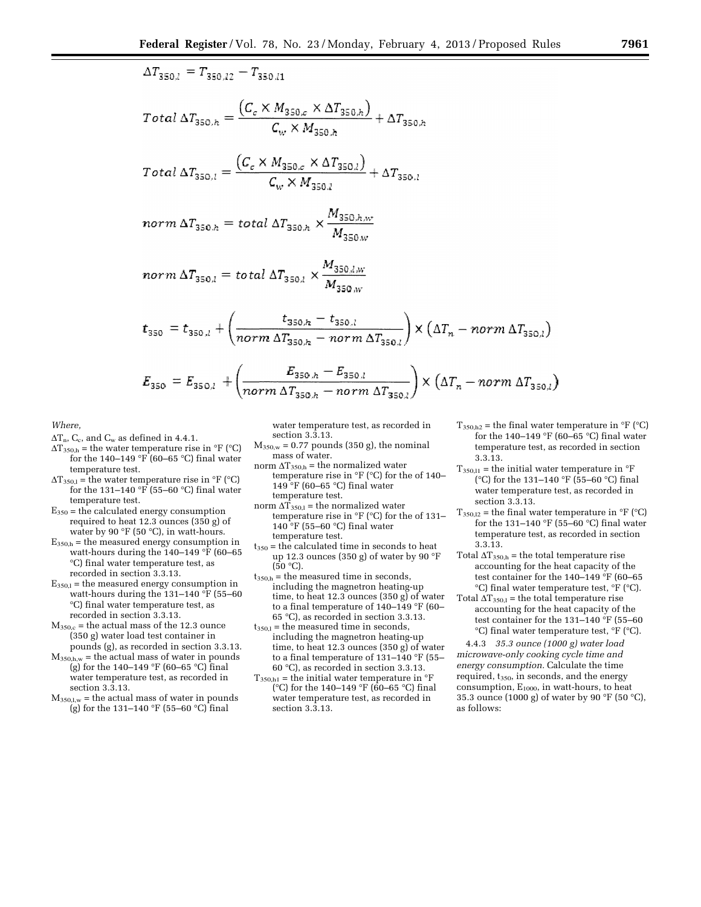$$\Delta T_{350,l} = T_{350,l2} - T_{350,l1}$$

$$Total\ \Delta T_{350,h} = \frac{(C_c \times M_{350,c} \times \Delta T_{350,h})}{C_w \times M_{350,h}} + \Delta T_{350,h}$$

$$Total\ \Delta T_{350,l} = \frac{(C_c \times M_{350,c} \times \Delta T_{350,l})}{C_w \times M_{350,l}} + \Delta T_{350,l}$$

$$norm\ \Delta T_{350,h} = total\ \Delta T_{350,h} \times \frac{M_{350,h,w}}{M_{350,w}}$$

$$norm\ \Delta T_{350,l} = total\ \Delta T_{350,l} \times \frac{M_{350,l,w}}{M_{350,w}}$$

$$t_{350} = t_{350,l} + \left(\frac{t_{350,h} - t_{350,l}}{norm\ \Delta T_{350,h} - norm\ \Delta T_{350,l}}\right) \times (\Delta T_n - norm\ \Delta T_{350,l})$$

$$E_{350} = E_{350,l} + \left(\frac{E_{350,h} - E_{350,l}}{norm\ \Delta T_{350,h} - norm\ \Delta T_{350,l}}\right) \times (\Delta T_n - norm\ \Delta T_{350,l})$$

*Where,*

$\Delta T_n$, $C_c$, and $C_w$ as defined in 4.4.1.

$\Delta T_{350,h}$ = the water temperature rise in °F (°C) for the 140–149 °F (60–65 °C) final water temperature test.

$\Delta T_{350,l}$ = the water temperature rise in °F (°C) for the 131–140 °F (55–60 °C) final water temperature test.

$E_{350}$ = the calculated energy consumption required to heat 12.3 ounces (350 g) of water by 90 °F (50 °C), in watt-hours.

$E_{350,h}$ = the measured energy consumption in watt-hours during the 140–149 °F (60–65 °C) final water temperature test, as recorded in section 3.3.13.

$E_{350,l}$ = the measured energy consumption in watt-hours during the 131–140 °F (55–60 °C) final water temperature test, as recorded in section 3.3.13.

$M_{350,c}$ = the actual mass of the 12.3 ounce (350 g) water load test container in pounds (g), as recorded in section 3.3.13.

$M_{350,h,w}$ = the actual mass of water in pounds (g) for the 140–149 °F (60–65 °C) final water temperature test, as recorded in section 3.3.13.

$M_{350,l,w}$ = the actual mass of water in pounds (g) for the 131–140 °F (55–60 °C) final water temperature test, as recorded in section 3.3.13.

$M_{350,w}$ = 0.77 pounds (350 g), the nominal mass of water.

norm $\Delta T_{350,h}$ = the normalized water temperature rise in °F (°C) for the of 140–149 °F (60–65 °C) final water temperature test.

norm $\Delta T_{350,l}$ = the normalized water temperature rise in °F (°C) for the of 131–140 °F (55–60 °C) final water temperature test.

$t_{350}$ = the calculated time in seconds to heat up 12.3 ounces (350 g) of water by 90 °F (50 °C).

$t_{350,h}$ = the measured time in seconds, including the magnetron heating-up time, to heat 12.3 ounces (350 g) of water to a final temperature of 140–149 °F (60–65 °C), as recorded in section 3.3.13.

$t_{350,l}$ = the measured time in seconds, including the magnetron heating-up time, to heat 12.3 ounces (350 g) of water to a final temperature of 131–140 °F (55–60 °C), as recorded in section 3.3.13.

$T_{350,h1}$ = the initial water temperature in °F (°C) for the 140–149 °F (60–65 °C) final water temperature test, as recorded in section 3.3.13.

$T_{350,h2}$ = the final water temperature in °F (°C) for the 140–149 °F (60–65 °C) final water temperature test, as recorded in section 3.3.13.

$T_{350,l1}$ = the initial water temperature in °F (°C) for the 131–140 °F (55–60 °C) final water temperature test, as recorded in section 3.3.13.

$T_{350,l2}$ = the final water temperature in °F (°C) for the 131–140 °F (55–60 °C) final water temperature test, as recorded in section 3.3.13.

Total $\Delta T_{350,h}$ = the total temperature rise accounting for the heat capacity of the test container for the 140–149 °F (60–65 °C) final water temperature test, °F (°C).

Total $\Delta T_{350,l}$ = the total temperature rise accounting for the heat capacity of the test container for the 131–140 °F (55–60 °C) final water temperature test, °F (°C).

4.4.3 *35.3 ounce (1000 g) water load microwave-only cooking cycle time and energy consumption.* Calculate the time required, $t_{350}$, in seconds, and the energy consumption, $E_{1000}$, in watt-hours, to heat 35.3 ounce (1000 g) of water by 90 °F (50 °C), as follows: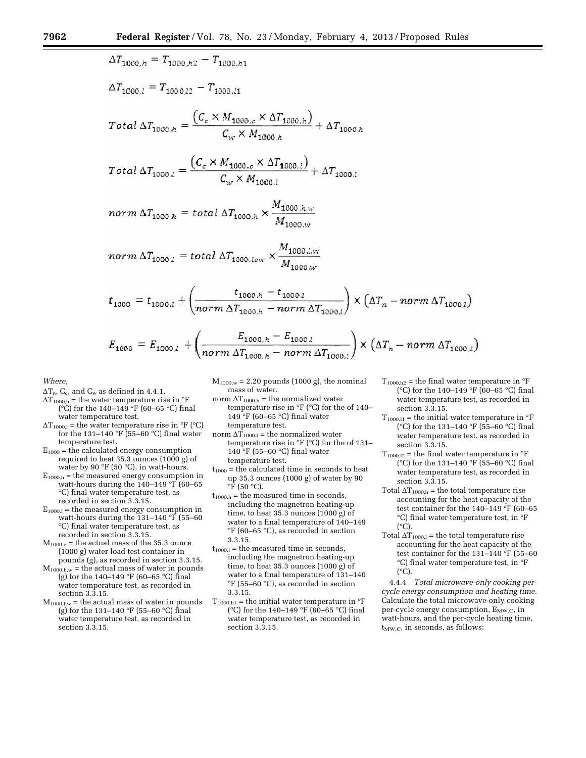$$\Delta T_{1000,h} = T_{1000,h2} - T_{1000,h1}$$

$$\Delta T_{1000,l} = T_{1000,l2} - T_{1000,l1}$$

$$Total\ \Delta T_{1000,h} = \frac{\left(C_c \times M_{1000,c} \times \Delta T_{1000,h}\right)}{C_w \times M_{1000,h}} + \Delta T_{1000,h}$$

$$Total\ \Delta T_{1000,l} = \frac{\left(C_c \times M_{1000,c} \times \Delta T_{1000,l}\right)}{C_w \times M_{1000,l}} + \Delta T_{1000,l}$$

$$norm\ \Delta T_{1000,h} = total\ \Delta T_{1000,h} \times \frac{M_{1000,h,w}}{M_{1000,w}}$$

$$norm\ \Delta T_{1000,l} = total\ \Delta T_{1000,low} \times \frac{M_{1000,l,w}}{M_{1000,w}}$$

$$t_{1000} = t_{1000,l} + \left(\frac{t_{1000,h} - t_{1000,l}}{norm\ \Delta T_{1000,h} - norm\ \Delta T_{1000,l}}\right) \times \left(\Delta T_n - norm\ \Delta T_{1000,l}\right)$$

$$E_{1000} = E_{1000,l} + \left(\frac{E_{1000,h} - E_{1000,l}}{norm\ \Delta T_{1000,h} - norm\ \Delta T_{1000,l}}\right) \times \left(\Delta T_n - norm\ \Delta T_{1000,l}\right)$$

*Where,*

$\Delta T_n$, $C_c$, and $C_w$ as defined in 4.4.1.

$\Delta T_{1000,h}$ = the water temperature rise in °F (°C) for the 140–149 °F (60–65 °C) final water temperature test.

$\Delta T_{1000,l}$ = the water temperature rise in °F (°C) for the 131–140 °F (55–60 °C) final water temperature test.

$E_{1000}$ = the calculated energy consumption required to heat 35.3 ounces (1000 g) of water by 90 °F (50 °C), in watt-hours.

$E_{1000,h}$ = the measured energy consumption in watt-hours during the 140–149 °F (60–65 °C) final water temperature test, as recorded in section 3.3.15.

$E_{1000,l}$ = the measured energy consumption in watt-hours during the 131–140 °F (55–60 °C) final water temperature test, as recorded in section 3.3.15.

$M_{1000,c}$ = the actual mass of the 35.3 ounce (1000 g) water load test container in pounds (g), as recorded in section 3.3.15.

$M_{1000,h,w}$ = the actual mass of water in pounds (g) for the 140–149 °F (60–65 °C) final water temperature test, as recorded in section 3.3.15.

$M_{1000,l,w}$ = the actual mass of water in pounds (g) for the 131–140 °F (55–60 °C) final water temperature test, as recorded in section 3.3.15.

$M_{1000,w}$ = 2.20 pounds (1000 g), the nominal mass of water.

norm $\Delta T_{1000,h}$ = the normalized water temperature rise in °F (°C) for the of 140–149 °F (60–65 °C) final water temperature test.

norm $\Delta T_{1000,l}$ = the normalized water temperature rise in °F (°C) for the of 131–140 °F (55–60 °C) final water temperature test.

$t_{1000}$ = the calculated time in seconds to heat up 35.3 ounces (1000 g) of water by 90 °F (50 °C).

$t_{1000,h}$ = the measured time in seconds, including the magnetron heating-up time, to heat 35.3 ounces (1000 g) of water to a final temperature of 140–149 °F (60–65 °C), as recorded in section 3.3.15.

$t_{1000,l}$ = the measured time in seconds, including the magnetron heating-up time, to heat 35.3 ounces (1000 g) of water to a final temperature of 131–140 °F (55–60 °C), as recorded in section 3.3.15.

$T_{1000,h1}$ = the initial water temperature in °F (°C) for the 140–149 °F (60–65 °C) final water temperature test, as recorded in section 3.3.15.

$T_{1000,h2}$ = the final water temperature in °F (°C) for the 140–149 °F (60–65 °C) final water temperature test, as recorded in section 3.3.15.

$T_{1000,l1}$ = the initial water temperature in °F (°C) for the 131–140 °F (55–60 °C) final water temperature test, as recorded in section 3.3.15.

$T_{1000,l2}$ = the final water temperature in °F (°C) for the 131–140 °F (55–60 °C) final water temperature test, as recorded in section 3.3.15.

Total $\Delta T_{1000,h}$ = the total temperature rise accounting for the heat capacity of the test container for the 140–149 °F (60–65 °C) final water temperature test, in °F (°C).

Total $\Delta T_{1000,l}$ = the total temperature rise accounting for the heat capacity of the test container for the 131–140 °F (55–60 °C) final water temperature test, in °F (°C).

4.4.4 *Total microwave-only cooking per-cycle energy consumption and heating time.* Calculate the total microwave-only cooking per-cycle energy consumption, $E_{MW,C}$, in watt-hours, and the per-cycle heating time, $t_{MW,C}$, in seconds, as follows: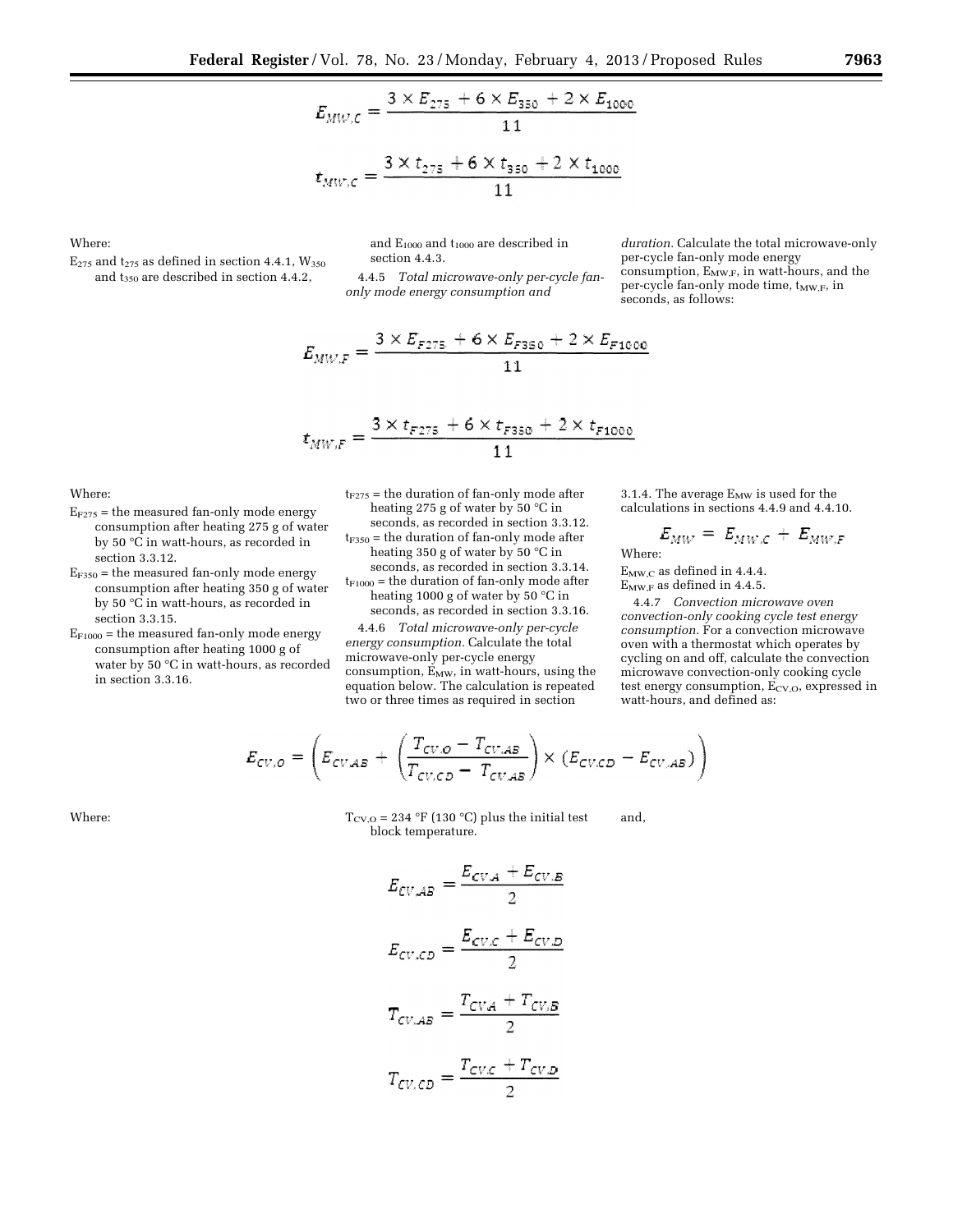$$E_{MW,C} = \frac{3 \times E_{275} + 6 \times E_{350} + 2 \times E_{1000}}{11}$$

$$t_{MW,C} = \frac{3 \times t_{275} + 6 \times t_{350} + 2 \times t_{1000}}{11}$$

Where:

$E_{275}$ and $t_{275}$ as defined in section 4.4.1, $W_{350}$ and $t_{350}$ are described in section 4.4.2, and $E_{1000}$ and $t_{1000}$ are described in section 4.4.3.

4.4.5 *Total microwave-only per-cycle fan-only mode energy consumption and duration.* Calculate the total microwave-only per-cycle fan-only mode energy consumption, $E_{MW,F}$, in watt-hours, and the per-cycle fan-only mode time, $t_{MW,F}$, in seconds, as follows:

$$E_{MW,F} = \frac{3 \times E_{F275} + 6 \times E_{F350} + 2 \times E_{F1000}}{11}$$

$$t_{MW,F} = \frac{3 \times t_{F275} + 6 \times t_{F350} + 2 \times t_{F1000}}{11}$$

Where:

$E_{F275}$ = the measured fan-only mode energy consumption after heating 275 g of water by 50 °C in watt-hours, as recorded in section 3.3.12.

$E_{F350}$ = the measured fan-only mode energy consumption after heating 350 g of water by 50 °C in watt-hours, as recorded in section 3.3.15.

$E_{F1000}$ = the measured fan-only mode energy consumption after heating 1000 g of water by 50 °C in watt-hours, as recorded in section 3.3.16.

$t_{F275}$ = the duration of fan-only mode after heating 275 g of water by 50 °C in seconds, as recorded in section 3.3.12.

$t_{F350}$ = the duration of fan-only mode after heating 350 g of water by 50 °C in seconds, as recorded in section 3.3.14.

$t_{F1000}$ = the duration of fan-only mode after heating 1000 g of water by 50 °C in seconds, as recorded in section 3.3.16.

4.4.6 *Total microwave-only per-cycle energy consumption.* Calculate the total microwave-only per-cycle energy consumption, $E_{MW}$, in watt-hours, using the equation below. The calculation is repeated two or three times as required in section 3.1.4. The average $E_{MW}$ is used for the calculations in sections 4.4.9 and 4.4.10.

$$E_{MW} = E_{MW,C} + E_{MW,F}$$

Where:

$E_{MW,C}$ as defined in 4.4.4.
$E_{MW,F}$ as defined in 4.4.5.

4.4.7 *Convection microwave oven convection-only cooking cycle test energy consumption.* For a convection microwave oven with a thermostat which operates by cycling on and off, calculate the convection microwave convection-only cooking cycle test energy consumption, $E_{CV,O}$, expressed in watt-hours, and defined as:

$$E_{CV,O} = \left(E_{CV,AB} + \left(\frac{T_{CV,O} - T_{CV,AB}}{T_{CV,CD} - T_{CV,AB}}\right) \times (E_{CV,CD} - E_{CV,AB})\right)$$

Where:

$T_{CV,O}$ = 234 °F (130 °C) plus the initial test block temperature.

and,

$$E_{CV,AB} = \frac{E_{CV,A} + E_{CV,B}}{2}$$

$$E_{CV,CD} = \frac{E_{CV,C} + E_{CV,D}}{2}$$

$$T_{CV,AB} = \frac{T_{CV,A} + T_{CV,B}}{2}$$

$$T_{CV,CD} = \frac{T_{CV,C} + T_{CV,D}}{2}$$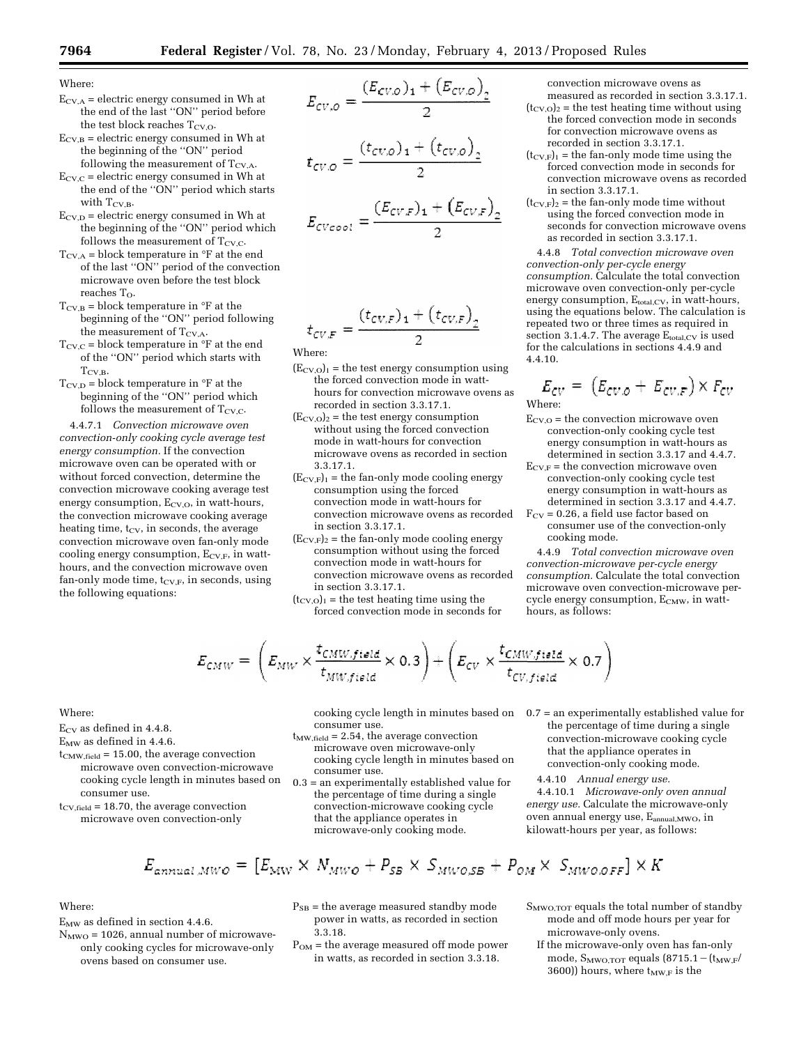Where:

$E_{CV,A}$ = electric energy consumed in Wh at the end of the last ''ON'' period before the test block reaches $T_{CV,O}$.

$E_{CV,B}$ = electric energy consumed in Wh at the beginning of the ''ON'' period following the measurement of $T_{CV,A}$.

$E_{CV,C}$ = electric energy consumed in Wh at the end of the ''ON'' period which starts with $T_{CV,B}$.

$E_{CV,D}$ = electric energy consumed in Wh at the beginning of the ''ON'' period which follows the measurement of $T_{CV,C}$.

$T_{CV,A}$ = block temperature in °F at the end of the last ''ON'' period of the convection microwave oven before the test block reaches $T_O$.

$T_{CV,B}$ = block temperature in °F at the beginning of the ''ON'' period following the measurement of $T_{CV,A}$.

$T_{CV,C}$ = block temperature in °F at the end of the ''ON'' period which starts with $T_{CV,B}$.

$T_{CV,D}$ = block temperature in °F at the beginning of the ''ON'' period which follows the measurement of $T_{CV,C}$.

4.4.7.1 *Convection microwave oven convection-only cooking cycle average test energy consumption.* If the convection microwave oven can be operated with or without forced convection, determine the convection microwave cooking average test energy consumption, $E_{CV,O}$, in watt-hours, the convection microwave cooking average heating time, $t_{CV}$, in seconds, the average convection microwave oven fan-only mode cooling energy consumption, $E_{CV,F}$, in watt-hours, and the convection microwave oven fan-only mode time, $t_{CV,F}$, in seconds, using the following equations:

$$E_{CV,O} = \frac{(E_{CV,O})_1 + (E_{CV,O})_2}{2}$$

$$t_{CV,O} = \frac{(t_{CV,O})_1 + (t_{CV,O})_2}{2}$$

$$E_{CVcool} = \frac{(E_{CV,F})_1 + (E_{CV,F})_2}{2}$$

$$t_{CV,F} = \frac{(t_{CV,F})_1 + (t_{CV,F})_2}{2}$$

Where:

$(E_{CV,O})_1$ = the test energy consumption using the forced convection mode in watt-hours for convection microwave ovens as recorded in section 3.3.17.1.

$(E_{CV,O})_2$ = the test energy consumption without using the forced convection mode in watt-hours for convection microwave ovens as recorded in section 3.3.17.1.

$(E_{CV,F})_1$ = the fan-only mode cooling energy consumption using the forced convection mode in watt-hours for convection microwave ovens as recorded in section 3.3.17.1.

$(E_{CV,F})_2$ = the fan-only mode cooling energy consumption without using the forced convection mode in watt-hours for convection microwave ovens as recorded in section 3.3.17.1.

$(t_{CV,O})_1$ = the test heating time using the forced convection mode in seconds for convection microwave ovens as measured as recorded in section 3.3.17.1.

$(t_{CV,O})_2$ = the test heating time without using the forced convection mode in seconds for convection microwave ovens as recorded in section 3.3.17.1.

$(t_{CV,F})_1$ = the fan-only mode time using the forced convection mode in seconds for convection microwave ovens as recorded in section 3.3.17.1.

$(t_{CV,F})_2$ = the fan-only mode time without using the forced convection mode in seconds for convection microwave ovens as recorded in section 3.3.17.1.

4.4.8 *Total convection microwave oven convection-only per-cycle energy consumption.* Calculate the total convection microwave oven convection-only per-cycle energy consumption, $E_{total,CV}$, in watt-hours, using the equations below. The calculation is repeated two or three times as required in section 3.1.4.7. The average $E_{total,CV}$ is used for the calculations in sections 4.4.9 and 4.4.10.

$$E_{CV} = (E_{CV,O} + E_{CV,F}) \times F_{CV}$$

Where:

$E_{CV,O}$ = the convection microwave oven convection-only cooking cycle test energy consumption in watt-hours as determined in section 3.3.17 and 4.4.7.

$E_{CV,F}$ = the convection microwave oven convection-only cooking cycle test energy consumption in watt-hours as determined in section 3.3.17 and 4.4.7.

$F_{CV}$ = 0.26, a field use factor based on consumer use of the convection-only cooking mode.

4.4.9 *Total convection microwave oven convection-microwave per-cycle energy consumption.* Calculate the total convection microwave oven convection-microwave per-cycle energy consumption, $E_{CMW}$, in watt-hours, as follows:

$$E_{CMW} = \left(E_{MW} \times \frac{t_{CMW,field}}{t_{MW,field}} \times 0.3\right) + \left(E_{CV} \times \frac{t_{CMW,field}}{t_{CV,field}} \times 0.7\right)$$

Where:

$E_{CV}$ as defined in 4.4.8.

$E_{MW}$ as defined in 4.4.6.

$t_{CMW,field}$ = 15.00, the average convection microwave oven convection-microwave cooking cycle length in minutes based on consumer use.

$t_{CV,field}$ = 18.70, the average convection microwave oven convection-only cooking cycle length in minutes based on consumer use.

$t_{MW,field}$ = 2.54, the average convection microwave oven microwave-only cooking cycle length in minutes based on consumer use.

0.3 = an experimentally established value for the percentage of time during a single convection-microwave cooking cycle that the appliance operates in microwave-only cooking mode.

0.7 = an experimentally established value for the percentage of time during a single convection-microwave cooking cycle that the appliance operates in convection-only cooking mode.

4.4.10 *Annual energy use.*

4.4.10.1 *Microwave-only oven annual energy use.* Calculate the microwave-only oven annual energy use, $E_{annual,MWO}$, in kilowatt-hours per year, as follows:

$$E_{annual,MWO} = [E_{MW} \times N_{MWO} + P_{SB} \times S_{MWO,SB} + P_{OM} \times S_{MWO,OFF}] \times K$$

Where:

$E_{MW}$ as defined in section 4.4.6.

$N_{MWO}$ = 1026, annual number of microwave-only cooking cycles for microwave-only ovens based on consumer use.

$P_{SB}$ = the average measured standby mode power in watts, as recorded in section 3.3.18.

$P_{OM}$ = the average measured off mode power in watts, as recorded in section 3.3.18.

$S_{MWO,TOT}$ equals the total number of standby mode and off mode hours per year for microwave-only ovens.

If the microwave-only oven has fan-only mode, $S_{MWO,TOT}$ equals $(8715.1 - (t_{MW,F}/3600))$ hours, where $t_{MW,F}$ is the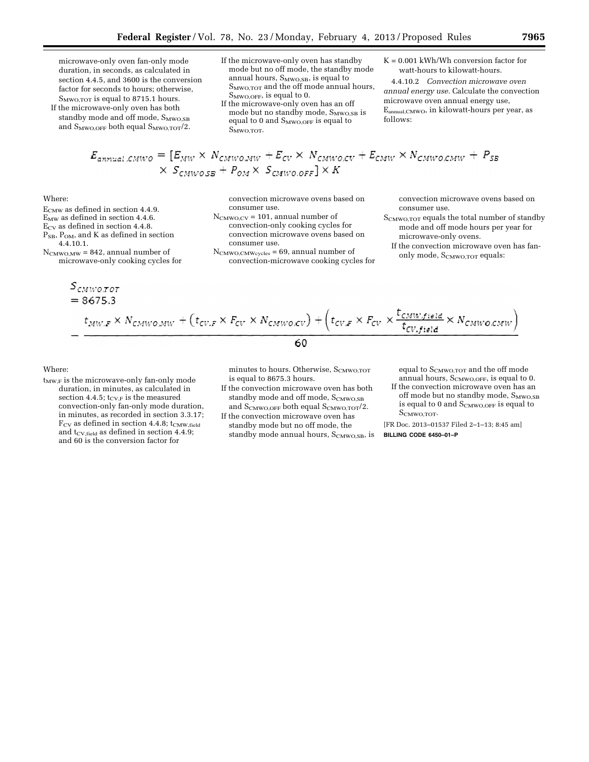microwave-only oven fan-only mode duration, in seconds, as calculated in section 4.4.5, and 3600 is the conversion factor for seconds to hours; otherwise, $S_{MWO,TOT}$ is equal to 8715.1 hours.

If the microwave-only oven has both standby mode and off mode, $S_{MWO,SB}$ and $S_{MWO,OFF}$ both equal $S_{MWO,TOT}/2$.

If the microwave-only oven has standby mode but no off mode, the standby mode annual hours, $S_{MWO,SB}$, is equal to $S_{MWO,TOT}$ and the off mode annual hours, $S_{MWO,OFF}$, is equal to 0.

If the microwave-only oven has an off mode but no standby mode, $S_{MWO,SB}$ is equal to 0 and $S_{MWO,OFF}$ is equal to $S_{MWO,TOT}$.

K = 0.001 kWh/Wh conversion factor for watt-hours to kilowatt-hours.

4.4.10.2 *Convection microwave oven annual energy use.* Calculate the convection microwave oven annual energy use, $E_{annual,CMWO}$, in kilowatt-hours per year, as follows:

$$E_{annual,CMWO} = [E_{MW} \times N_{CMWO,MW} + E_{CV} \times N_{CMWO,CV} + E_{CMW} \times N_{CMWO,CMW} + P_{SB} \times S_{CMWO,SB} + P_{OM} \times S_{CMWO,OFF}] \times K$$

Where:

$E_{CMW}$ as defined in section 4.4.9.

$E_{MW}$ as defined in section 4.4.6.

$E_{CV}$ as defined in section 4.4.8.

$P_{SB}$, $P_{OM}$, and K as defined in section 4.4.10.1.

$N_{CMWO,MW}$ = 842, annual number of microwave-only cooking cycles for convection microwave ovens based on consumer use.

$N_{CMWO,CV}$ = 101, annual number of convection-only cooking cycles for convection microwave ovens based on consumer use.

$N_{CMWO,CMWcycles}$ = 69, annual number of convection-microwave cooking cycles for convection microwave ovens based on consumer use.

$S_{CMWO,TOT}$ equals the total number of standby mode and off mode hours per year for microwave-only ovens.

If the convection microwave oven has fan-only mode, $S_{CMWO,TOT}$ equals:

$$S_{CMWO,TOT} = 8675.3 - \frac{t_{MW,F} \times N_{CMWO,MW} + (t_{CV,F} \times F_{CV} \times N_{CMWO,CV}) + \left(t_{CV,F} \times F_{CV} \times \frac{t_{CMW,field}}{t_{CV,field}} \times N_{CMWO,CMW}\right)}{60}$$

Where:

$t_{MW,F}$ is the microwave-only fan-only mode duration, in minutes, as calculated in section 4.4.5; $t_{CV,F}$ is the measured convection-only fan-only mode duration, in minutes, as recorded in section 3.3.17; $F_{CV}$ as defined in section 4.4.8; $t_{CMW,field}$ and $t_{CV,field}$ as defined in section 4.4.9; and 60 is the conversion factor for minutes to hours. Otherwise, $S_{CMWO,TOT}$ is equal to 8675.3 hours.

If the convection microwave oven has both standby mode and off mode, $S_{CMWO,SB}$ and $S_{CMWO,OFF}$ both equal $S_{CMWO,TOT}/2$.

If the convection microwave oven has standby mode but no off mode, the standby mode annual hours, $S_{CMWO,SB}$, is equal to $S_{CMWO,TOT}$ and the off mode annual hours, $S_{CMWO,OFF}$, is equal to 0.

If the convection microwave oven has an off mode but no standby mode, $S_{MWO,SB}$ is equal to 0 and $S_{CMWO,OFF}$ is equal to $S_{CMWO,TOT}$.

[FR Doc. 2013–01537 Filed 2–1–13; 8:45 am]

**BILLING CODE 6450–01–P**